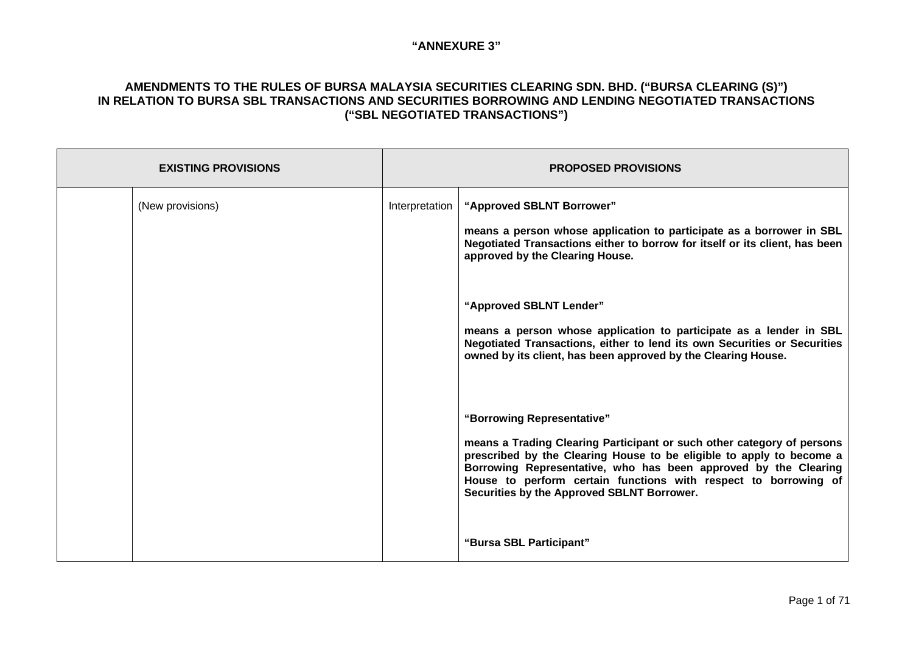**"ANNEXURE 3"**

**AMENDMENTS TO THE RULES OF BURSA MALAYSIA SECURITIES CLEARING SDN. BHD. ("BURSA CLEARING (S)") IN RELATION TO BURSA SBL TRANSACTIONS AND SECURITIES BORROWING AND LENDING NEGOTIATED TRANSACTIONS ("SBL NEGOTIATED TRANSACTIONS")**

| EXISTING PROVISIONS | | PROPOSED PROVISIONS | |
|---|---|---|---|
| | (New provisions) | Interpretation | **"Approved SBLNT Borrower"**<br><br>**means a person whose application to participate as a borrower in SBL Negotiated Transactions either to borrow for itself or its client, has been approved by the Clearing House.**<br><br>**"Approved SBLNT Lender"**<br><br>**means a person whose application to participate as a lender in SBL Negotiated Transactions, either to lend its own Securities or Securities owned by its client, has been approved by the Clearing House.**<br><br>**"Borrowing Representative"**<br><br>**means a Trading Clearing Participant or such other category of persons prescribed by the Clearing House to be eligible to apply to become a Borrowing Representative, who has been approved by the Clearing House to perform certain functions with respect to borrowing of Securities by the Approved SBLNT Borrower.**<br><br>**"Bursa SBL Participant"** |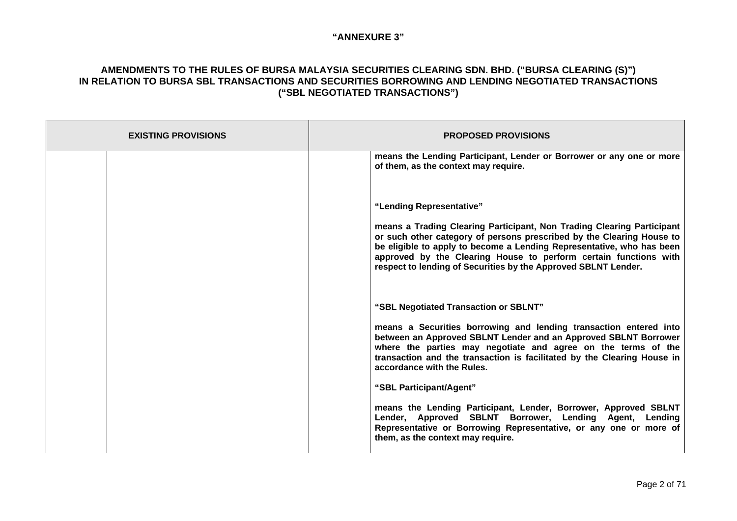**"ANNEXURE 3"**

**AMENDMENTS TO THE RULES OF BURSA MALAYSIA SECURITIES CLEARING SDN. BHD. ("BURSA CLEARING (S)") IN RELATION TO BURSA SBL TRANSACTIONS AND SECURITIES BORROWING AND LENDING NEGOTIATED TRANSACTIONS ("SBL NEGOTIATED TRANSACTIONS")**

| EXISTING PROVISIONS | | PROPOSED PROVISIONS | |
|---|---|---|---|
| | | | **means the Lending Participant, Lender or Borrower or any one or more of them, as the context may require.** |
| | | | **"Lending Representative"**<br><br>**means a Trading Clearing Participant, Non Trading Clearing Participant or such other category of persons prescribed by the Clearing House to be eligible to apply to become a Lending Representative, who has been approved by the Clearing House to perform certain functions with respect to lending of Securities by the Approved SBLNT Lender.** |
| | | | **"SBL Negotiated Transaction or SBLNT"**<br><br>**means a Securities borrowing and lending transaction entered into between an Approved SBLNT Lender and an Approved SBLNT Borrower where the parties may negotiate and agree on the terms of the transaction and the transaction is facilitated by the Clearing House in accordance with the Rules.** |
| | | | **"SBL Participant/Agent"**<br><br>**means the Lending Participant, Lender, Borrower, Approved SBLNT Lender, Approved SBLNT Borrower, Lending Agent, Lending Representative or Borrowing Representative, or any one or more of them, as the context may require.** |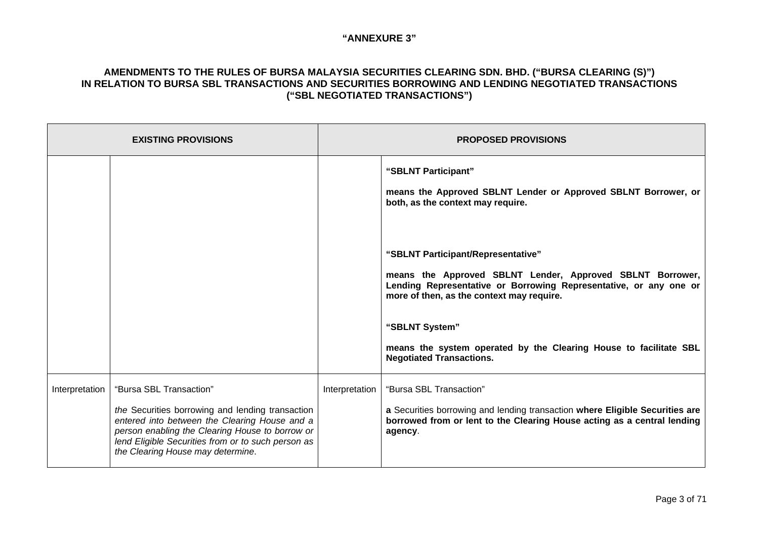**"ANNEXURE 3"**

**AMENDMENTS TO THE RULES OF BURSA MALAYSIA SECURITIES CLEARING SDN. BHD. ("BURSA CLEARING (S)") IN RELATION TO BURSA SBL TRANSACTIONS AND SECURITIES BORROWING AND LENDING NEGOTIATED TRANSACTIONS ("SBL NEGOTIATED TRANSACTIONS")**

| EXISTING PROVISIONS | | PROPOSED PROVISIONS | |
|---|---|---|---|
| | | | **"SBLNT Participant"**<br><br>**means the Approved SBLNT Lender or Approved SBLNT Borrower, or both, as the context may require.**<br><br>**"SBLNT Participant/Representative"**<br><br>**means the Approved SBLNT Lender, Approved SBLNT Borrower, Lending Representative or Borrowing Representative, or any one or more of then, as the context may require.**<br><br>**"SBLNT System"**<br><br>**means the system operated by the Clearing House to facilitate SBL Negotiated Transactions.** |
| Interpretation | "Bursa SBL Transaction"<br><br>*the* Securities borrowing and lending transaction *entered into between the Clearing House and a person enabling the Clearing House to borrow or lend Eligible Securities from or to such person as the Clearing House may determine*. | Interpretation | "Bursa SBL Transaction"<br><br>**a** Securities borrowing and lending transaction **where Eligible Securities are borrowed from or lent to the Clearing House acting as a central lending agency**. |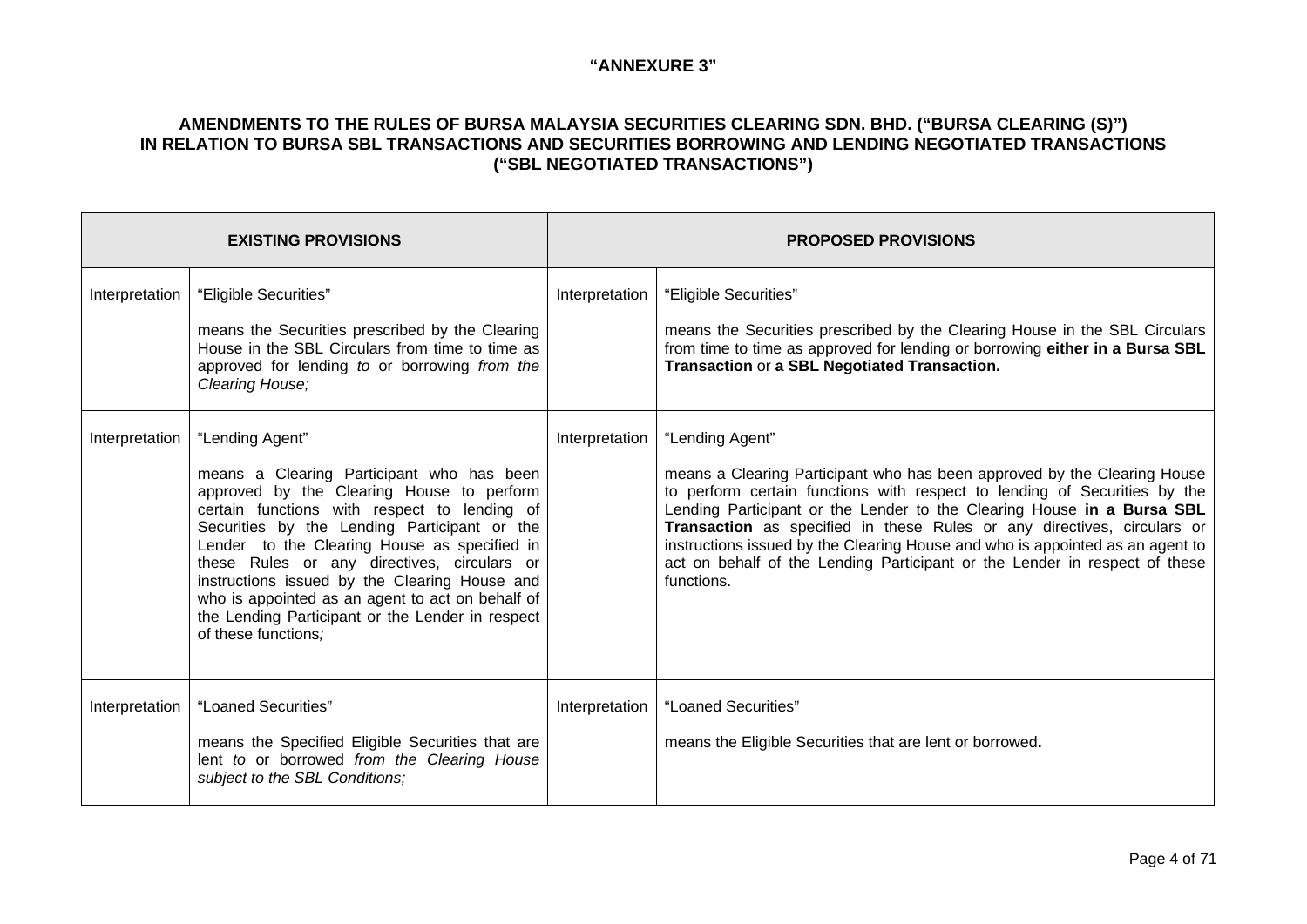**"ANNEXURE 3"**

**AMENDMENTS TO THE RULES OF BURSA MALAYSIA SECURITIES CLEARING SDN. BHD. ("BURSA CLEARING (S)") IN RELATION TO BURSA SBL TRANSACTIONS AND SECURITIES BORROWING AND LENDING NEGOTIATED TRANSACTIONS ("SBL NEGOTIATED TRANSACTIONS")**

| **EXISTING PROVISIONS** | | **PROPOSED PROVISIONS** | |
|---|---|---|---|
| Interpretation | "Eligible Securities"<br><br>means the Securities prescribed by the Clearing House in the SBL Circulars from time to time as approved for lending *to* or borrowing *from the Clearing House;* | Interpretation | "Eligible Securities"<br><br>means the Securities prescribed by the Clearing House in the SBL Circulars from time to time as approved for lending or borrowing **either in a Bursa SBL Transaction** or **a SBL Negotiated Transaction.** |
| Interpretation | "Lending Agent"<br><br>means a Clearing Participant who has been approved by the Clearing House to perform certain functions with respect to lending of Securities by the Lending Participant or the Lender to the Clearing House as specified in these Rules or any directives, circulars or instructions issued by the Clearing House and who is appointed as an agent to act on behalf of the Lending Participant or the Lender in respect of these functions*;* | Interpretation | "Lending Agent"<br><br>means a Clearing Participant who has been approved by the Clearing House to perform certain functions with respect to lending of Securities by the Lending Participant or the Lender to the Clearing House **in a Bursa SBL Transaction** as specified in these Rules or any directives, circulars or instructions issued by the Clearing House and who is appointed as an agent to act on behalf of the Lending Participant or the Lender in respect of these functions. |
| Interpretation | "Loaned Securities"<br><br>means the Specified Eligible Securities that are lent *to* or borrowed *from the Clearing House subject to the SBL Conditions;* | Interpretation | "Loaned Securities"<br><br>means the Eligible Securities that are lent or borrowed**.** |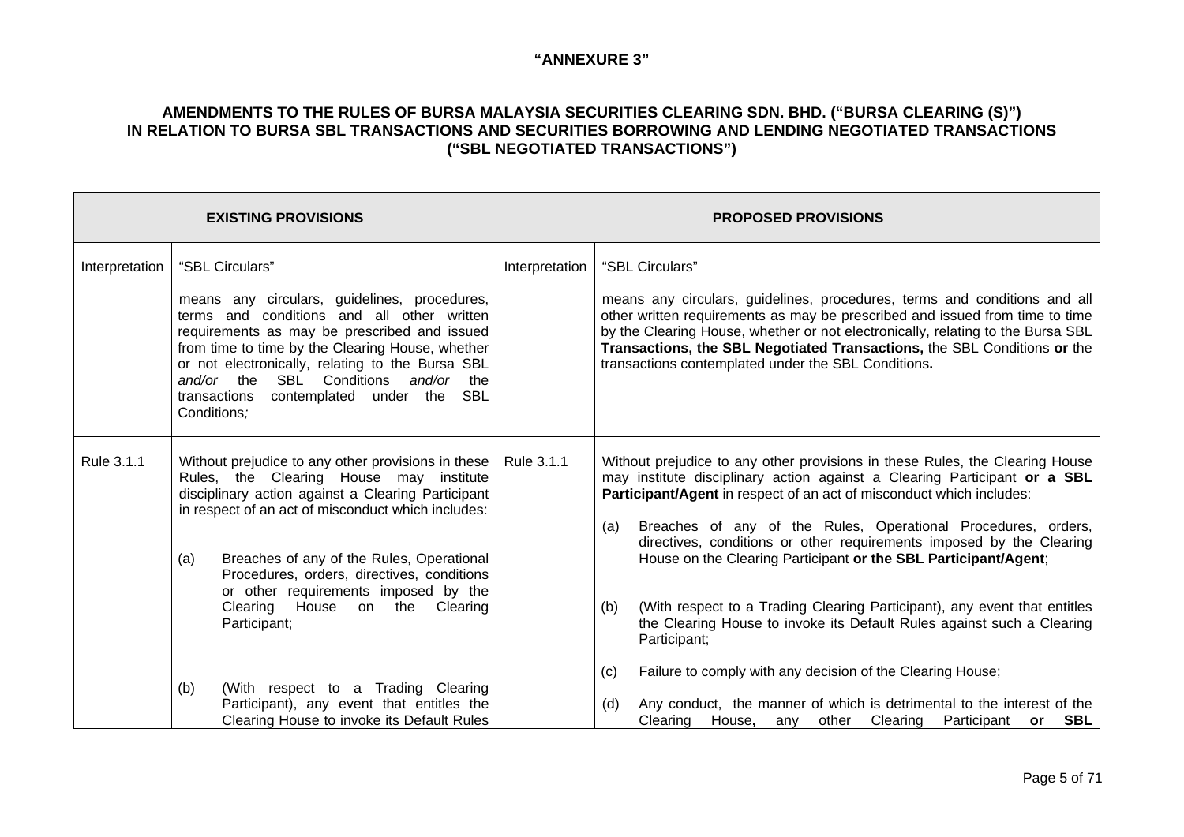**"ANNEXURE 3"**

**AMENDMENTS TO THE RULES OF BURSA MALAYSIA SECURITIES CLEARING SDN. BHD. ("BURSA CLEARING (S)") IN RELATION TO BURSA SBL TRANSACTIONS AND SECURITIES BORROWING AND LENDING NEGOTIATED TRANSACTIONS ("SBL NEGOTIATED TRANSACTIONS")**

| **EXISTING PROVISIONS** | | **PROPOSED PROVISIONS** | |
|---|---|---|---|
| Interpretation | "SBL Circulars"<br><br>means any circulars, guidelines, procedures, terms and conditions and all other written requirements as may be prescribed and issued from time to time by the Clearing House, whether or not electronically, relating to the Bursa SBL *and/or* the SBL Conditions *and/or* the transactions contemplated under the SBL Conditions*;* | Interpretation | "SBL Circulars"<br><br>means any circulars, guidelines, procedures, terms and conditions and all other written requirements as may be prescribed and issued from time to time by the Clearing House, whether or not electronically, relating to the Bursa SBL **Transactions, the SBL Negotiated Transactions,** the SBL Conditions **or** the transactions contemplated under the SBL Conditions**.** |
| Rule 3.1.1 | Without prejudice to any other provisions in these Rules, the Clearing House may institute disciplinary action against a Clearing Participant in respect of an act of misconduct which includes:<br><br>(a) Breaches of any of the Rules, Operational Procedures, orders, directives, conditions or other requirements imposed by the Clearing House on the Clearing Participant;<br><br>(b) (With respect to a Trading Clearing Participant), any event that entitles the Clearing House to invoke its Default Rules | Rule 3.1.1 | Without prejudice to any other provisions in these Rules, the Clearing House may institute disciplinary action against a Clearing Participant **or a SBL Participant/Agent** in respect of an act of misconduct which includes:<br><br>(a) Breaches of any of the Rules, Operational Procedures, orders, directives, conditions or other requirements imposed by the Clearing House on the Clearing Participant **or the SBL Participant/Agent**;<br><br>(b) (With respect to a Trading Clearing Participant), any event that entitles the Clearing House to invoke its Default Rules against such a Clearing Participant;<br><br>(c) Failure to comply with any decision of the Clearing House;<br><br>(d) Any conduct, the manner of which is detrimental to the interest of the Clearing House**,** any other Clearing Participant **or SBL** |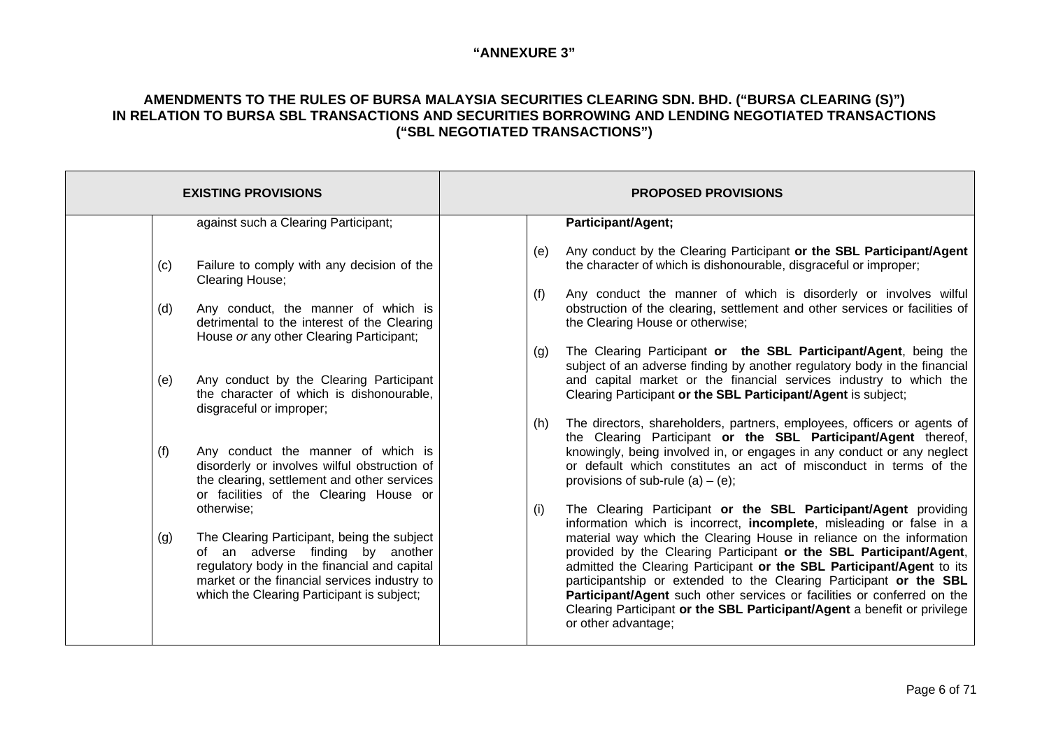"ANNEXURE 3"

**AMENDMENTS TO THE RULES OF BURSA MALAYSIA SECURITIES CLEARING SDN. BHD. ("BURSA CLEARING (S)") IN RELATION TO BURSA SBL TRANSACTIONS AND SECURITIES BORROWING AND LENDING NEGOTIATED TRANSACTIONS ("SBL NEGOTIATED TRANSACTIONS")**

| EXISTING PROVISIONS | | | PROPOSED PROVISIONS | | |
|---|---|---|---|---|---|
| | | against such a Clearing Participant; | | | **Participant/Agent;** |
| | (c) | Failure to comply with any decision of the Clearing House; | | | |
| | (d) | Any conduct, the manner of which is detrimental to the interest of the Clearing House *or* any other Clearing Participant; | | | |
| | (e) | Any conduct by the Clearing Participant the character of which is dishonourable, disgraceful or improper; | | (e) | Any conduct by the Clearing Participant **or the SBL Participant/Agent** the character of which is dishonourable, disgraceful or improper; |
| | (f) | Any conduct the manner of which is disorderly or involves wilful obstruction of the clearing, settlement and other services or facilities of the Clearing House or otherwise; | | (f) | Any conduct the manner of which is disorderly or involves wilful obstruction of the clearing, settlement and other services or facilities of the Clearing House or otherwise; |
| | (g) | The Clearing Participant, being the subject of an adverse finding by another regulatory body in the financial and capital market or the financial services industry to which the Clearing Participant is subject; | | (g) | The Clearing Participant **or the SBL Participant/Agent**, being the subject of an adverse finding by another regulatory body in the financial and capital market or the financial services industry to which the Clearing Participant **or the SBL Participant/Agent** is subject; |
| | | | | (h) | The directors, shareholders, partners, employees, officers or agents of the Clearing Participant **or the SBL Participant/Agent** thereof, knowingly, being involved in, or engages in any conduct or any neglect or default which constitutes an act of misconduct in terms of the provisions of sub-rule (a) – (e); |
| | | | | (i) | The Clearing Participant **or the SBL Participant/Agent** providing information which is incorrect, **incomplete**, misleading or false in a material way which the Clearing House in reliance on the information provided by the Clearing Participant **or the SBL Participant/Agent**, admitted the Clearing Participant **or the SBL Participant/Agent** to its participantship or extended to the Clearing Participant **or the SBL Participant/Agent** such other services or facilities or conferred on the Clearing Participant **or the SBL Participant/Agent** a benefit or privilege or other advantage; |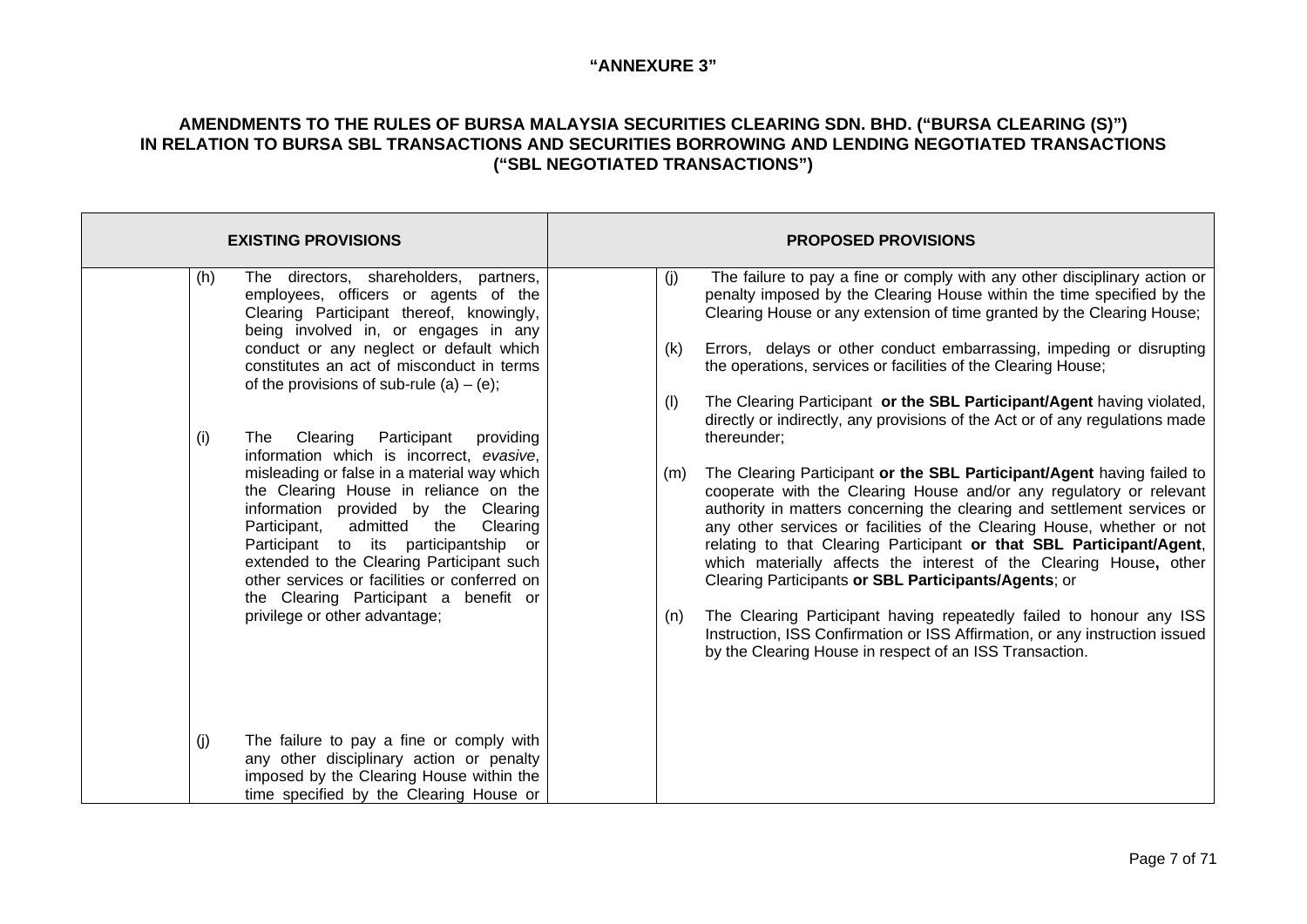**"ANNEXURE 3"**

**AMENDMENTS TO THE RULES OF BURSA MALAYSIA SECURITIES CLEARING SDN. BHD. ("BURSA CLEARING (S)") IN RELATION TO BURSA SBL TRANSACTIONS AND SECURITIES BORROWING AND LENDING NEGOTIATED TRANSACTIONS ("SBL NEGOTIATED TRANSACTIONS")**

| EXISTING PROVISIONS | PROPOSED PROVISIONS |
|---|---|
| (h) The directors, shareholders, partners, employees, officers or agents of the Clearing Participant thereof, knowingly, being involved in, or engages in any conduct or any neglect or default which constitutes an act of misconduct in terms of the provisions of sub-rule (a) – (e);<br><br>(i) The Clearing Participant providing information which is incorrect, *evasive*, misleading or false in a material way which the Clearing House in reliance on the information provided by the Clearing Participant, admitted the Clearing Participant to its participantship or extended to the Clearing Participant such other services or facilities or conferred on the Clearing Participant a benefit or privilege or other advantage;<br><br>(j) The failure to pay a fine or comply with any other disciplinary action or penalty imposed by the Clearing House within the time specified by the Clearing House or | (j) The failure to pay a fine or comply with any other disciplinary action or penalty imposed by the Clearing House within the time specified by the Clearing House or any extension of time granted by the Clearing House;<br><br>(k) Errors, delays or other conduct embarrassing, impeding or disrupting the operations, services or facilities of the Clearing House;<br><br>(l) The Clearing Participant **or the SBL Participant/Agent** having violated, directly or indirectly, any provisions of the Act or of any regulations made thereunder;<br><br>(m) The Clearing Participant **or the SBL Participant/Agent** having failed to cooperate with the Clearing House and/or any regulatory or relevant authority in matters concerning the clearing and settlement services or any other services or facilities of the Clearing House, whether or not relating to that Clearing Participant **or that SBL Participant/Agent**, which materially affects the interest of the Clearing House**,** other Clearing Participants **or SBL Participants/Agents**; or<br><br>(n) The Clearing Participant having repeatedly failed to honour any ISS Instruction, ISS Confirmation or ISS Affirmation, or any instruction issued by the Clearing House in respect of an ISS Transaction. |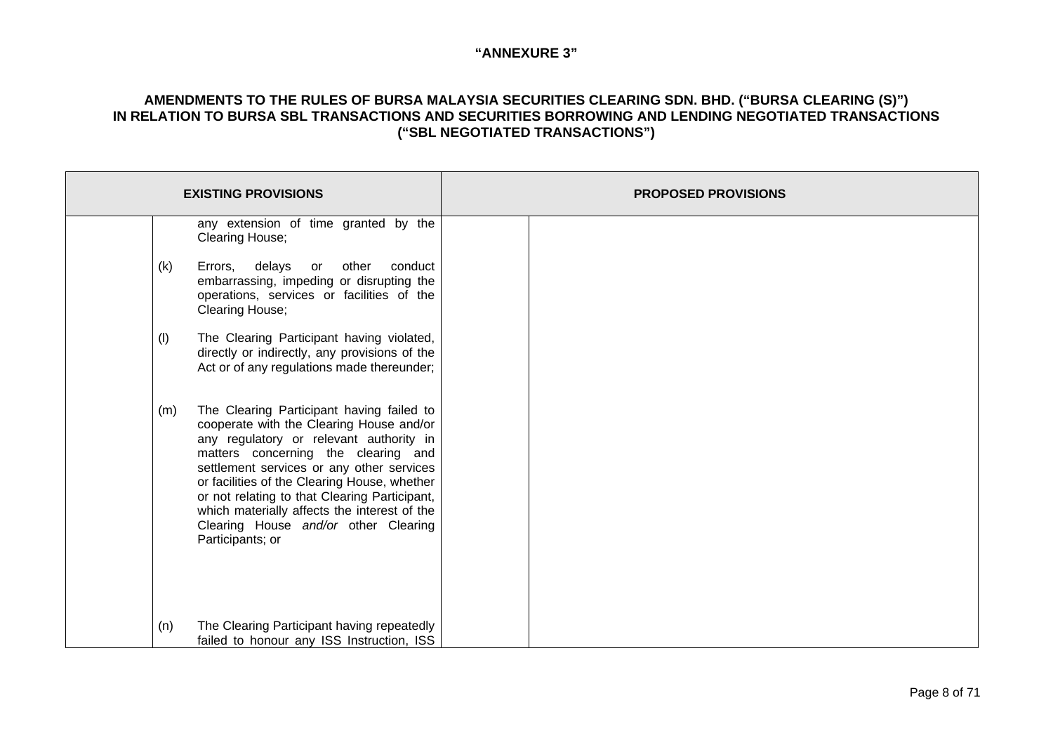**"ANNEXURE 3"**

**AMENDMENTS TO THE RULES OF BURSA MALAYSIA SECURITIES CLEARING SDN. BHD. ("BURSA CLEARING (S)") IN RELATION TO BURSA SBL TRANSACTIONS AND SECURITIES BORROWING AND LENDING NEGOTIATED TRANSACTIONS ("SBL NEGOTIATED TRANSACTIONS")**

| EXISTING PROVISIONS | | | PROPOSED PROVISIONS | |
|---|---|---|---|---|
| | | any extension of time granted by the Clearing House; | | |
| | (k) | Errors, delays or other conduct embarrassing, impeding or disrupting the operations, services or facilities of the Clearing House; | | |
| | (l) | The Clearing Participant having violated, directly or indirectly, any provisions of the Act or of any regulations made thereunder; | | |
| | (m) | The Clearing Participant having failed to cooperate with the Clearing House and/or any regulatory or relevant authority in matters concerning the clearing and settlement services or any other services or facilities of the Clearing House, whether or not relating to that Clearing Participant, which materially affects the interest of the Clearing House *and/or* other Clearing Participants; or | | |
| | (n) | The Clearing Participant having repeatedly failed to honour any ISS Instruction, ISS | | |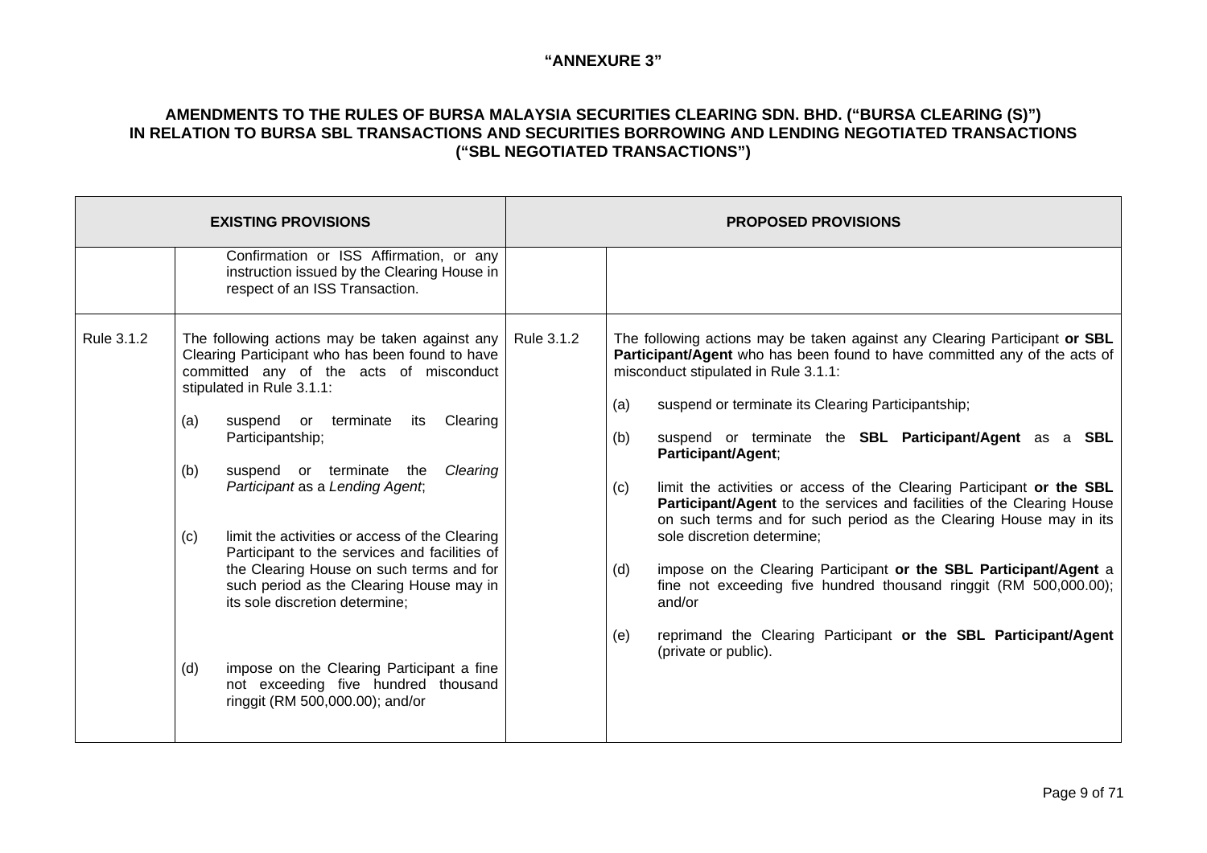**"ANNEXURE 3"**

**AMENDMENTS TO THE RULES OF BURSA MALAYSIA SECURITIES CLEARING SDN. BHD. ("BURSA CLEARING (S)") IN RELATION TO BURSA SBL TRANSACTIONS AND SECURITIES BORROWING AND LENDING NEGOTIATED TRANSACTIONS ("SBL NEGOTIATED TRANSACTIONS")**

| EXISTING PROVISIONS | | PROPOSED PROVISIONS | |
|---|---|---|---|
| | Confirmation or ISS Affirmation, or any instruction issued by the Clearing House in respect of an ISS Transaction. | | |
| Rule 3.1.2 | The following actions may be taken against any Clearing Participant who has been found to have committed any of the acts of misconduct stipulated in Rule 3.1.1:<br><br>(a) suspend or terminate its Clearing Participantship;<br><br>(b) suspend or terminate the *Clearing Participant* as a *Lending Agent*;<br><br>(c) limit the activities or access of the Clearing Participant to the services and facilities of the Clearing House on such terms and for such period as the Clearing House may in its sole discretion determine;<br><br>(d) impose on the Clearing Participant a fine not exceeding five hundred thousand ringgit (RM 500,000.00); and/or | Rule 3.1.2 | The following actions may be taken against any Clearing Participant **or SBL Participant/Agent** who has been found to have committed any of the acts of misconduct stipulated in Rule 3.1.1:<br><br>(a) suspend or terminate its Clearing Participantship;<br><br>(b) suspend or terminate the **SBL Participant/Agent** as a **SBL Participant/Agent**;<br><br>(c) limit the activities or access of the Clearing Participant **or the SBL Participant/Agent** to the services and facilities of the Clearing House on such terms and for such period as the Clearing House may in its sole discretion determine;<br><br>(d) impose on the Clearing Participant **or the SBL Participant/Agent** a fine not exceeding five hundred thousand ringgit (RM 500,000.00); and/or<br><br>(e) reprimand the Clearing Participant **or the SBL Participant/Agent** (private or public). |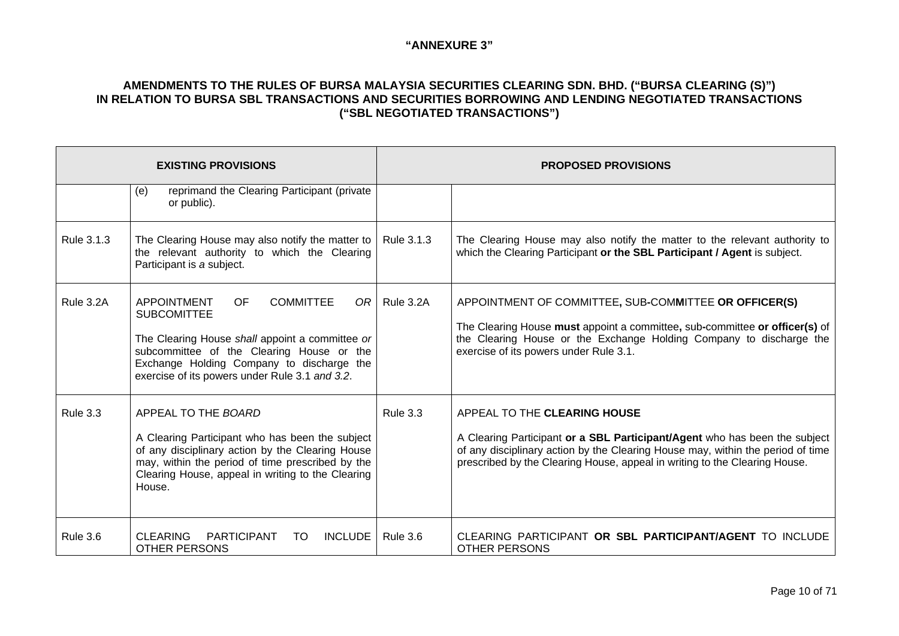**"ANNEXURE 3"**

**AMENDMENTS TO THE RULES OF BURSA MALAYSIA SECURITIES CLEARING SDN. BHD. ("BURSA CLEARING (S)") IN RELATION TO BURSA SBL TRANSACTIONS AND SECURITIES BORROWING AND LENDING NEGOTIATED TRANSACTIONS ("SBL NEGOTIATED TRANSACTIONS")**

| **EXISTING PROVISIONS** | | **PROPOSED PROVISIONS** | |
|---|---|---|---|
| | (e) reprimand the Clearing Participant (private or public). | | |
| Rule 3.1.3 | The Clearing House may also notify the matter to the relevant authority to which the Clearing Participant is *a* subject. | Rule 3.1.3 | The Clearing House may also notify the matter to the relevant authority to which the Clearing Participant **or the SBL Participant / Agent** is subject. |
| Rule 3.2A | APPOINTMENT OF COMMITTEE *OR* SUBCOMMITTEE<br><br>The Clearing House *shall* appoint a committee *or* subcommittee of the Clearing House or the Exchange Holding Company to discharge the exercise of its powers under Rule 3.1 *and 3.2*. | Rule 3.2A | APPOINTMENT OF COMMITTEE**,** SUB**-**COM**M**ITTEE **OR OFFICER(S)**<br><br>The Clearing House **must** appoint a committee**,** sub**-**committee **or officer(s)** of the Clearing House or the Exchange Holding Company to discharge the exercise of its powers under Rule 3.1. |
| Rule 3.3 | APPEAL TO THE *BOARD*<br><br>A Clearing Participant who has been the subject of any disciplinary action by the Clearing House may, within the period of time prescribed by the Clearing House, appeal in writing to the Clearing House. | Rule 3.3 | APPEAL TO THE **CLEARING HOUSE**<br><br>A Clearing Participant **or a SBL Participant/Agent** who has been the subject of any disciplinary action by the Clearing House may, within the period of time prescribed by the Clearing House, appeal in writing to the Clearing House. |
| Rule 3.6 | CLEARING PARTICIPANT TO INCLUDE OTHER PERSONS | Rule 3.6 | CLEARING PARTICIPANT **OR SBL PARTICIPANT/AGENT** TO INCLUDE OTHER PERSONS |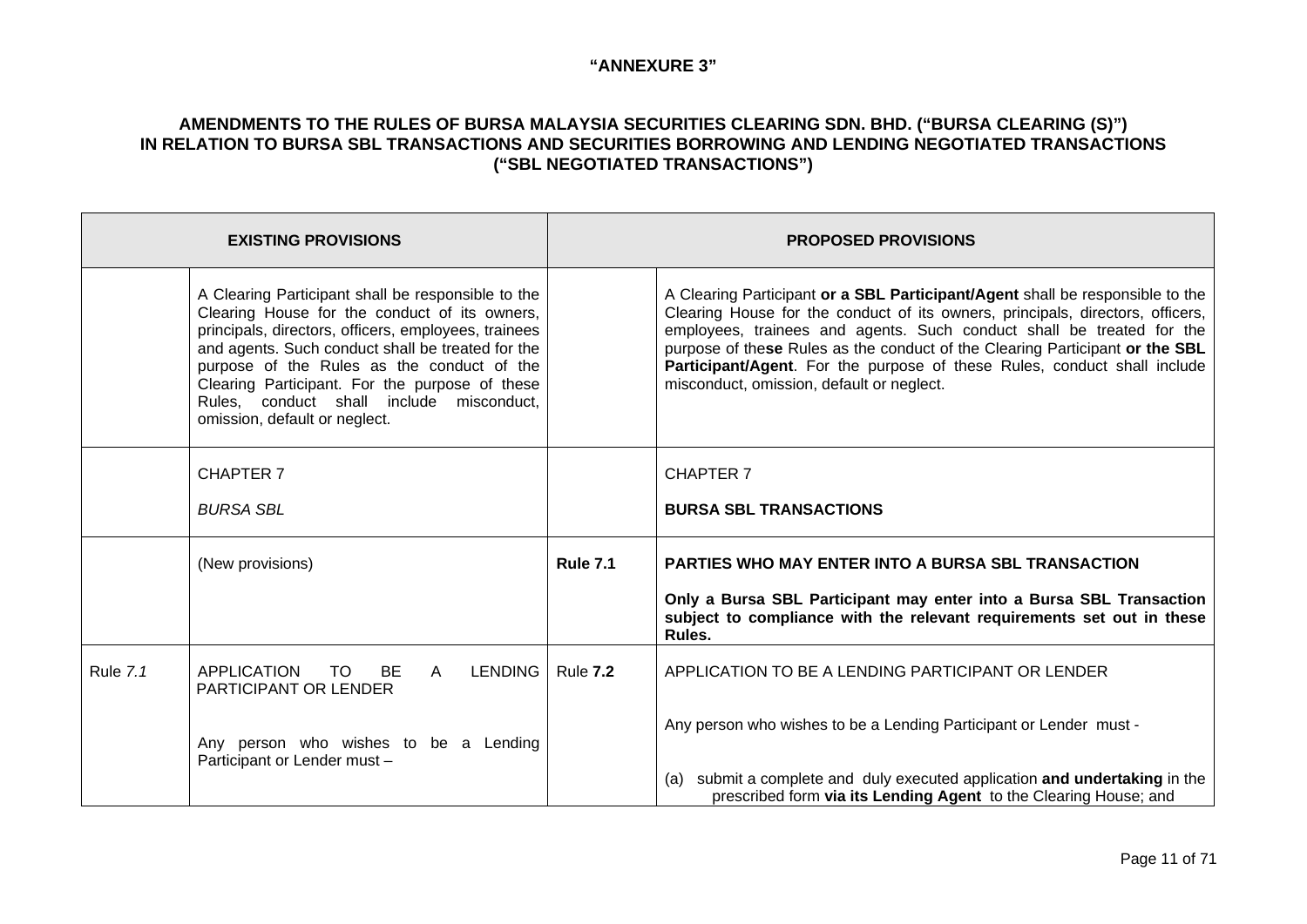**"ANNEXURE 3"**

**AMENDMENTS TO THE RULES OF BURSA MALAYSIA SECURITIES CLEARING SDN. BHD. ("BURSA CLEARING (S)") IN RELATION TO BURSA SBL TRANSACTIONS AND SECURITIES BORROWING AND LENDING NEGOTIATED TRANSACTIONS ("SBL NEGOTIATED TRANSACTIONS")**

| **EXISTING PROVISIONS** | | **PROPOSED PROVISIONS** | |
|---|---|---|---|
| | A Clearing Participant shall be responsible to the Clearing House for the conduct of its owners, principals, directors, officers, employees, trainees and agents. Such conduct shall be treated for the purpose of the Rules as the conduct of the Clearing Participant. For the purpose of these Rules, conduct shall include misconduct, omission, default or neglect. | | A Clearing Participant **or a SBL Participant/Agent** shall be responsible to the Clearing House for the conduct of its owners, principals, directors, officers, employees, trainees and agents. Such conduct shall be treated for the purpose of the**se** Rules as the conduct of the Clearing Participant **or the SBL Participant/Agent**. For the purpose of these Rules, conduct shall include misconduct, omission, default or neglect. |
| | CHAPTER 7<br><br>*BURSA SBL* | | CHAPTER 7<br><br>**BURSA SBL TRANSACTIONS** |
| | (New provisions) | **Rule 7.1** | **PARTIES WHO MAY ENTER INTO A BURSA SBL TRANSACTION**<br><br>**Only a Bursa SBL Participant may enter into a Bursa SBL Transaction subject to compliance with the relevant requirements set out in these Rules.** |
| Rule *7.1* | APPLICATION TO BE A LENDING PARTICIPANT OR LENDER<br><br>Any person who wishes to be a Lending Participant or Lender must – | Rule **7.2** | APPLICATION TO BE A LENDING PARTICIPANT OR LENDER<br><br>Any person who wishes to be a Lending Participant or Lender must -<br><br>(a) submit a complete and duly executed application **and undertaking** in the prescribed form **via its Lending Agent** to the Clearing House; and |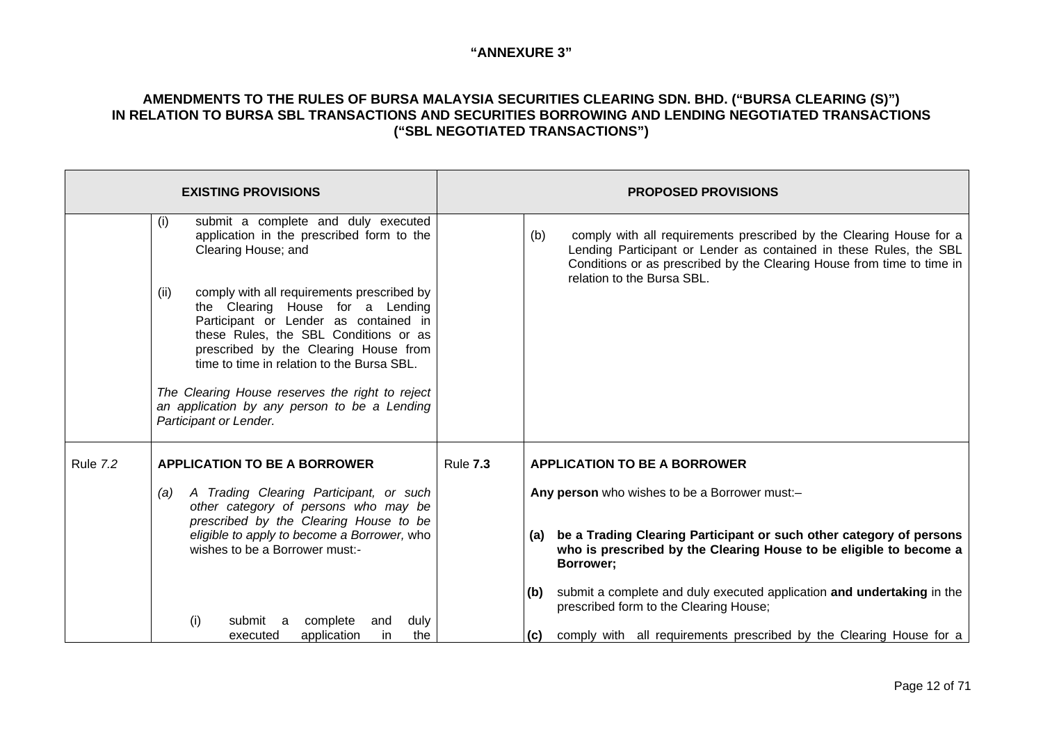**"ANNEXURE 3"**

**AMENDMENTS TO THE RULES OF BURSA MALAYSIA SECURITIES CLEARING SDN. BHD. ("BURSA CLEARING (S)") IN RELATION TO BURSA SBL TRANSACTIONS AND SECURITIES BORROWING AND LENDING NEGOTIATED TRANSACTIONS ("SBL NEGOTIATED TRANSACTIONS")**

| **EXISTING PROVISIONS** | | **PROPOSED PROVISIONS** | |
|---|---|---|---|
| | (i) submit a complete and duly executed application in the prescribed form to the Clearing House; and<br><br>(ii) comply with all requirements prescribed by the Clearing House for a Lending Participant or Lender as contained in these Rules, the SBL Conditions or as prescribed by the Clearing House from time to time in relation to the Bursa SBL.<br><br>*The Clearing House reserves the right to reject an application by any person to be a Lending Participant or Lender.* | | (b) comply with all requirements prescribed by the Clearing House for a Lending Participant or Lender as contained in these Rules, the SBL Conditions or as prescribed by the Clearing House from time to time in relation to the Bursa SBL. |
| Rule *7.2* | **APPLICATION TO BE A BORROWER**<br><br>(a) *A Trading Clearing Participant, or such other category of persons who may be prescribed by the Clearing House to be eligible to apply to become a Borrower,* who wishes to be a Borrower must:-<br><br>(i) submit a complete and duly executed application in the | Rule **7.3** | **APPLICATION TO BE A BORROWER**<br><br>**Any person** who wishes to be a Borrower must:–<br><br>**(a) be a Trading Clearing Participant or such other category of persons who is prescribed by the Clearing House to be eligible to become a Borrower;**<br><br>**(b)** submit a complete and duly executed application **and undertaking** in the prescribed form to the Clearing House;<br><br>**(c)** comply with all requirements prescribed by the Clearing House for a |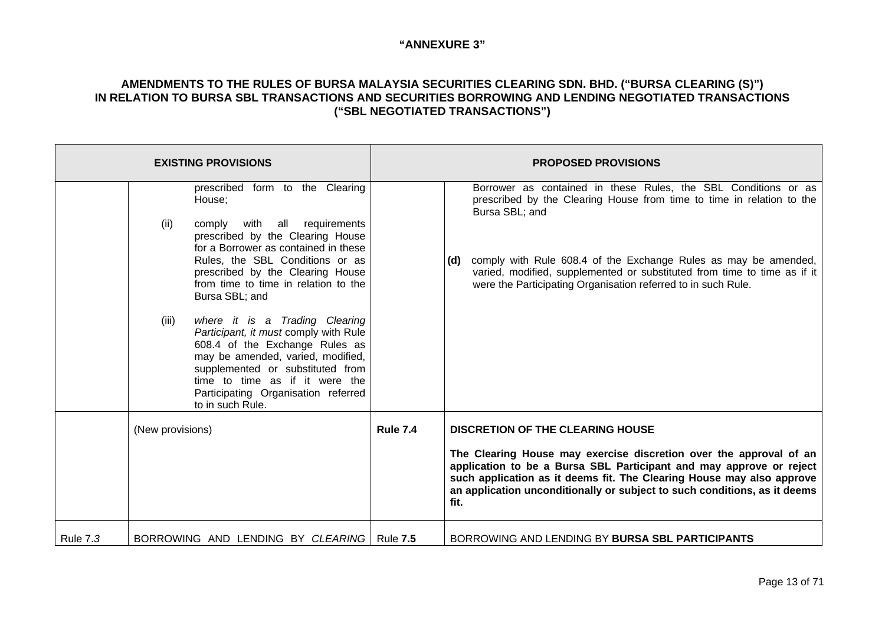"ANNEXURE 3"

**AMENDMENTS TO THE RULES OF BURSA MALAYSIA SECURITIES CLEARING SDN. BHD. ("BURSA CLEARING (S)") IN RELATION TO BURSA SBL TRANSACTIONS AND SECURITIES BORROWING AND LENDING NEGOTIATED TRANSACTIONS ("SBL NEGOTIATED TRANSACTIONS")**

| EXISTING PROVISIONS | | PROPOSED PROVISIONS | |
|---|---|---|---|
| | prescribed form to the Clearing House;<br><br>(ii) comply with all requirements prescribed by the Clearing House for a Borrower as contained in these Rules, the SBL Conditions or as prescribed by the Clearing House from time to time in relation to the Bursa SBL; and<br><br>(iii) *where it is a Trading Clearing Participant, it must* comply with Rule 608.4 of the Exchange Rules as may be amended, varied, modified, supplemented or substituted from time to time as if it were the Participating Organisation referred to in such Rule. | | Borrower as contained in these Rules, the SBL Conditions or as prescribed by the Clearing House from time to time in relation to the Bursa SBL; and<br><br>**(d)** comply with Rule 608.4 of the Exchange Rules as may be amended, varied, modified, supplemented or substituted from time to time as if it were the Participating Organisation referred to in such Rule. |
| | (New provisions) | **Rule 7.4** | **DISCRETION OF THE CLEARING HOUSE**<br><br>**The Clearing House may exercise discretion over the approval of an application to be a Bursa SBL Participant and may approve or reject such application as it deems fit. The Clearing House may also approve an application unconditionally or subject to such conditions, as it deems fit.** |
| Rule 7.*3* | BORROWING AND LENDING BY *CLEARING* | Rule **7.5** | BORROWING AND LENDING BY **BURSA SBL PARTICIPANTS** |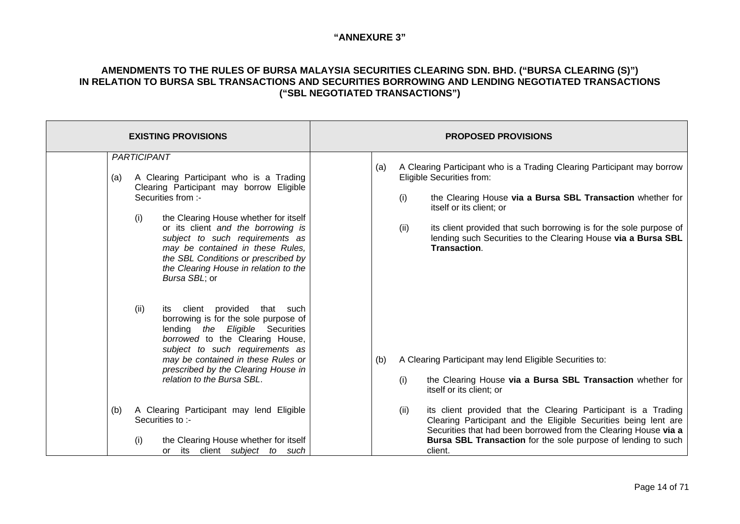**"ANNEXURE 3"**

**AMENDMENTS TO THE RULES OF BURSA MALAYSIA SECURITIES CLEARING SDN. BHD. ("BURSA CLEARING (S)") IN RELATION TO BURSA SBL TRANSACTIONS AND SECURITIES BORROWING AND LENDING NEGOTIATED TRANSACTIONS ("SBL NEGOTIATED TRANSACTIONS")**

| EXISTING PROVISIONS | | PROPOSED PROVISIONS | |
|---|---|---|---|
| | *PARTICIPANT*<br><br>(a) A Clearing Participant who is a Trading Clearing Participant may borrow Eligible Securities from :-<br><br>(i) the Clearing House whether for itself or its client *and the borrowing is subject to such requirements as may be contained in these Rules, the SBL Conditions or prescribed by the Clearing House in relation to the Bursa SBL*; or<br><br>(ii) its client provided that such borrowing is for the sole purpose of lending *the Eligible* Securities *borrowed* to the Clearing House, *subject to such requirements as may be contained in these Rules or prescribed by the Clearing House in relation to the Bursa SBL*.<br><br>(b) A Clearing Participant may lend Eligible Securities to :-<br><br>(i) the Clearing House whether for itself or its client *subject to such* | | (a) A Clearing Participant who is a Trading Clearing Participant may borrow Eligible Securities from:<br><br>(i) the Clearing House **via a Bursa SBL Transaction** whether for itself or its client; or<br><br>(ii) its client provided that such borrowing is for the sole purpose of lending such Securities to the Clearing House **via a Bursa SBL Transaction**.<br><br>(b) A Clearing Participant may lend Eligible Securities to:<br><br>(i) the Clearing House **via a Bursa SBL Transaction** whether for itself or its client; or<br><br>(ii) its client provided that the Clearing Participant is a Trading Clearing Participant and the Eligible Securities being lent are Securities that had been borrowed from the Clearing House **via a Bursa SBL Transaction** for the sole purpose of lending to such client. |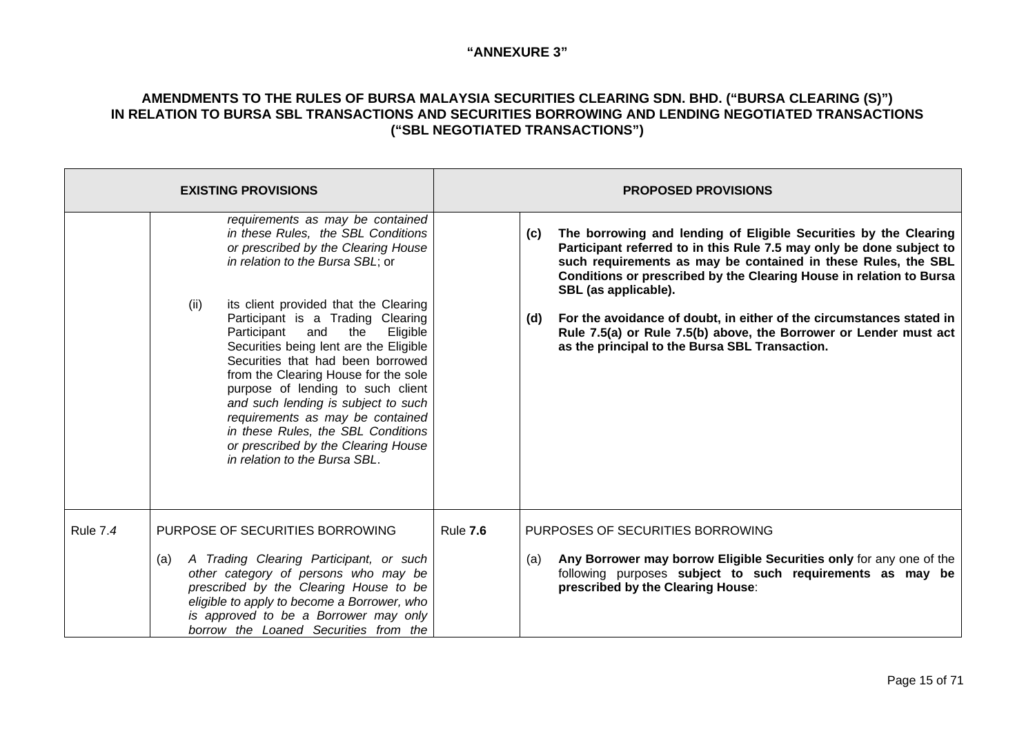**"ANNEXURE 3"**

**AMENDMENTS TO THE RULES OF BURSA MALAYSIA SECURITIES CLEARING SDN. BHD. ("BURSA CLEARING (S)") IN RELATION TO BURSA SBL TRANSACTIONS AND SECURITIES BORROWING AND LENDING NEGOTIATED TRANSACTIONS ("SBL NEGOTIATED TRANSACTIONS")**

| EXISTING PROVISIONS | | PROPOSED PROVISIONS | |
|---|---|---|---|
| | *requirements as may be contained in these Rules, the SBL Conditions or prescribed by the Clearing House in relation to the Bursa SBL*; or<br><br>(ii) its client provided that the Clearing Participant is a Trading Clearing Participant and the Eligible Securities being lent are the Eligible Securities that had been borrowed from the Clearing House for the sole purpose of lending to such client *and such lending is subject to such requirements as may be contained in these Rules, the SBL Conditions or prescribed by the Clearing House in relation to the Bursa SBL*. | | **(c) The borrowing and lending of Eligible Securities by the Clearing Participant referred to in this Rule 7.5 may only be done subject to such requirements as may be contained in these Rules, the SBL Conditions or prescribed by the Clearing House in relation to Bursa SBL (as applicable).**<br><br>**(d) For the avoidance of doubt, in either of the circumstances stated in Rule 7.5(a) or Rule 7.5(b) above, the Borrower or Lender must act as the principal to the Bursa SBL Transaction.** |
| Rule 7.*4* | PURPOSE OF SECURITIES BORROWING<br><br>(a) *A Trading Clearing Participant, or such other category of persons who may be prescribed by the Clearing House to be eligible to apply to become a Borrower, who is approved to be a Borrower may only borrow the Loaned Securities from the* | Rule **7.6** | PURPOSE**S** OF SECURITIES BORROWING<br><br>(a) **Any Borrower may borrow Eligible Securities only** for any one of the following purposes **subject to such requirements as may be prescribed by the Clearing House**: |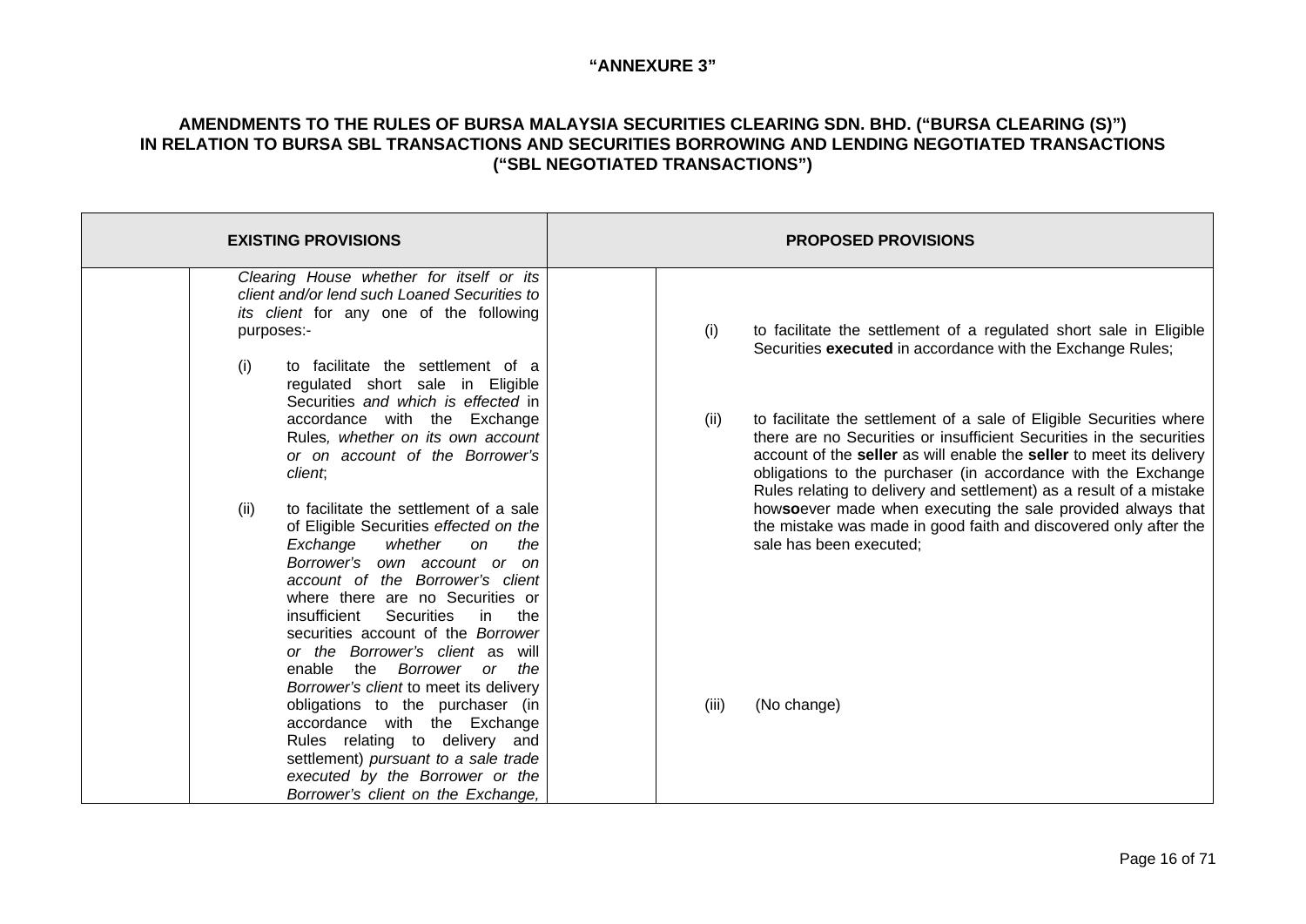"ANNEXURE 3"

**AMENDMENTS TO THE RULES OF BURSA MALAYSIA SECURITIES CLEARING SDN. BHD. ("BURSA CLEARING (S)") IN RELATION TO BURSA SBL TRANSACTIONS AND SECURITIES BORROWING AND LENDING NEGOTIATED TRANSACTIONS ("SBL NEGOTIATED TRANSACTIONS")**

| EXISTING PROVISIONS | | PROPOSED PROVISIONS | |
|---|---|---|---|
| | *Clearing House whether for itself or its client and/or lend such Loaned Securities to its client* for any one of the following purposes:-<br><br>(i) to facilitate the settlement of a regulated short sale in Eligible Securities *and which is effected* in accordance with the Exchange Rules*, whether on its own account or on account of the Borrower's client*;<br><br>(ii) to facilitate the settlement of a sale of Eligible Securities *effected on the Exchange whether on the Borrower's own account or on account of the Borrower's client* where there are no Securities or insufficient Securities in the securities account of the *Borrower or the Borrower's client* as will enable the *Borrower or the Borrower's client* to meet its delivery obligations to the purchaser (in accordance with the Exchange Rules relating to delivery and settlement) *pursuant to a sale trade executed by the Borrower or the Borrower's client on the Exchange,* | | (i) to facilitate the settlement of a regulated short sale in Eligible Securities **executed** in accordance with the Exchange Rules;<br><br>(ii) to facilitate the settlement of a sale of Eligible Securities where there are no Securities or insufficient Securities in the securities account of the **seller** as will enable the **seller** to meet its delivery obligations to the purchaser (in accordance with the Exchange Rules relating to delivery and settlement) as a result of a mistake how**so**ever made when executing the sale provided always that the mistake was made in good faith and discovered only after the sale has been executed;<br><br>(iii) (No change) |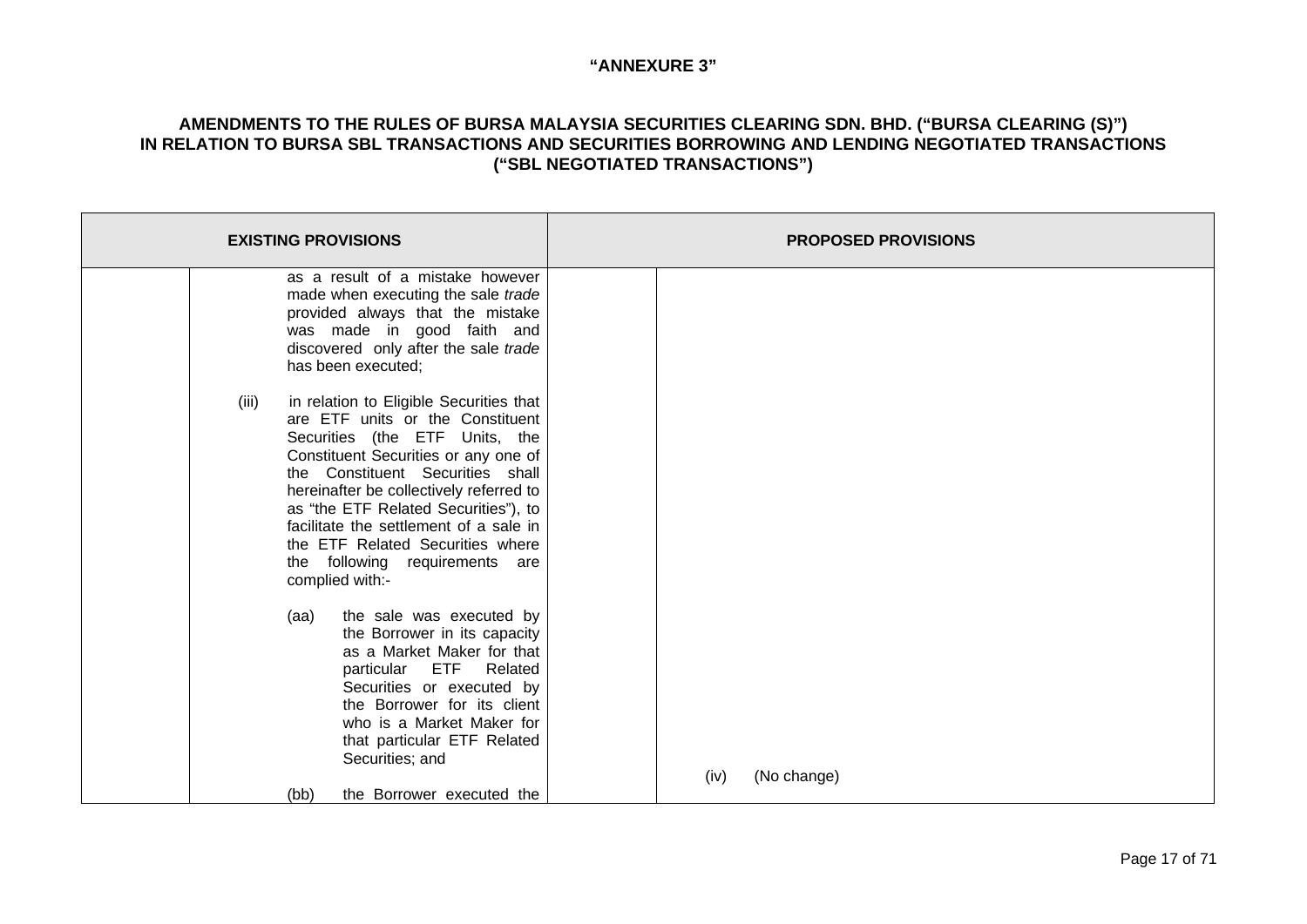**"ANNEXURE 3"**

**AMENDMENTS TO THE RULES OF BURSA MALAYSIA SECURITIES CLEARING SDN. BHD. ("BURSA CLEARING (S)") IN RELATION TO BURSA SBL TRANSACTIONS AND SECURITIES BORROWING AND LENDING NEGOTIATED TRANSACTIONS ("SBL NEGOTIATED TRANSACTIONS")**

| EXISTING PROVISIONS | | PROPOSED PROVISIONS | |
|---|---|---|---|
| | as a result of a mistake however made when executing the sale *trade* provided always that the mistake was made in good faith and discovered only after the sale *trade* has been executed;<br><br>(iii) in relation to Eligible Securities that are ETF units or the Constituent Securities (the ETF Units, the Constituent Securities or any one of the Constituent Securities shall hereinafter be collectively referred to as "the ETF Related Securities"), to facilitate the settlement of a sale in the ETF Related Securities where the following requirements are complied with:-<br><br>(aa) the sale was executed by the Borrower in its capacity as a Market Maker for that particular ETF Related Securities or executed by the Borrower for its client who is a Market Maker for that particular ETF Related Securities; and<br><br>(bb) the Borrower executed the | | (iv) (No change) |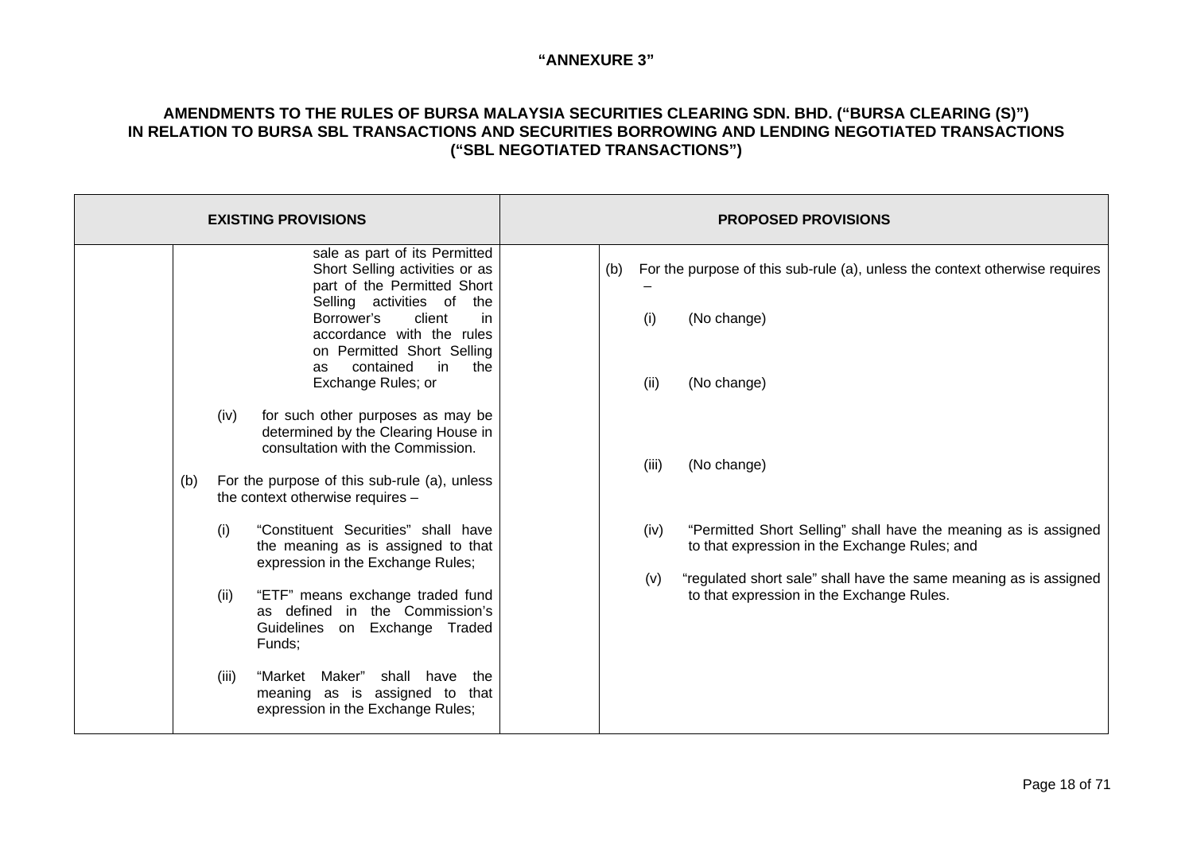**"ANNEXURE 3"**

**AMENDMENTS TO THE RULES OF BURSA MALAYSIA SECURITIES CLEARING SDN. BHD. ("BURSA CLEARING (S)") IN RELATION TO BURSA SBL TRANSACTIONS AND SECURITIES BORROWING AND LENDING NEGOTIATED TRANSACTIONS ("SBL NEGOTIATED TRANSACTIONS")**

| EXISTING PROVISIONS | | PROPOSED PROVISIONS | |
|---|---|---|---|
| | sale as part of its Permitted Short Selling activities or as part of the Permitted Short Selling activities of the Borrower's client in accordance with the rules on Permitted Short Selling as contained in the Exchange Rules; or<br><br>(iv) for such other purposes as may be determined by the Clearing House in consultation with the Commission.<br><br>(b) For the purpose of this sub-rule (a), unless the context otherwise requires –<br><br>(i) "Constituent Securities" shall have the meaning as is assigned to that expression in the Exchange Rules;<br><br>(ii) "ETF" means exchange traded fund as defined in the Commission's Guidelines on Exchange Traded Funds;<br><br>(iii) "Market Maker" shall have the meaning as is assigned to that expression in the Exchange Rules; | | (b) For the purpose of this sub-rule (a), unless the context otherwise requires –<br><br>(i) (No change)<br><br>(ii) (No change)<br><br>(iii) (No change)<br><br>(iv) "Permitted Short Selling" shall have the meaning as is assigned to that expression in the Exchange Rules; and<br><br>(v) "regulated short sale" shall have the same meaning as is assigned to that expression in the Exchange Rules. |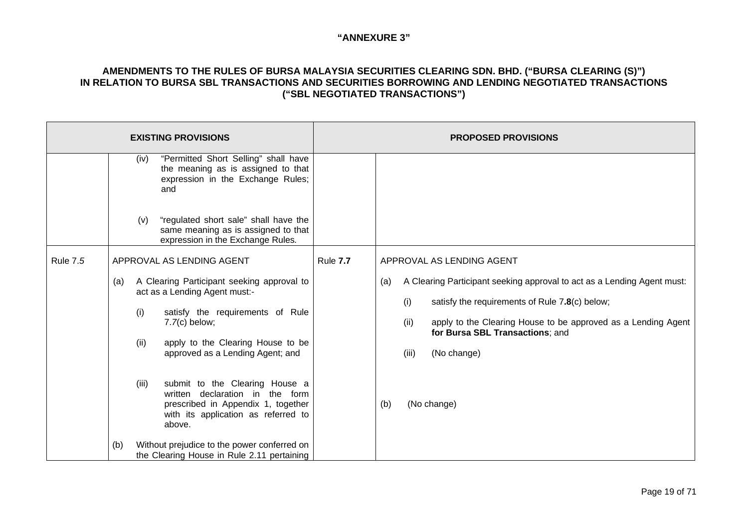**"ANNEXURE 3"**

**AMENDMENTS TO THE RULES OF BURSA MALAYSIA SECURITIES CLEARING SDN. BHD. ("BURSA CLEARING (S)") IN RELATION TO BURSA SBL TRANSACTIONS AND SECURITIES BORROWING AND LENDING NEGOTIATED TRANSACTIONS ("SBL NEGOTIATED TRANSACTIONS")**

| **EXISTING PROVISIONS** | | **PROPOSED PROVISIONS** | |
|---|---|---|---|
| | (iv) "Permitted Short Selling" shall have the meaning as is assigned to that expression in the Exchange Rules; and<br><br>(v) "regulated short sale" shall have the same meaning as is assigned to that expression in the Exchange Rules. | | |
| Rule 7.*5* | APPROVAL AS LENDING AGENT<br><br>(a) A Clearing Participant seeking approval to act as a Lending Agent must:-<br><br>(i) satisfy the requirements of Rule 7.*7*(c) below;<br><br>(ii) apply to the Clearing House to be approved as a Lending Agent; and<br><br>(iii) submit to the Clearing House a written declaration in the form prescribed in Appendix 1, together with its application as referred to above.<br><br>(b) Without prejudice to the power conferred on the Clearing House in Rule 2.11 pertaining | Rule **7.7** | APPROVAL AS LENDING AGENT<br><br>(a) A Clearing Participant seeking approval to act as a Lending Agent must:<br><br>(i) satisfy the requirements of Rule 7**.8**(c) below;<br><br>(ii) apply to the Clearing House to be approved as a Lending Agent **for Bursa SBL Transactions**; and<br><br>(iii) (No change)<br><br>(b) (No change) |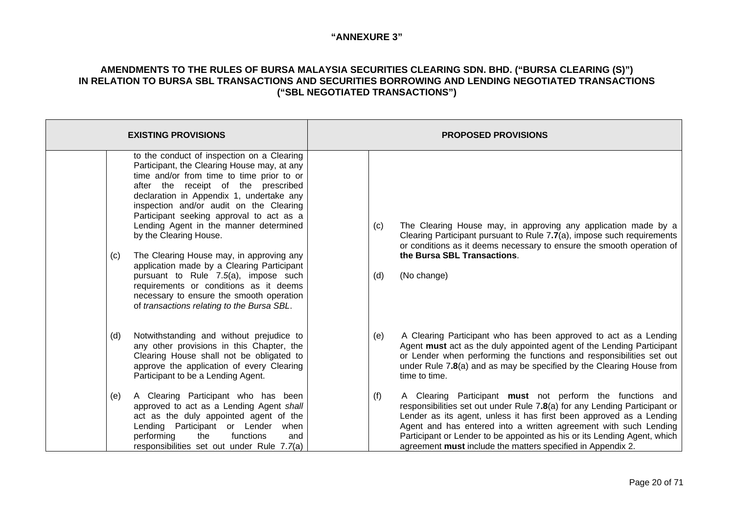**"ANNEXURE 3"**

**AMENDMENTS TO THE RULES OF BURSA MALAYSIA SECURITIES CLEARING SDN. BHD. ("BURSA CLEARING (S)") IN RELATION TO BURSA SBL TRANSACTIONS AND SECURITIES BORROWING AND LENDING NEGOTIATED TRANSACTIONS ("SBL NEGOTIATED TRANSACTIONS")**

| EXISTING PROVISIONS | PROPOSED PROVISIONS |
|---|---|
| to the conduct of inspection on a Clearing Participant, the Clearing House may, at any time and/or from time to time prior to or after the receipt of the prescribed declaration in Appendix 1, undertake any inspection and/or audit on the Clearing Participant seeking approval to act as a Lending Agent in the manner determined by the Clearing House. | |
| (c) The Clearing House may, in approving any application made by a Clearing Participant pursuant to Rule 7.*5*(a), impose such requirements or conditions as it deems necessary to ensure the smooth operation of *transactions relating to the Bursa SBL*. | (c) The Clearing House may, in approving any application made by a Clearing Participant pursuant to Rule 7**.7**(a), impose such requirements or conditions as it deems necessary to ensure the smooth operation of **the Bursa SBL Transactions**.<br><br>(d) (No change) |
| (d) Notwithstanding and without prejudice to any other provisions in this Chapter, the Clearing House shall not be obligated to approve the application of every Clearing Participant to be a Lending Agent. | (e) A Clearing Participant who has been approved to act as a Lending Agent **must** act as the duly appointed agent of the Lending Participant or Lender when performing the functions and responsibilities set out under Rule 7**.8**(a) and as may be specified by the Clearing House from time to time. |
| (e) A Clearing Participant who has been approved to act as a Lending Agent *shall* act as the duly appointed agent of the Lending Participant or Lender when performing the functions and responsibilities set out under Rule 7.*7*(a) | (f) A Clearing Participant **must** not perform the functions and responsibilities set out under Rule 7**.8**(a) for any Lending Participant or Lender as its agent, unless it has first been approved as a Lending Agent and has entered into a written agreement with such Lending Participant or Lender to be appointed as his or its Lending Agent, which agreement **must** include the matters specified in Appendix 2. |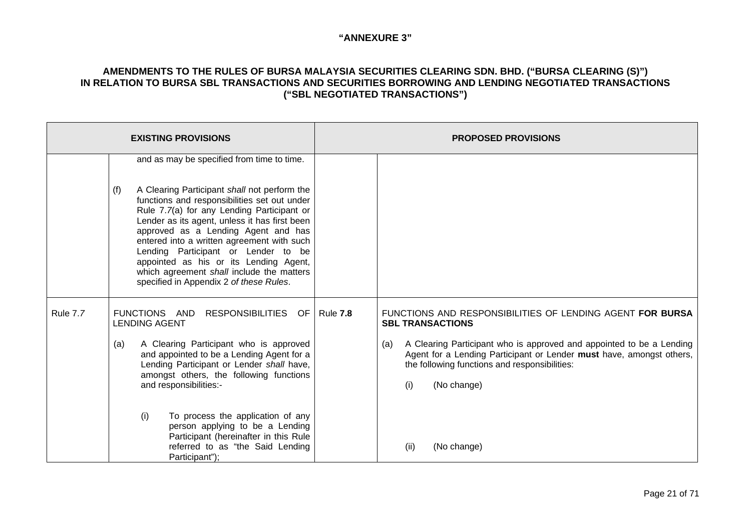**"ANNEXURE 3"**

**AMENDMENTS TO THE RULES OF BURSA MALAYSIA SECURITIES CLEARING SDN. BHD. ("BURSA CLEARING (S)") IN RELATION TO BURSA SBL TRANSACTIONS AND SECURITIES BORROWING AND LENDING NEGOTIATED TRANSACTIONS ("SBL NEGOTIATED TRANSACTIONS")**

| **EXISTING PROVISIONS** | | **PROPOSED PROVISIONS** | |
|---|---|---|---|
| | and as may be specified from time to time.<br><br>(f) A Clearing Participant *shall* not perform the functions and responsibilities set out under Rule 7.*7*(a) for any Lending Participant or Lender as its agent, unless it has first been approved as a Lending Agent and has entered into a written agreement with such Lending Participant or Lender to be appointed as his or its Lending Agent, which agreement *shall* include the matters specified in Appendix 2 *of these Rules*. | | |
| Rule 7.7 | FUNCTIONS AND RESPONSIBILITIES OF LENDING AGENT<br><br>(a) A Clearing Participant who is approved and appointed to be a Lending Agent for a Lending Participant or Lender *shall* have, amongst others, the following functions and responsibilities:-<br><br>(i) To process the application of any person applying to be a Lending Participant (hereinafter in this Rule referred to as "the Said Lending Participant"); | Rule **7.8** | FUNCTIONS AND RESPONSIBILITIES OF LENDING AGENT **FOR BURSA SBL TRANSACTIONS**<br><br>(a) A Clearing Participant who is approved and appointed to be a Lending Agent for a Lending Participant or Lender **must** have, amongst others, the following functions and responsibilities:<br><br>(i) (No change)<br><br>(ii) (No change) |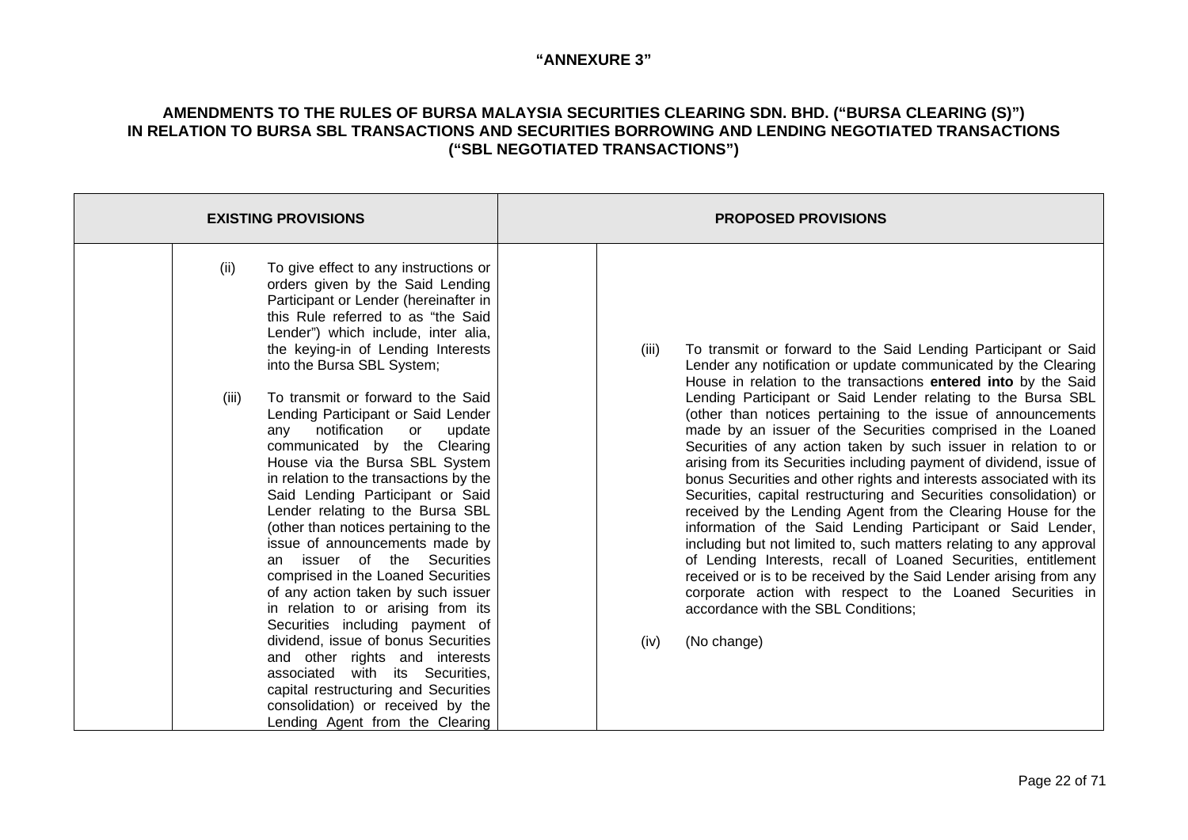**"ANNEXURE 3"**

**AMENDMENTS TO THE RULES OF BURSA MALAYSIA SECURITIES CLEARING SDN. BHD. ("BURSA CLEARING (S)") IN RELATION TO BURSA SBL TRANSACTIONS AND SECURITIES BORROWING AND LENDING NEGOTIATED TRANSACTIONS ("SBL NEGOTIATED TRANSACTIONS")**

| EXISTING PROVISIONS | | PROPOSED PROVISIONS | |
|---|---|---|---|
| | (ii) To give effect to any instructions or orders given by the Said Lending Participant or Lender (hereinafter in this Rule referred to as "the Said Lender") which include, inter alia, the keying-in of Lending Interests into the Bursa SBL System;<br><br>(iii) To transmit or forward to the Said Lending Participant or Said Lender any notification or update communicated by the Clearing House via the Bursa SBL System in relation to the transactions by the Said Lending Participant or Said Lender relating to the Bursa SBL (other than notices pertaining to the issue of announcements made by an issuer of the Securities comprised in the Loaned Securities of any action taken by such issuer in relation to or arising from its Securities including payment of dividend, issue of bonus Securities and other rights and interests associated with its Securities, capital restructuring and Securities consolidation) or received by the Lending Agent from the Clearing | | (iii) To transmit or forward to the Said Lending Participant or Said Lender any notification or update communicated by the Clearing House in relation to the transactions **entered into** by the Said Lending Participant or Said Lender relating to the Bursa SBL (other than notices pertaining to the issue of announcements made by an issuer of the Securities comprised in the Loaned Securities of any action taken by such issuer in relation to or arising from its Securities including payment of dividend, issue of bonus Securities and other rights and interests associated with its Securities, capital restructuring and Securities consolidation) or received by the Lending Agent from the Clearing House for the information of the Said Lending Participant or Said Lender, including but not limited to, such matters relating to any approval of Lending Interests, recall of Loaned Securities, entitlement received or is to be received by the Said Lender arising from any corporate action with respect to the Loaned Securities in accordance with the SBL Conditions;<br><br>(iv) (No change) |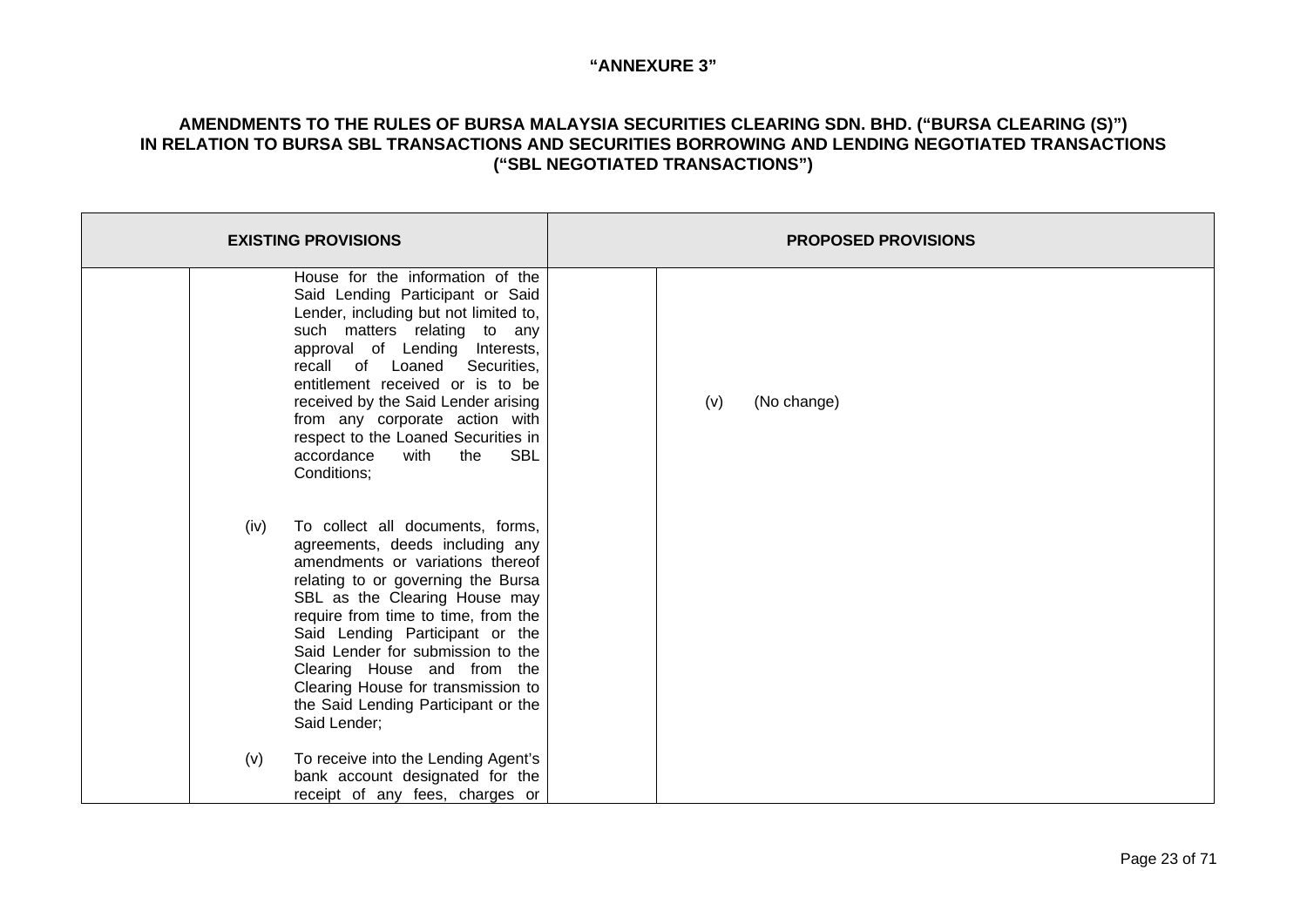"ANNEXURE 3"

**AMENDMENTS TO THE RULES OF BURSA MALAYSIA SECURITIES CLEARING SDN. BHD. ("BURSA CLEARING (S)") IN RELATION TO BURSA SBL TRANSACTIONS AND SECURITIES BORROWING AND LENDING NEGOTIATED TRANSACTIONS ("SBL NEGOTIATED TRANSACTIONS")**

| EXISTING PROVISIONS | | | PROPOSED PROVISIONS | |
|---|---|---|---|---|
| | | House for the information of the Said Lending Participant or Said Lender, including but not limited to, such matters relating to any approval of Lending Interests, recall of Loaned Securities, entitlement received or is to be received by the Said Lender arising from any corporate action with respect to the Loaned Securities in accordance with the SBL Conditions; | | (v) (No change) |
| | (iv) | To collect all documents, forms, agreements, deeds including any amendments or variations thereof relating to or governing the Bursa SBL as the Clearing House may require from time to time, from the Said Lending Participant or the Said Lender for submission to the Clearing House and from the Clearing House for transmission to the Said Lending Participant or the Said Lender; | | |
| | (v) | To receive into the Lending Agent's bank account designated for the receipt of any fees, charges or | | |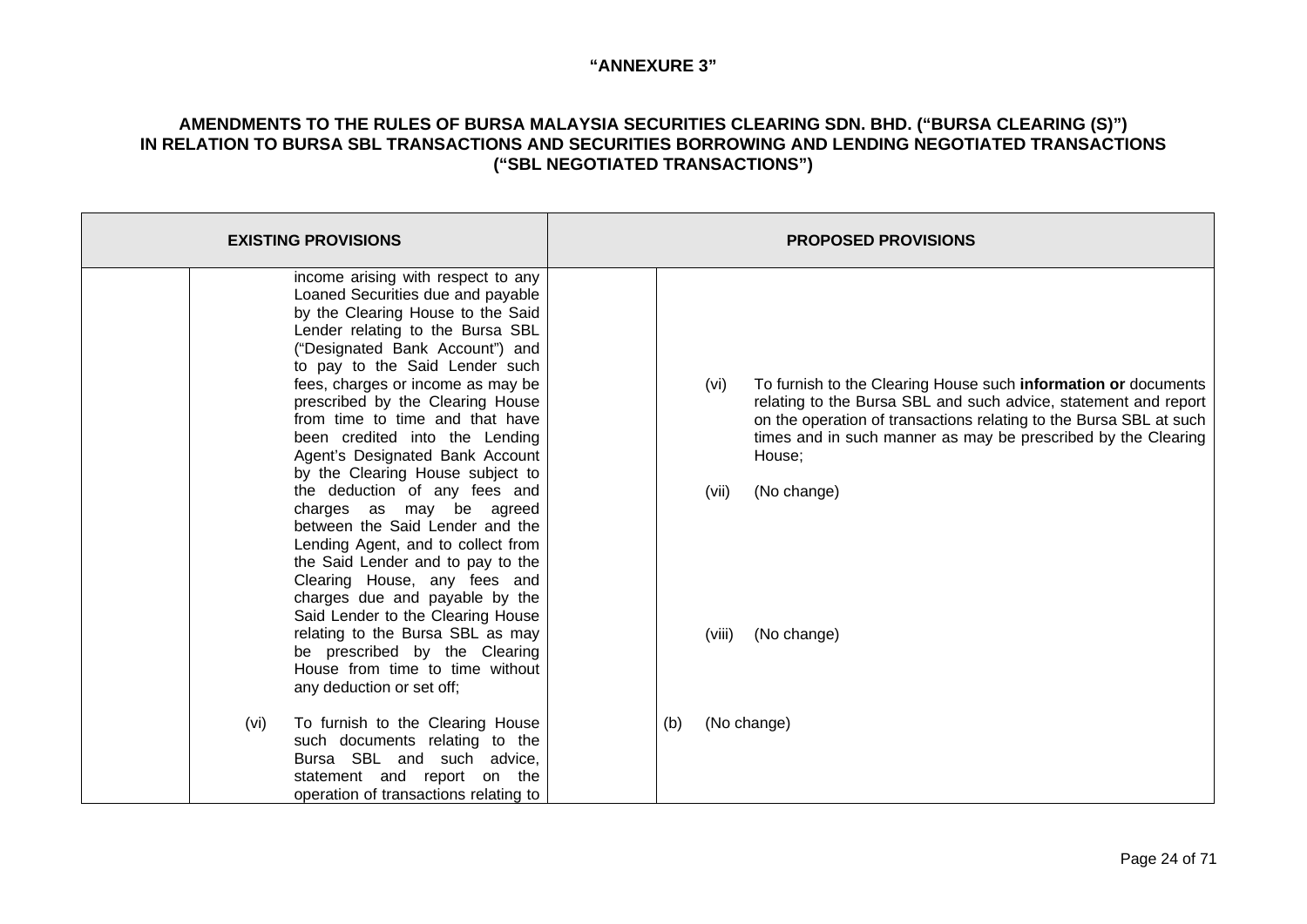**"ANNEXURE 3"**

**AMENDMENTS TO THE RULES OF BURSA MALAYSIA SECURITIES CLEARING SDN. BHD. ("BURSA CLEARING (S)") IN RELATION TO BURSA SBL TRANSACTIONS AND SECURITIES BORROWING AND LENDING NEGOTIATED TRANSACTIONS ("SBL NEGOTIATED TRANSACTIONS")**

| EXISTING PROVISIONS | | | PROPOSED PROVISIONS | | |
|---|---|---|---|---|---|
| | | income arising with respect to any Loaned Securities due and payable by the Clearing House to the Said Lender relating to the Bursa SBL ("Designated Bank Account") and to pay to the Said Lender such fees, charges or income as may be prescribed by the Clearing House from time to time and that have been credited into the Lending Agent's Designated Bank Account by the Clearing House subject to the deduction of any fees and charges as may be agreed between the Said Lender and the Lending Agent, and to collect from the Said Lender and to pay to the Clearing House, any fees and charges due and payable by the Said Lender to the Clearing House relating to the Bursa SBL as may be prescribed by the Clearing House from time to time without any deduction or set off; | | (vi) | To furnish to the Clearing House such **information or** documents relating to the Bursa SBL and such advice, statement and report on the operation of transactions relating to the Bursa SBL at such times and in such manner as may be prescribed by the Clearing House; |
| | | | | (vii) | (No change) |
| | | | | (viii) | (No change) |
| | (vi) | To furnish to the Clearing House such documents relating to the Bursa SBL and such advice, statement and report on the operation of transactions relating to | (b) | (No change) | |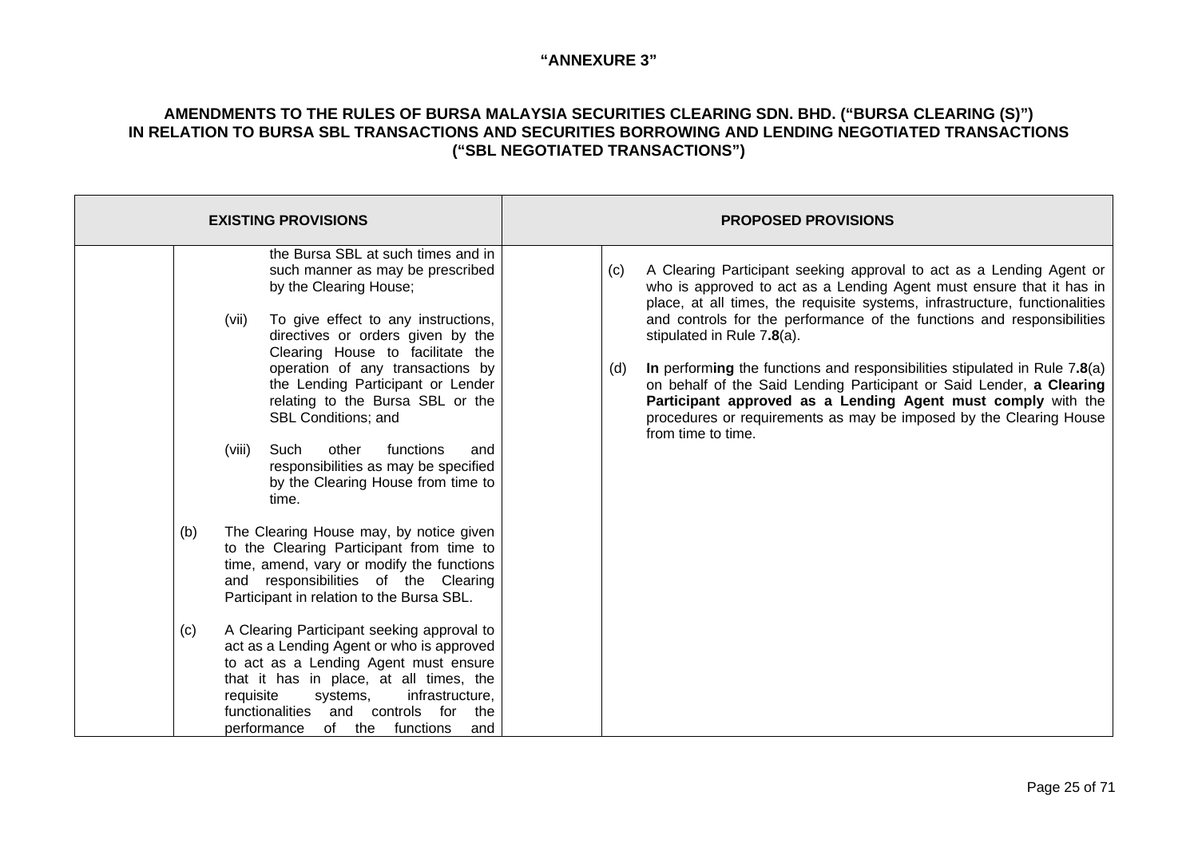**"ANNEXURE 3"**

**AMENDMENTS TO THE RULES OF BURSA MALAYSIA SECURITIES CLEARING SDN. BHD. ("BURSA CLEARING (S)") IN RELATION TO BURSA SBL TRANSACTIONS AND SECURITIES BORROWING AND LENDING NEGOTIATED TRANSACTIONS ("SBL NEGOTIATED TRANSACTIONS")**

| EXISTING PROVISIONS | | PROPOSED PROVISIONS | |
|---|---|---|---|
| | the Bursa SBL at such times and in such manner as may be prescribed by the Clearing House;<br><br>(vii) To give effect to any instructions, directives or orders given by the Clearing House to facilitate the operation of any transactions by the Lending Participant or Lender relating to the Bursa SBL or the SBL Conditions; and<br><br>(viii) Such other functions and responsibilities as may be specified by the Clearing House from time to time.<br><br>(b) The Clearing House may, by notice given to the Clearing Participant from time to time, amend, vary or modify the functions and responsibilities of the Clearing Participant in relation to the Bursa SBL.<br><br>(c) A Clearing Participant seeking approval to act as a Lending Agent or who is approved to act as a Lending Agent must ensure that it has in place, at all times, the requisite systems, infrastructure, functionalities and controls for the performance of the functions and | | (c) A Clearing Participant seeking approval to act as a Lending Agent or who is approved to act as a Lending Agent must ensure that it has in place, at all times, the requisite systems, infrastructure, functionalities and controls for the performance of the functions and responsibilities stipulated in Rule 7**.8**(a).<br><br>(d) **In** perform**ing** the functions and responsibilities stipulated in Rule 7**.8**(a) on behalf of the Said Lending Participant or Said Lender, **a Clearing Participant approved as a Lending Agent must comply** with the procedures or requirements as may be imposed by the Clearing House from time to time. |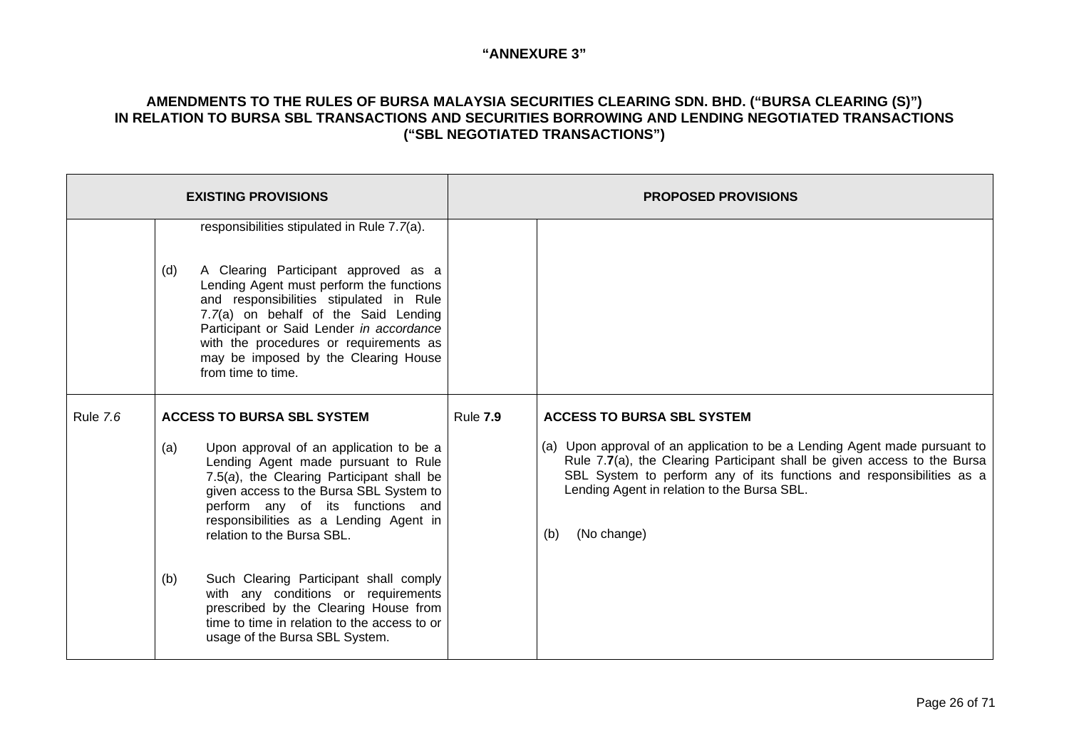**"ANNEXURE 3"**

**AMENDMENTS TO THE RULES OF BURSA MALAYSIA SECURITIES CLEARING SDN. BHD. ("BURSA CLEARING (S)") IN RELATION TO BURSA SBL TRANSACTIONS AND SECURITIES BORROWING AND LENDING NEGOTIATED TRANSACTIONS ("SBL NEGOTIATED TRANSACTIONS")**

| **EXISTING PROVISIONS** | | **PROPOSED PROVISIONS** | |
|---|---|---|---|
| | responsibilities stipulated in Rule 7.*7*(a).<br><br>(d) A Clearing Participant approved as a Lending Agent must perform the functions and responsibilities stipulated in Rule 7.*7*(a) on behalf of the Said Lending Participant or Said Lender *in accordance* with the procedures or requirements as may be imposed by the Clearing House from time to time. | | |
| Rule *7.6* | **ACCESS TO BURSA SBL SYSTEM**<br><br>(a) Upon approval of an application to be a Lending Agent made pursuant to Rule 7.5(*a*), the Clearing Participant shall be given access to the Bursa SBL System to perform any of its functions and responsibilities as a Lending Agent in relation to the Bursa SBL.<br><br>(b) Such Clearing Participant shall comply with any conditions or requirements prescribed by the Clearing House from time to time in relation to the access to or usage of the Bursa SBL System. | Rule **7.9** | **ACCESS TO BURSA SBL SYSTEM**<br><br>(a) Upon approval of an application to be a Lending Agent made pursuant to Rule 7.**7**(a), the Clearing Participant shall be given access to the Bursa SBL System to perform any of its functions and responsibilities as a Lending Agent in relation to the Bursa SBL.<br><br>(b) (No change) |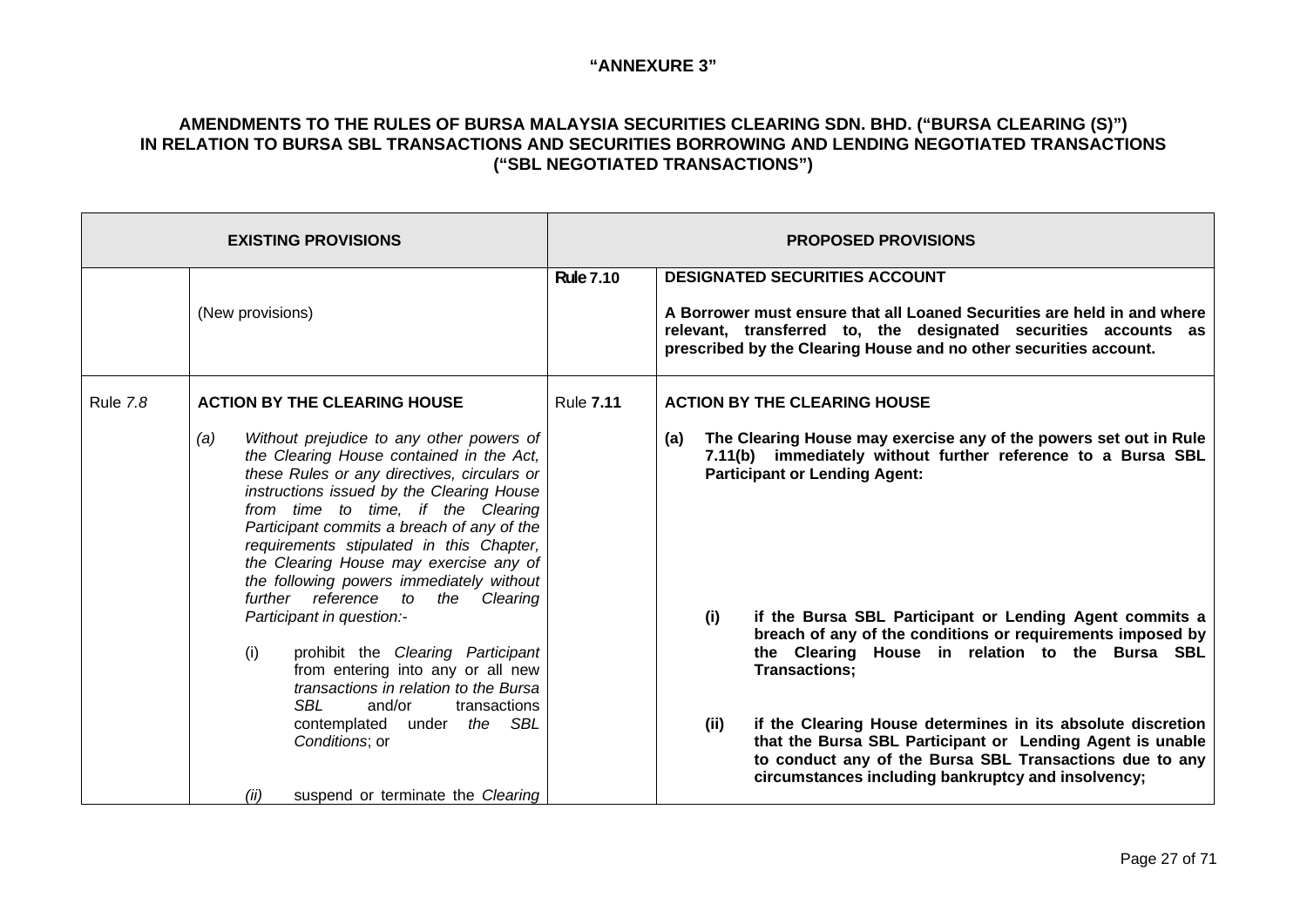**"ANNEXURE 3"**

**AMENDMENTS TO THE RULES OF BURSA MALAYSIA SECURITIES CLEARING SDN. BHD. ("BURSA CLEARING (S)") IN RELATION TO BURSA SBL TRANSACTIONS AND SECURITIES BORROWING AND LENDING NEGOTIATED TRANSACTIONS ("SBL NEGOTIATED TRANSACTIONS")**

| **EXISTING PROVISIONS** | | **PROPOSED PROVISIONS** | |
|---|---|---|---|
| | (New provisions) | **Rule 7.10** | **DESIGNATED SECURITIES ACCOUNT**<br><br>**A Borrower must ensure that all Loaned Securities are held in and where relevant, transferred to, the designated securities accounts as prescribed by the Clearing House and no other securities account.** |
| Rule *7.8* | **ACTION BY THE CLEARING HOUSE**<br><br>*(a) Without prejudice to any other powers of the Clearing House contained in the Act, these Rules or any directives, circulars or instructions issued by the Clearing House from time to time, if the Clearing Participant commits a breach of any of the requirements stipulated in this Chapter, the Clearing House may exercise any of the following powers immediately without further reference to the Clearing Participant in question:-*<br><br>(i) prohibit the *Clearing Participant* from entering into any or all new *transactions in relation to the Bursa SBL* and/or transactions contemplated under *the SBL Conditions*; or<br><br>*(ii)* suspend or terminate the *Clearing* | Rule **7.11** | **ACTION BY THE CLEARING HOUSE**<br><br>**(a) The Clearing House may exercise any of the powers set out in Rule 7.11(b) immediately without further reference to a Bursa SBL Participant or Lending Agent:**<br><br>**(i) if the Bursa SBL Participant or Lending Agent commits a breach of any of the conditions or requirements imposed by the Clearing House in relation to the Bursa SBL Transactions;**<br><br>**(ii) if the Clearing House determines in its absolute discretion that the Bursa SBL Participant or Lending Agent is unable to conduct any of the Bursa SBL Transactions due to any circumstances including bankruptcy and insolvency;** |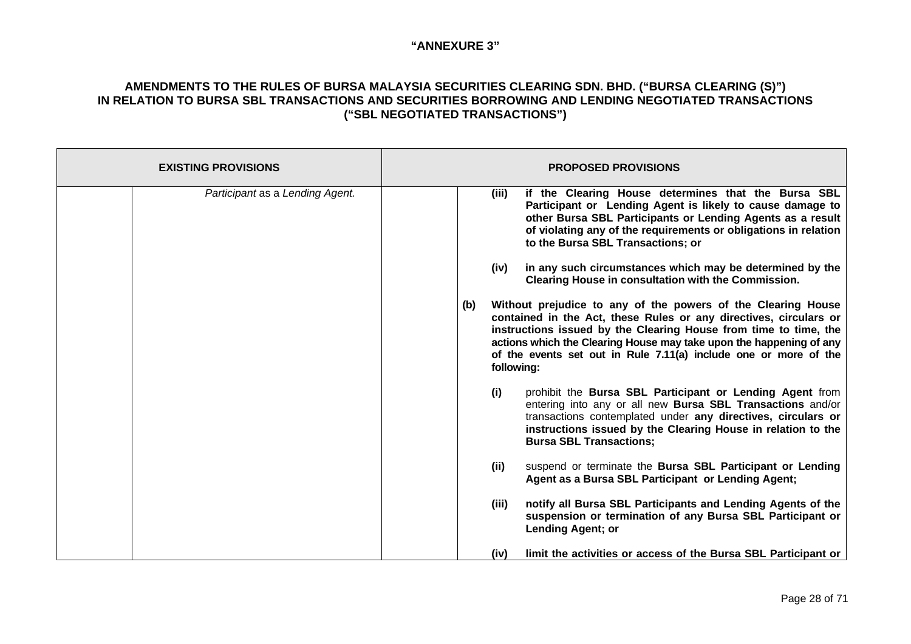**"ANNEXURE 3"**

**AMENDMENTS TO THE RULES OF BURSA MALAYSIA SECURITIES CLEARING SDN. BHD. ("BURSA CLEARING (S)") IN RELATION TO BURSA SBL TRANSACTIONS AND SECURITIES BORROWING AND LENDING NEGOTIATED TRANSACTIONS ("SBL NEGOTIATED TRANSACTIONS")**

| EXISTING PROVISIONS | | PROPOSED PROVISIONS | |
|---|---|---|---|
| | *Participant* as a *Lending Agent.* | | **(iii)** **if the Clearing House determines that the Bursa SBL Participant or Lending Agent is likely to cause damage to other Bursa SBL Participants or Lending Agents as a result of violating any of the requirements or obligations in relation to the Bursa SBL Transactions; or**<br><br>**(iv)** **in any such circumstances which may be determined by the Clearing House in consultation with the Commission.**<br><br>**(b)** **Without prejudice to any of the powers of the Clearing House contained in the Act, these Rules or any directives, circulars or instructions issued by the Clearing House from time to time, the actions which the Clearing House may take upon the happening of any of the events set out in Rule 7.11(a) include one or more of the following:**<br><br>**(i)** prohibit the **Bursa SBL Participant or Lending Agent** from entering into any or all new **Bursa SBL Transactions** and/or transactions contemplated under **any directives, circulars or instructions issued by the Clearing House in relation to the Bursa SBL Transactions;**<br><br>**(ii)** suspend or terminate the **Bursa SBL Participant or Lending Agent as a Bursa SBL Participant or Lending Agent;**<br><br>**(iii)** **notify all Bursa SBL Participants and Lending Agents of the suspension or termination of any Bursa SBL Participant or Lending Agent; or**<br><br>**(iv)** **limit the activities or access of the Bursa SBL Participant or** |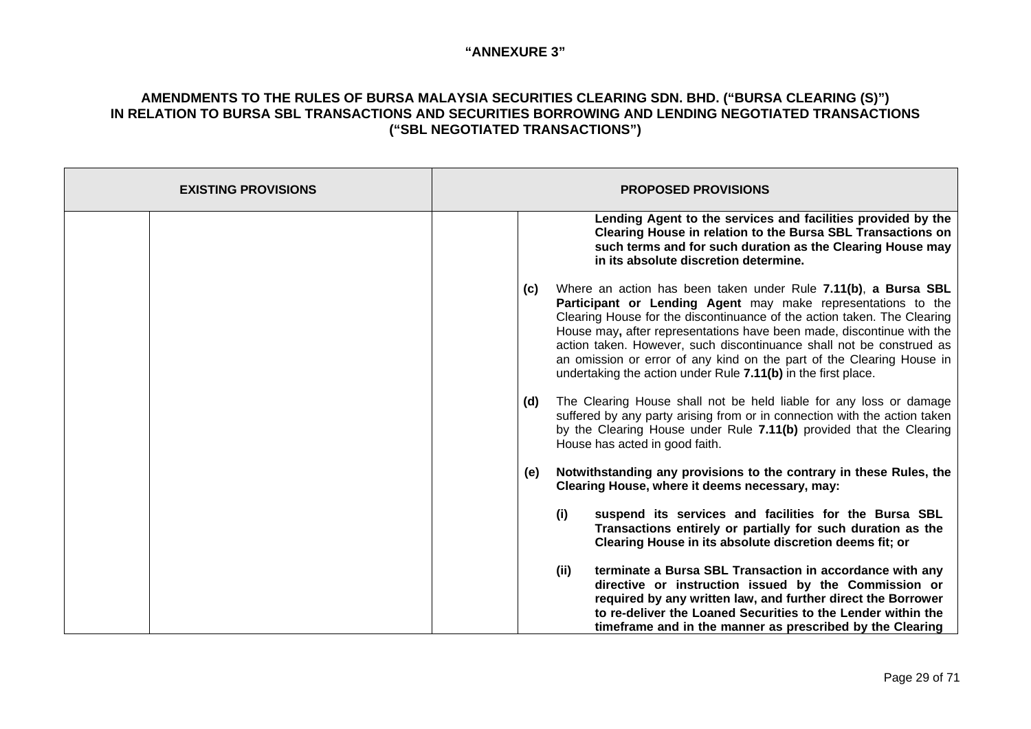**"ANNEXURE 3"**

**AMENDMENTS TO THE RULES OF BURSA MALAYSIA SECURITIES CLEARING SDN. BHD. ("BURSA CLEARING (S)") IN RELATION TO BURSA SBL TRANSACTIONS AND SECURITIES BORROWING AND LENDING NEGOTIATED TRANSACTIONS ("SBL NEGOTIATED TRANSACTIONS")**

| EXISTING PROVISIONS | | PROPOSED PROVISIONS | |
|---|---|---|---|
| | | | **Lending Agent to the services and facilities provided by the Clearing House in relation to the Bursa SBL Transactions on such terms and for such duration as the Clearing House may in its absolute discretion determine.**<br><br>**(c)** Where an action has been taken under Rule **7.11(b)**, **a Bursa SBL Participant or Lending Agent** may make representations to the Clearing House for the discontinuance of the action taken. The Clearing House may**,** after representations have been made, discontinue with the action taken. However, such discontinuance shall not be construed as an omission or error of any kind on the part of the Clearing House in undertaking the action under Rule **7.11(b)** in the first place.<br><br>**(d)** The Clearing House shall not be held liable for any loss or damage suffered by any party arising from or in connection with the action taken by the Clearing House under Rule **7.11(b)** provided that the Clearing House has acted in good faith.<br><br>**(e) Notwithstanding any provisions to the contrary in these Rules, the Clearing House, where it deems necessary, may:**<br><br>**(i) suspend its services and facilities for the Bursa SBL Transactions entirely or partially for such duration as the Clearing House in its absolute discretion deems fit; or**<br><br>**(ii) terminate a Bursa SBL Transaction in accordance with any directive or instruction issued by the Commission or required by any written law, and further direct the Borrower to re-deliver the Loaned Securities to the Lender within the timeframe and in the manner as prescribed by the Clearing** |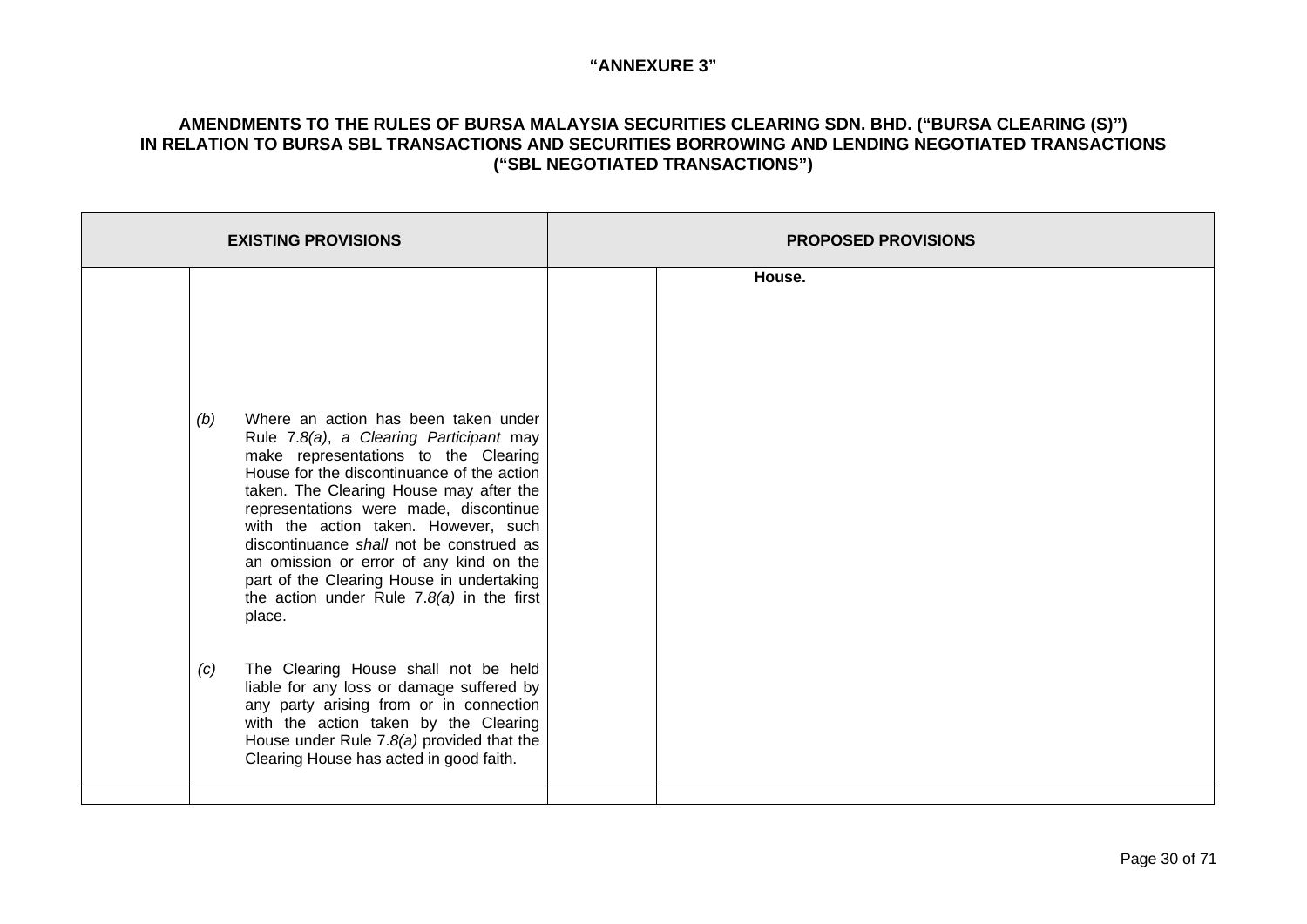**"ANNEXURE 3"**

**AMENDMENTS TO THE RULES OF BURSA MALAYSIA SECURITIES CLEARING SDN. BHD. ("BURSA CLEARING (S)") IN RELATION TO BURSA SBL TRANSACTIONS AND SECURITIES BORROWING AND LENDING NEGOTIATED TRANSACTIONS ("SBL NEGOTIATED TRANSACTIONS")**

| EXISTING PROVISIONS | | PROPOSED PROVISIONS | |
|---|---|---|---|
| | | | **House.** |
| | *(b)* Where an action has been taken under Rule 7.*8(a)*, *a Clearing Participant* may make representations to the Clearing House for the discontinuance of the action taken. The Clearing House may after the representations were made, discontinue with the action taken. However, such discontinuance *shall* not be construed as an omission or error of any kind on the part of the Clearing House in undertaking the action under Rule 7.*8(a)* in the first place.<br><br>*(c)* The Clearing House shall not be held liable for any loss or damage suffered by any party arising from or in connection with the action taken by the Clearing House under Rule 7.*8(a)* provided that the Clearing House has acted in good faith. | | |
| | | | |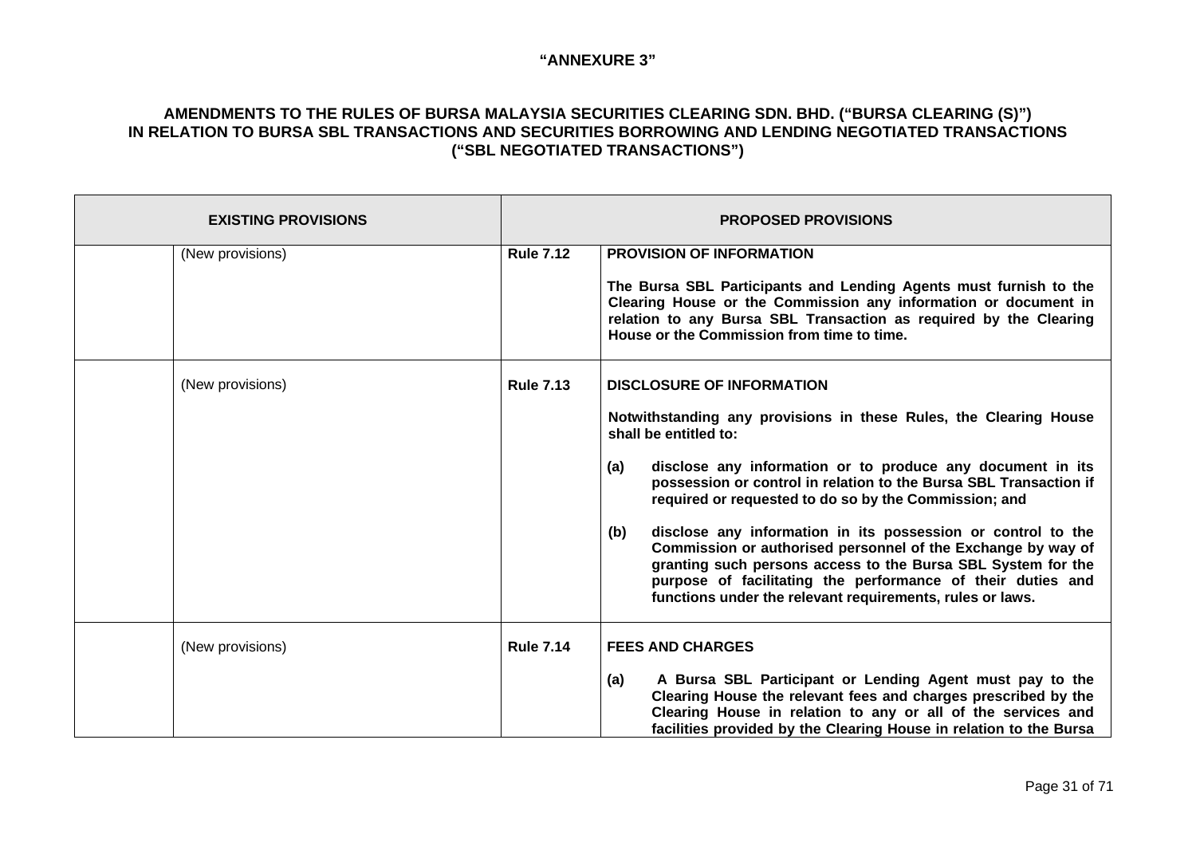**"ANNEXURE 3"**

**AMENDMENTS TO THE RULES OF BURSA MALAYSIA SECURITIES CLEARING SDN. BHD. ("BURSA CLEARING (S)") IN RELATION TO BURSA SBL TRANSACTIONS AND SECURITIES BORROWING AND LENDING NEGOTIATED TRANSACTIONS ("SBL NEGOTIATED TRANSACTIONS")**

| EXISTING PROVISIONS | | PROPOSED PROVISIONS | |
|---|---|---|---|
| | (New provisions) | **Rule 7.12** | **PROVISION OF INFORMATION**<br><br>**The Bursa SBL Participants and Lending Agents must furnish to the Clearing House or the Commission any information or document in relation to any Bursa SBL Transaction as required by the Clearing House or the Commission from time to time.** |
| | (New provisions) | **Rule 7.13** | **DISCLOSURE OF INFORMATION**<br><br>**Notwithstanding any provisions in these Rules, the Clearing House shall be entitled to:**<br><br>**(a) disclose any information or to produce any document in its possession or control in relation to the Bursa SBL Transaction if required or requested to do so by the Commission; and**<br><br>**(b) disclose any information in its possession or control to the Commission or authorised personnel of the Exchange by way of granting such persons access to the Bursa SBL System for the purpose of facilitating the performance of their duties and functions under the relevant requirements, rules or laws.** |
| | (New provisions) | **Rule 7.14** | **FEES AND CHARGES**<br><br>**(a) A Bursa SBL Participant or Lending Agent must pay to the Clearing House the relevant fees and charges prescribed by the Clearing House in relation to any or all of the services and facilities provided by the Clearing House in relation to the Bursa** |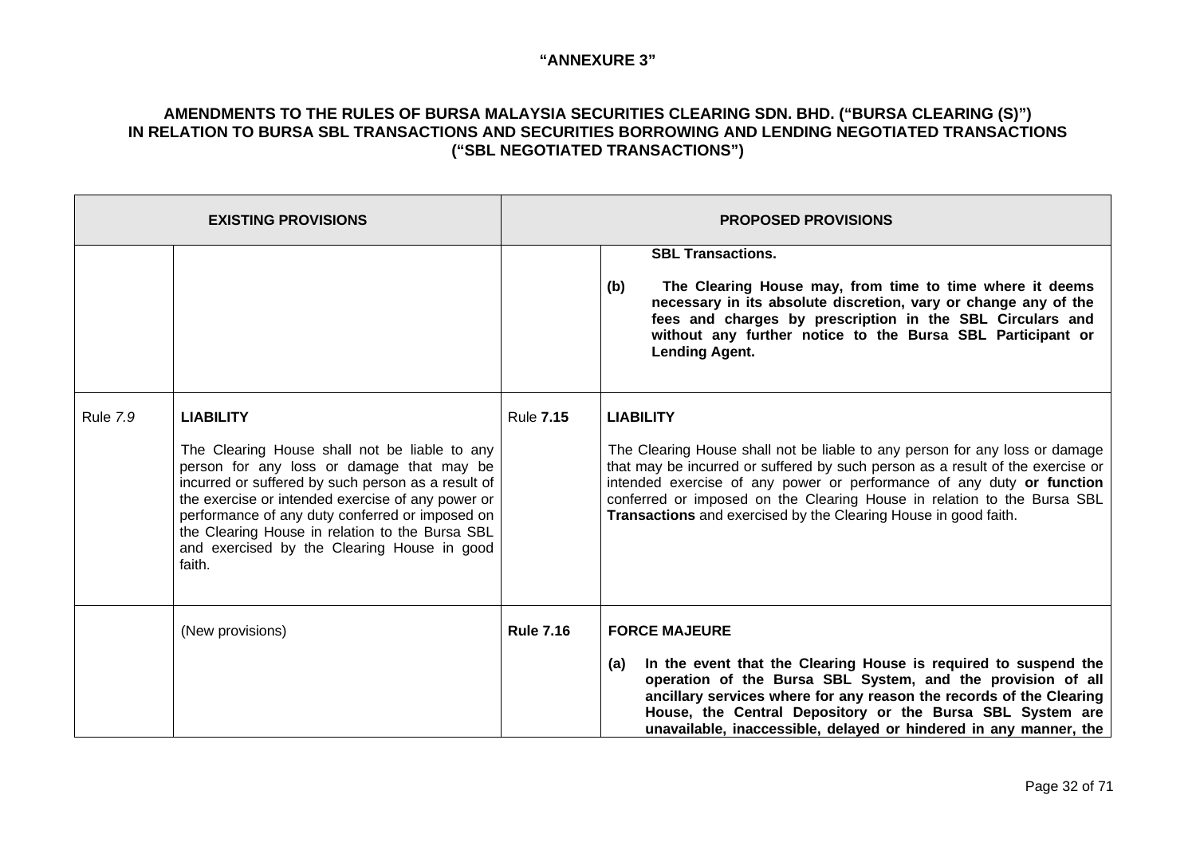**"ANNEXURE 3"**

**AMENDMENTS TO THE RULES OF BURSA MALAYSIA SECURITIES CLEARING SDN. BHD. ("BURSA CLEARING (S)") IN RELATION TO BURSA SBL TRANSACTIONS AND SECURITIES BORROWING AND LENDING NEGOTIATED TRANSACTIONS ("SBL NEGOTIATED TRANSACTIONS")**

| EXISTING PROVISIONS | | PROPOSED PROVISIONS | |
|---|---|---|---|
| | | | **SBL Transactions.**<br><br>**(b) The Clearing House may, from time to time where it deems necessary in its absolute discretion, vary or change any of the fees and charges by prescription in the SBL Circulars and without any further notice to the Bursa SBL Participant or Lending Agent.** |
| Rule *7.9* | **LIABILITY**<br><br>The Clearing House shall not be liable to any person for any loss or damage that may be incurred or suffered by such person as a result of the exercise or intended exercise of any power or performance of any duty conferred or imposed on the Clearing House in relation to the Bursa SBL and exercised by the Clearing House in good faith. | Rule **7.15** | **LIABILITY**<br><br>The Clearing House shall not be liable to any person for any loss or damage that may be incurred or suffered by such person as a result of the exercise or intended exercise of any power or performance of any duty **or function** conferred or imposed on the Clearing House in relation to the Bursa SBL **Transactions** and exercised by the Clearing House in good faith. |
| | (New provisions) | **Rule 7.16** | **FORCE MAJEURE**<br><br>**(a) In the event that the Clearing House is required to suspend the operation of the Bursa SBL System, and the provision of all ancillary services where for any reason the records of the Clearing House, the Central Depository or the Bursa SBL System are unavailable, inaccessible, delayed or hindered in any manner, the** |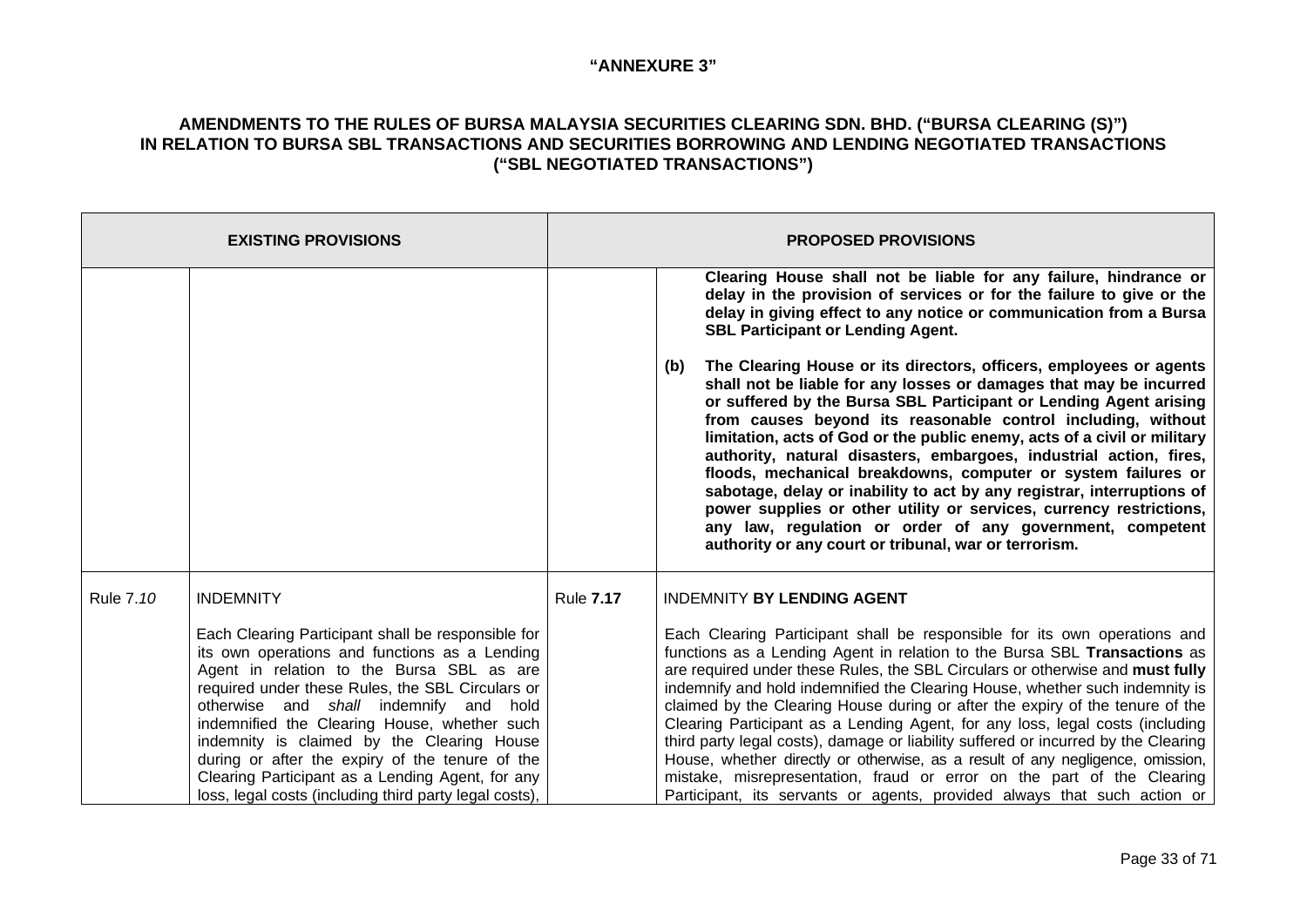"ANNEXURE 3"

**AMENDMENTS TO THE RULES OF BURSA MALAYSIA SECURITIES CLEARING SDN. BHD. ("BURSA CLEARING (S)") IN RELATION TO BURSA SBL TRANSACTIONS AND SECURITIES BORROWING AND LENDING NEGOTIATED TRANSACTIONS ("SBL NEGOTIATED TRANSACTIONS")**

| EXISTING PROVISIONS | | PROPOSED PROVISIONS | |
|---|---|---|---|
| | | | **Clearing House shall not be liable for any failure, hindrance or delay in the provision of services or for the failure to give or the delay in giving effect to any notice or communication from a Bursa SBL Participant or Lending Agent.**<br><br>**(b) The Clearing House or its directors, officers, employees or agents shall not be liable for any losses or damages that may be incurred or suffered by the Bursa SBL Participant or Lending Agent arising from causes beyond its reasonable control including, without limitation, acts of God or the public enemy, acts of a civil or military authority, natural disasters, embargoes, industrial action, fires, floods, mechanical breakdowns, computer or system failures or sabotage, delay or inability to act by any registrar, interruptions of power supplies or other utility or services, currency restrictions, any law, regulation or order of any government, competent authority or any court or tribunal, war or terrorism.** |
| Rule 7.*10* | INDEMNITY<br><br>Each Clearing Participant shall be responsible for its own operations and functions as a Lending Agent in relation to the Bursa SBL as are required under these Rules, the SBL Circulars or otherwise and *shall* indemnify and hold indemnified the Clearing House, whether such indemnity is claimed by the Clearing House during or after the expiry of the tenure of the Clearing Participant as a Lending Agent, for any loss, legal costs (including third party legal costs), | Rule **7.17** | INDEMNITY **BY LENDING AGENT**<br><br>Each Clearing Participant shall be responsible for its own operations and functions as a Lending Agent in relation to the Bursa SBL **Transactions** as are required under these Rules, the SBL Circulars or otherwise and **must fully** indemnify and hold indemnified the Clearing House, whether such indemnity is claimed by the Clearing House during or after the expiry of the tenure of the Clearing Participant as a Lending Agent, for any loss, legal costs (including third party legal costs), damage or liability suffered or incurred by the Clearing House, whether directly or otherwise, as a result of any negligence, omission, mistake, misrepresentation, fraud or error on the part of the Clearing Participant, its servants or agents, provided always that such action or |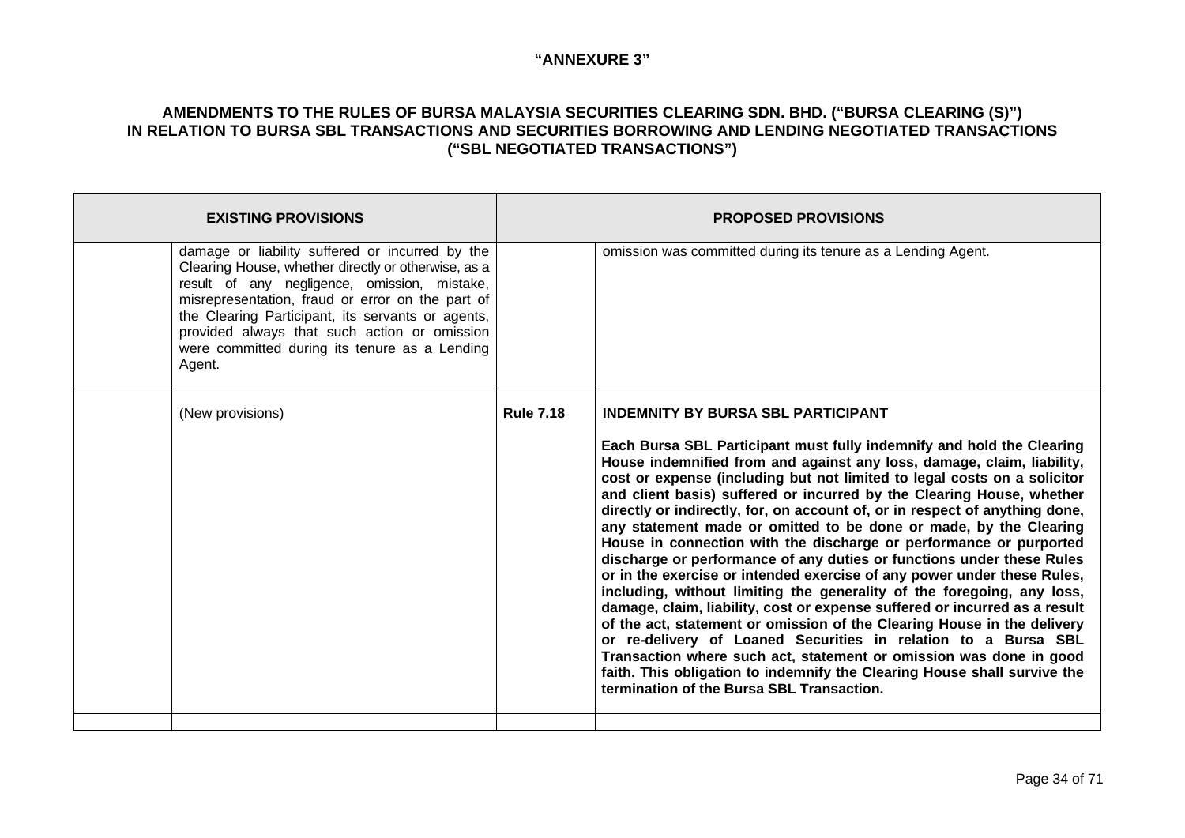**"ANNEXURE 3"**

**AMENDMENTS TO THE RULES OF BURSA MALAYSIA SECURITIES CLEARING SDN. BHD. ("BURSA CLEARING (S)") IN RELATION TO BURSA SBL TRANSACTIONS AND SECURITIES BORROWING AND LENDING NEGOTIATED TRANSACTIONS ("SBL NEGOTIATED TRANSACTIONS")**

| **EXISTING PROVISIONS** | | **PROPOSED PROVISIONS** | |
|---|---|---|---|
| | damage or liability suffered or incurred by the Clearing House, whether directly or otherwise, as a result of any negligence, omission, mistake, misrepresentation, fraud or error on the part of the Clearing Participant, its servants or agents, provided always that such action or omission were committed during its tenure as a Lending Agent. | | omission was committed during its tenure as a Lending Agent. |
| | (New provisions) | **Rule 7.18** | **INDEMNITY BY BURSA SBL PARTICIPANT**<br><br>**Each Bursa SBL Participant must fully indemnify and hold the Clearing House indemnified from and against any loss, damage, claim, liability, cost or expense (including but not limited to legal costs on a solicitor and client basis) suffered or incurred by the Clearing House, whether directly or indirectly, for, on account of, or in respect of anything done, any statement made or omitted to be done or made, by the Clearing House in connection with the discharge or performance or purported discharge or performance of any duties or functions under these Rules or in the exercise or intended exercise of any power under these Rules, including, without limiting the generality of the foregoing, any loss, damage, claim, liability, cost or expense suffered or incurred as a result of the act, statement or omission of the Clearing House in the delivery or re-delivery of Loaned Securities in relation to a Bursa SBL Transaction where such act, statement or omission was done in good faith. This obligation to indemnify the Clearing House shall survive the termination of the Bursa SBL Transaction.** |
| | | | |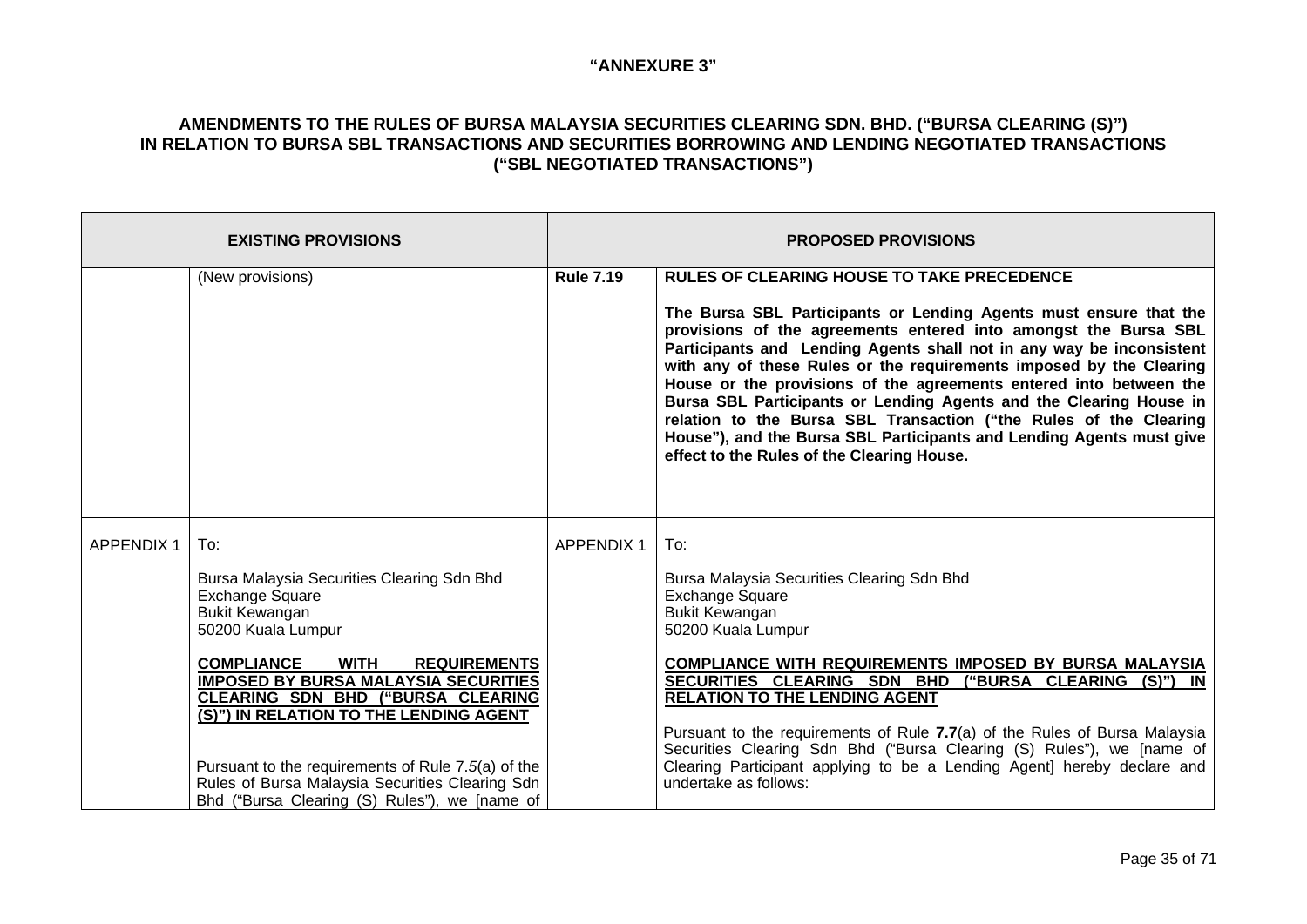**"ANNEXURE 3"**

**AMENDMENTS TO THE RULES OF BURSA MALAYSIA SECURITIES CLEARING SDN. BHD. ("BURSA CLEARING (S)") IN RELATION TO BURSA SBL TRANSACTIONS AND SECURITIES BORROWING AND LENDING NEGOTIATED TRANSACTIONS ("SBL NEGOTIATED TRANSACTIONS")**

| EXISTING PROVISIONS | | PROPOSED PROVISIONS | |
|---|---|---|---|
| | (New provisions) | **Rule 7.19** | **RULES OF CLEARING HOUSE TO TAKE PRECEDENCE**<br><br>**The Bursa SBL Participants or Lending Agents must ensure that the provisions of the agreements entered into amongst the Bursa SBL Participants and Lending Agents shall not in any way be inconsistent with any of these Rules or the requirements imposed by the Clearing House or the provisions of the agreements entered into between the Bursa SBL Participants or Lending Agents and the Clearing House in relation to the Bursa SBL Transaction ("the Rules of the Clearing House"), and the Bursa SBL Participants and Lending Agents must give effect to the Rules of the Clearing House.** |
| APPENDIX 1 | To:<br><br>Bursa Malaysia Securities Clearing Sdn Bhd<br>Exchange Square<br>Bukit Kewangan<br>50200 Kuala Lumpur<br><br>**COMPLIANCE WITH REQUIREMENTS IMPOSED BY BURSA MALAYSIA SECURITIES CLEARING SDN BHD ("BURSA CLEARING (S)") IN RELATION TO THE LENDING AGENT**<br><br>Pursuant to the requirements of Rule 7.5(a) of the Rules of Bursa Malaysia Securities Clearing Sdn Bhd ("Bursa Clearing (S) Rules"), we [name of | APPENDIX 1 | To:<br><br>Bursa Malaysia Securities Clearing Sdn Bhd<br>Exchange Square<br>Bukit Kewangan<br>50200 Kuala Lumpur<br><br>**COMPLIANCE WITH REQUIREMENTS IMPOSED BY BURSA MALAYSIA SECURITIES CLEARING SDN BHD ("BURSA CLEARING (S)") IN RELATION TO THE LENDING AGENT**<br><br>Pursuant to the requirements of Rule **7.7**(a) of the Rules of Bursa Malaysia Securities Clearing Sdn Bhd ("Bursa Clearing (S) Rules"), we [name of Clearing Participant applying to be a Lending Agent] hereby declare and undertake as follows: |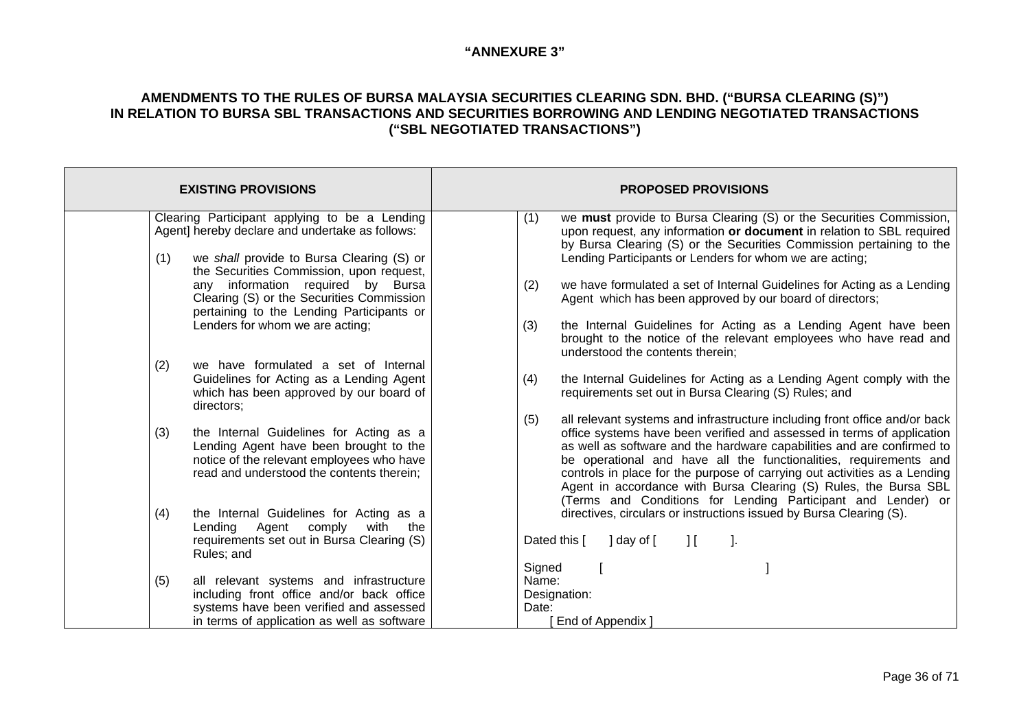**"ANNEXURE 3"**

**AMENDMENTS TO THE RULES OF BURSA MALAYSIA SECURITIES CLEARING SDN. BHD. ("BURSA CLEARING (S)") IN RELATION TO BURSA SBL TRANSACTIONS AND SECURITIES BORROWING AND LENDING NEGOTIATED TRANSACTIONS ("SBL NEGOTIATED TRANSACTIONS")**

| | EXISTING PROVISIONS | | PROPOSED PROVISIONS |
|---|---|---|---|
| | Clearing Participant applying to be a Lending Agent] hereby declare and undertake as follows:<br><br>(1) we *shall* provide to Bursa Clearing (S) or the Securities Commission, upon request, any information required by Bursa Clearing (S) or the Securities Commission pertaining to the Lending Participants or Lenders for whom we are acting;<br><br>(2) we have formulated a set of Internal Guidelines for Acting as a Lending Agent which has been approved by our board of directors;<br><br>(3) the Internal Guidelines for Acting as a Lending Agent have been brought to the notice of the relevant employees who have read and understood the contents therein;<br><br>(4) the Internal Guidelines for Acting as a Lending Agent comply with the requirements set out in Bursa Clearing (S) Rules; and<br><br>(5) all relevant systems and infrastructure including front office and/or back office systems have been verified and assessed in terms of application as well as software | | (1) we **must** provide to Bursa Clearing (S) or the Securities Commission, upon request, any information **or document** in relation to SBL required by Bursa Clearing (S) or the Securities Commission pertaining to the Lending Participants or Lenders for whom we are acting;<br><br>(2) we have formulated a set of Internal Guidelines for Acting as a Lending Agent which has been approved by our board of directors;<br><br>(3) the Internal Guidelines for Acting as a Lending Agent have been brought to the notice of the relevant employees who have read and understood the contents therein;<br><br>(4) the Internal Guidelines for Acting as a Lending Agent comply with the requirements set out in Bursa Clearing (S) Rules; and<br><br>(5) all relevant systems and infrastructure including front office and/or back office systems have been verified and assessed in terms of application as well as software and the hardware capabilities and are confirmed to be operational and have all the functionalities, requirements and controls in place for the purpose of carrying out activities as a Lending Agent in accordance with Bursa Clearing (S) Rules, the Bursa SBL (Terms and Conditions for Lending Participant and Lender) or directives, circulars or instructions issued by Bursa Clearing (S).<br><br>Dated this [ ] day of [ ] [ ].<br><br>Signed [ ]<br>Name:<br>Designation:<br>Date:<br>[ End of Appendix ] |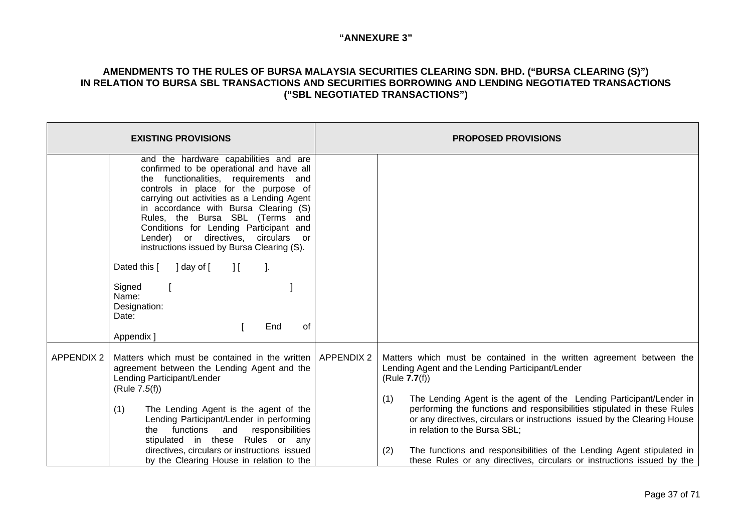**"ANNEXURE 3"**

**AMENDMENTS TO THE RULES OF BURSA MALAYSIA SECURITIES CLEARING SDN. BHD. ("BURSA CLEARING (S)") IN RELATION TO BURSA SBL TRANSACTIONS AND SECURITIES BORROWING AND LENDING NEGOTIATED TRANSACTIONS ("SBL NEGOTIATED TRANSACTIONS")**

| **EXISTING PROVISIONS** | | **PROPOSED PROVISIONS** | |
|---|---|---|---|
| | and the hardware capabilities and are confirmed to be operational and have all the functionalities, requirements and controls in place for the purpose of carrying out activities as a Lending Agent in accordance with Bursa Clearing (S) Rules, the Bursa SBL (Terms and Conditions for Lending Participant and Lender) or directives, circulars or instructions issued by Bursa Clearing (S).<br><br>Dated this [ ] day of [ ] [ ].<br><br>Signed [ ]<br>Name:<br>Designation:<br>Date:<br>[ End of Appendix ] | | |
| APPENDIX 2 | Matters which must be contained in the written agreement between the Lending Agent and the Lending Participant/Lender<br>(Rule 7.*5*(f))<br><br>(1) The Lending Agent is the agent of the Lending Participant/Lender in performing the functions and responsibilities stipulated in these Rules or any directives, circulars or instructions issued by the Clearing House in relation to the | APPENDIX 2 | Matters which must be contained in the written agreement between the Lending Agent and the Lending Participant/Lender<br>(Rule **7.7**(f))<br><br>(1) The Lending Agent is the agent of the Lending Participant/Lender in performing the functions and responsibilities stipulated in these Rules or any directives, circulars or instructions issued by the Clearing House in relation to the Bursa SBL;<br><br>(2) The functions and responsibilities of the Lending Agent stipulated in these Rules or any directives, circulars or instructions issued by the |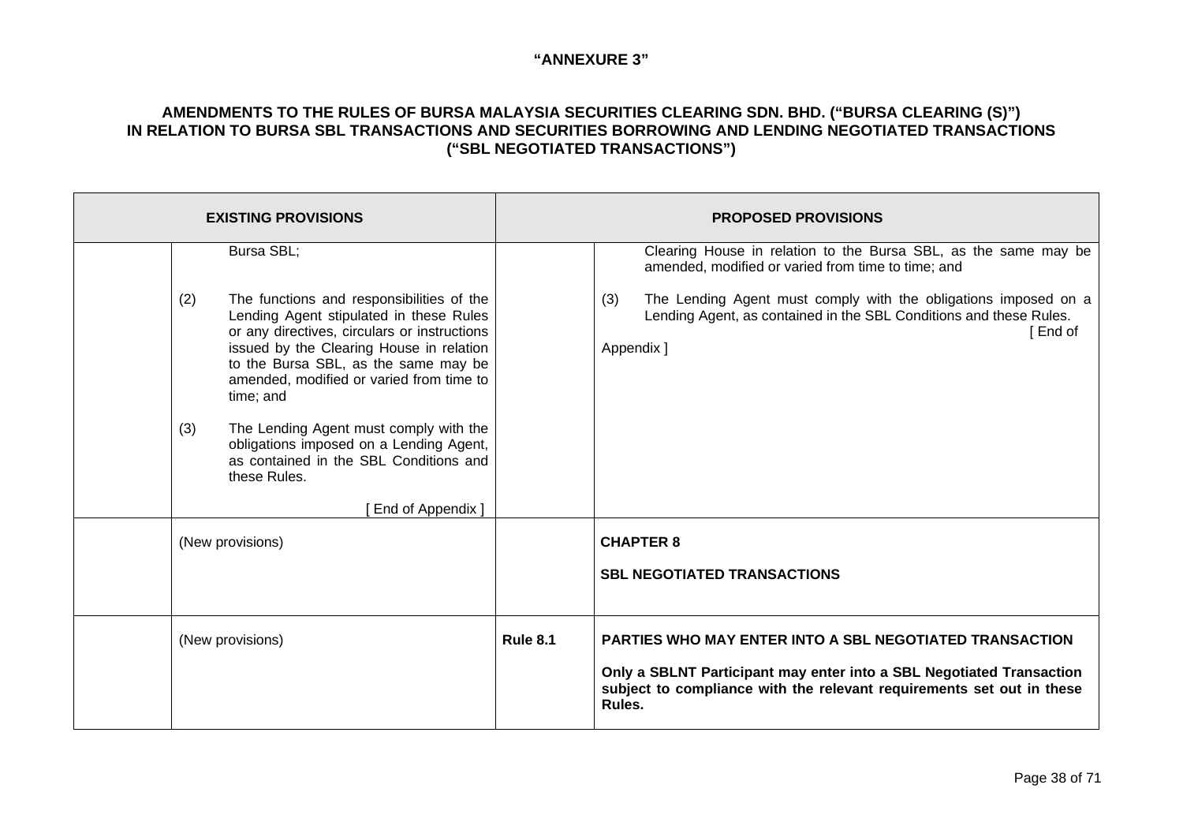**"ANNEXURE 3"**

**AMENDMENTS TO THE RULES OF BURSA MALAYSIA SECURITIES CLEARING SDN. BHD. ("BURSA CLEARING (S)") IN RELATION TO BURSA SBL TRANSACTIONS AND SECURITIES BORROWING AND LENDING NEGOTIATED TRANSACTIONS ("SBL NEGOTIATED TRANSACTIONS")**

| EXISTING PROVISIONS | | PROPOSED PROVISIONS | |
|---|---|---|---|
| | Bursa SBL;<br><br>(2) The functions and responsibilities of the Lending Agent stipulated in these Rules or any directives, circulars or instructions issued by the Clearing House in relation to the Bursa SBL, as the same may be amended, modified or varied from time to time; and<br><br>(3) The Lending Agent must comply with the obligations imposed on a Lending Agent, as contained in the SBL Conditions and these Rules.<br><br>[ End of Appendix ] | | Clearing House in relation to the Bursa SBL, as the same may be amended, modified or varied from time to time; and<br><br>(3) The Lending Agent must comply with the obligations imposed on a Lending Agent, as contained in the SBL Conditions and these Rules.<br><br>[ End of Appendix ] |
| | (New provisions) | | **CHAPTER 8**<br><br>**SBL NEGOTIATED TRANSACTIONS** |
| | (New provisions) | **Rule 8.1** | **PARTIES WHO MAY ENTER INTO A SBL NEGOTIATED TRANSACTION**<br><br>**Only a SBLNT Participant may enter into a SBL Negotiated Transaction subject to compliance with the relevant requirements set out in these Rules.** |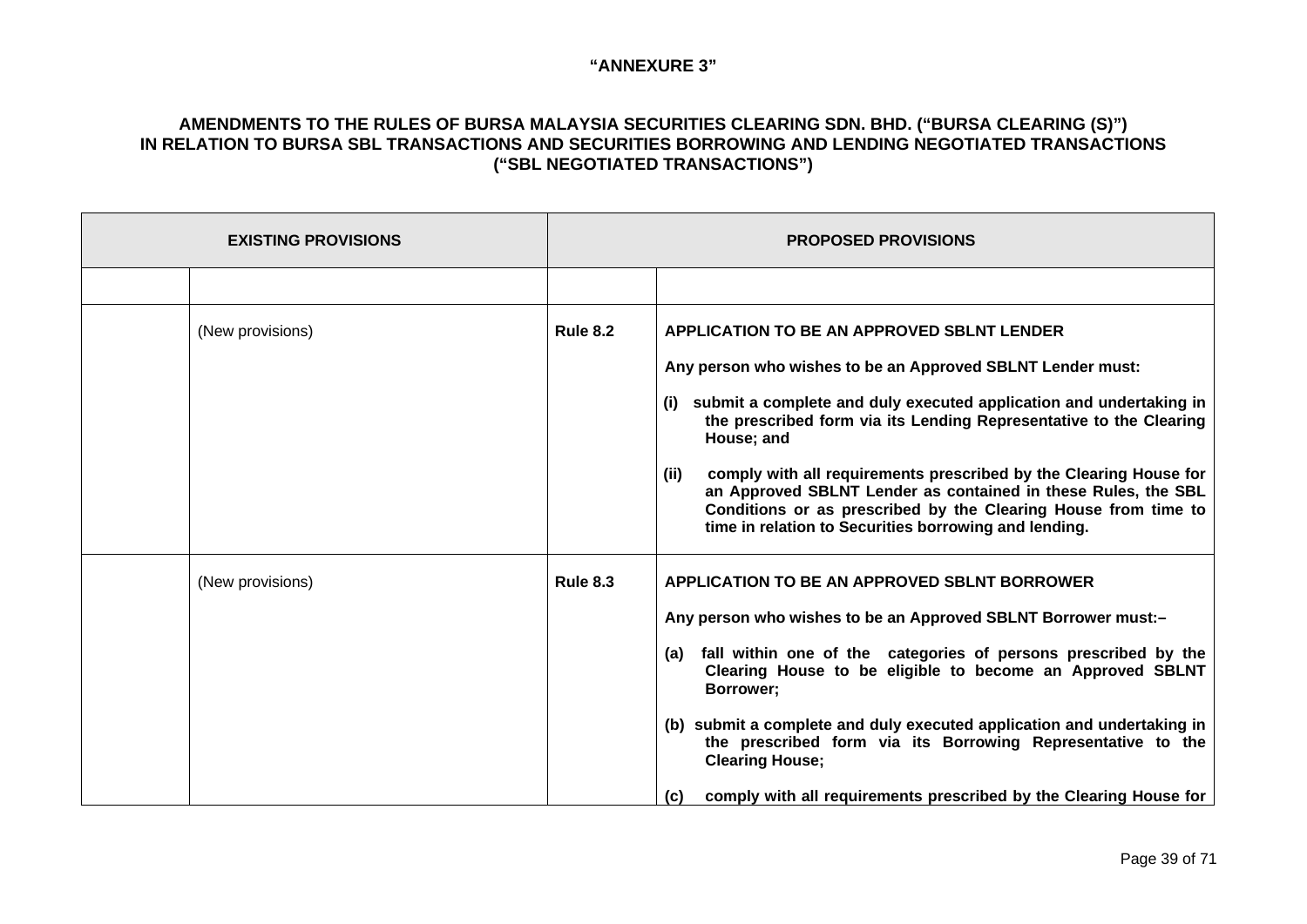**"ANNEXURE 3"**

**AMENDMENTS TO THE RULES OF BURSA MALAYSIA SECURITIES CLEARING SDN. BHD. ("BURSA CLEARING (S)") IN RELATION TO BURSA SBL TRANSACTIONS AND SECURITIES BORROWING AND LENDING NEGOTIATED TRANSACTIONS ("SBL NEGOTIATED TRANSACTIONS")**

| EXISTING PROVISIONS | | PROPOSED PROVISIONS | |
|---|---|---|---|
| | | | |
| | (New provisions) | **Rule 8.2** | **APPLICATION TO BE AN APPROVED SBLNT LENDER**<br><br>**Any person who wishes to be an Approved SBLNT Lender must:**<br><br>**(i) submit a complete and duly executed application and undertaking in the prescribed form via its Lending Representative to the Clearing House; and**<br><br>**(ii) comply with all requirements prescribed by the Clearing House for an Approved SBLNT Lender as contained in these Rules, the SBL Conditions or as prescribed by the Clearing House from time to time in relation to Securities borrowing and lending.** |
| | (New provisions) | **Rule 8.3** | **APPLICATION TO BE AN APPROVED SBLNT BORROWER**<br><br>**Any person who wishes to be an Approved SBLNT Borrower must:–**<br><br>**(a) fall within one of the categories of persons prescribed by the Clearing House to be eligible to become an Approved SBLNT Borrower;**<br><br>**(b) submit a complete and duly executed application and undertaking in the prescribed form via its Borrowing Representative to the Clearing House;**<br><br>**(c) comply with all requirements prescribed by the Clearing House for** |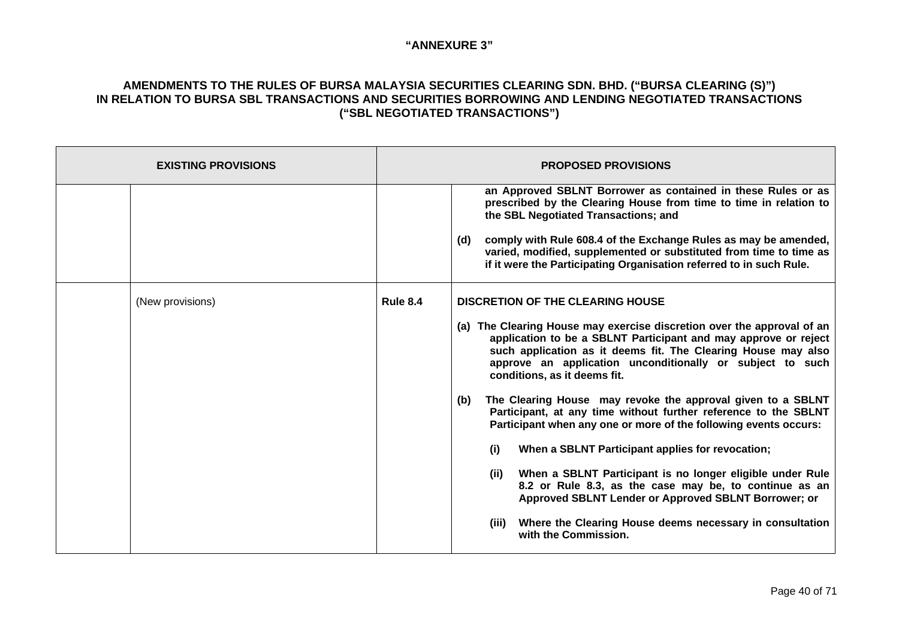**"ANNEXURE 3"**

**AMENDMENTS TO THE RULES OF BURSA MALAYSIA SECURITIES CLEARING SDN. BHD. ("BURSA CLEARING (S)") IN RELATION TO BURSA SBL TRANSACTIONS AND SECURITIES BORROWING AND LENDING NEGOTIATED TRANSACTIONS ("SBL NEGOTIATED TRANSACTIONS")**

| EXISTING PROVISIONS | | PROPOSED PROVISIONS | |
|---|---|---|---|
| | | | **an Approved SBLNT Borrower as contained in these Rules or as prescribed by the Clearing House from time to time in relation to the SBL Negotiated Transactions; and**<br><br>**(d) comply with Rule 608.4 of the Exchange Rules as may be amended, varied, modified, supplemented or substituted from time to time as if it were the Participating Organisation referred to in such Rule.** |
| | (New provisions) | **Rule 8.4** | **DISCRETION OF THE CLEARING HOUSE**<br><br>**(a) The Clearing House may exercise discretion over the approval of an application to be a SBLNT Participant and may approve or reject such application as it deems fit. The Clearing House may also approve an application unconditionally or subject to such conditions, as it deems fit.**<br><br>**(b) The Clearing House may revoke the approval given to a SBLNT Participant, at any time without further reference to the SBLNT Participant when any one or more of the following events occurs:**<br><br>**(i) When a SBLNT Participant applies for revocation;**<br><br>**(ii) When a SBLNT Participant is no longer eligible under Rule 8.2 or Rule 8.3, as the case may be, to continue as an Approved SBLNT Lender or Approved SBLNT Borrower; or**<br><br>**(iii) Where the Clearing House deems necessary in consultation with the Commission.** |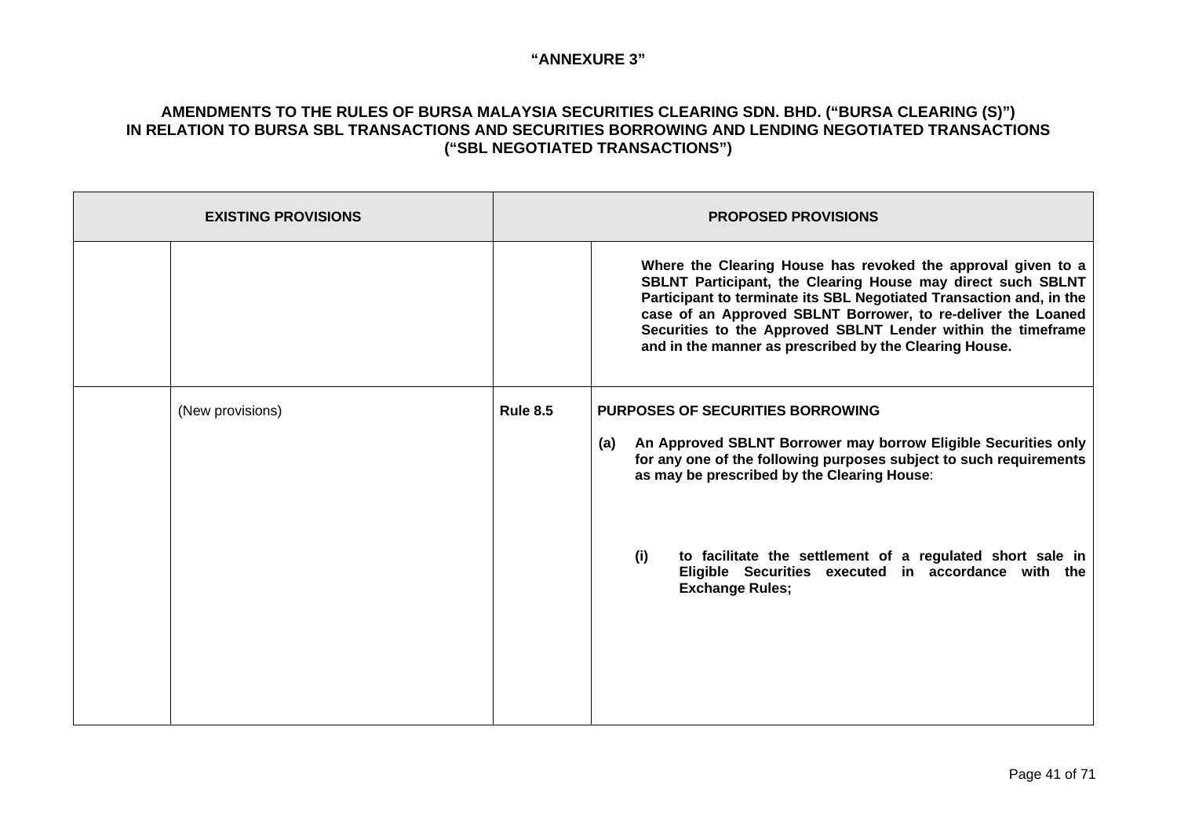**"ANNEXURE 3"**

**AMENDMENTS TO THE RULES OF BURSA MALAYSIA SECURITIES CLEARING SDN. BHD. ("BURSA CLEARING (S)") IN RELATION TO BURSA SBL TRANSACTIONS AND SECURITIES BORROWING AND LENDING NEGOTIATED TRANSACTIONS ("SBL NEGOTIATED TRANSACTIONS")**

| **EXISTING PROVISIONS** | | **PROPOSED PROVISIONS** | |
|---|---|---|---|
| | | | **Where the Clearing House has revoked the approval given to a SBLNT Participant, the Clearing House may direct such SBLNT Participant to terminate its SBL Negotiated Transaction and, in the case of an Approved SBLNT Borrower, to re-deliver the Loaned Securities to the Approved SBLNT Lender within the timeframe and in the manner as prescribed by the Clearing House.** |
| | (New provisions) | **Rule 8.5** | **PURPOSES OF SECURITIES BORROWING**<br><br>**(a) An Approved SBLNT Borrower may borrow Eligible Securities only for any one of the following purposes subject to such requirements as may be prescribed by the Clearing House**:<br><br>**(i) to facilitate the settlement of a regulated short sale in Eligible Securities executed in accordance with the Exchange Rules;** |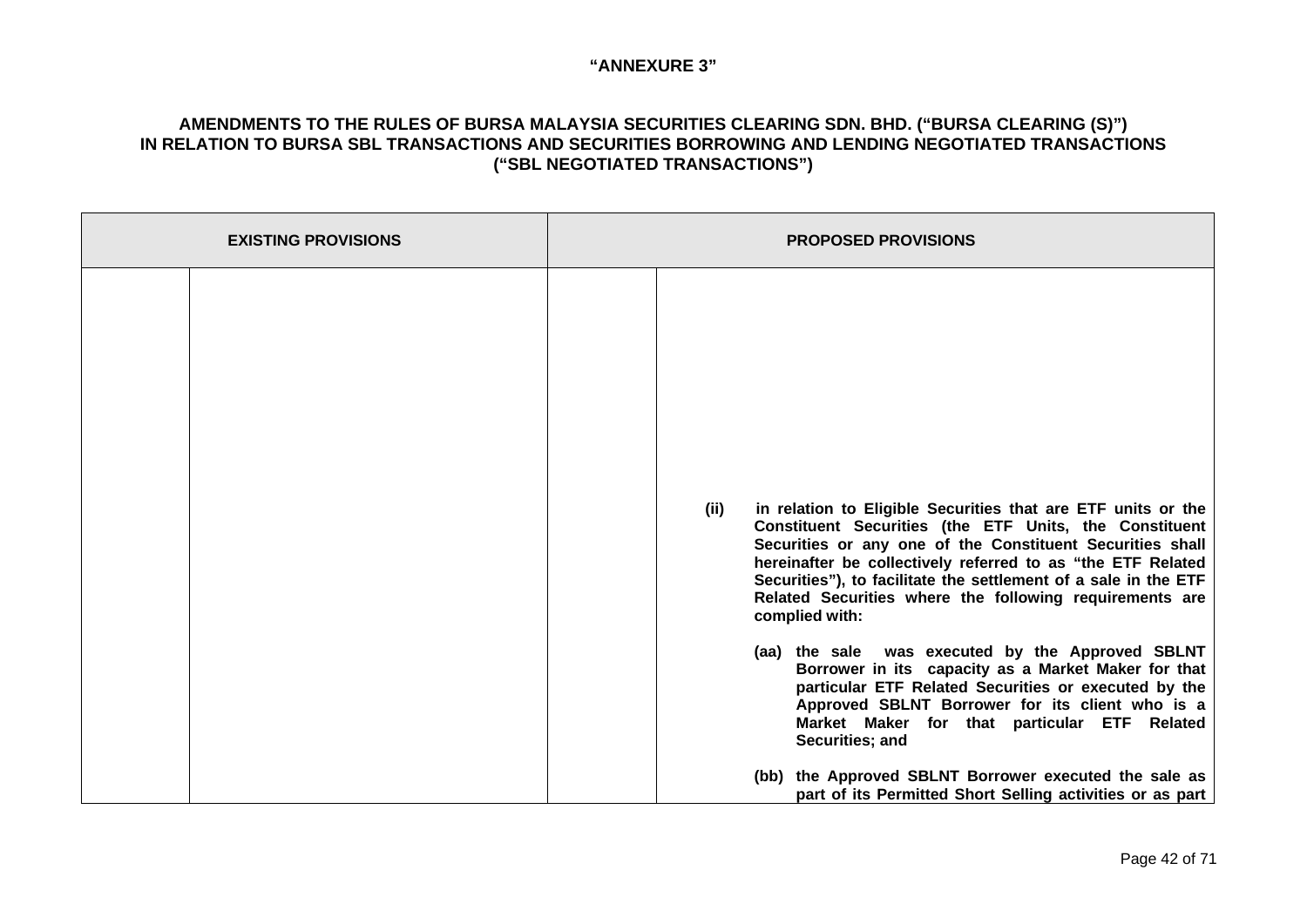**"ANNEXURE 3"**

**AMENDMENTS TO THE RULES OF BURSA MALAYSIA SECURITIES CLEARING SDN. BHD. ("BURSA CLEARING (S)") IN RELATION TO BURSA SBL TRANSACTIONS AND SECURITIES BORROWING AND LENDING NEGOTIATED TRANSACTIONS ("SBL NEGOTIATED TRANSACTIONS")**

| EXISTING PROVISIONS | | PROPOSED PROVISIONS | |
|---|---|---|---|
| | | | **(ii) in relation to Eligible Securities that are ETF units or the Constituent Securities (the ETF Units, the Constituent Securities or any one of the Constituent Securities shall hereinafter be collectively referred to as "the ETF Related Securities"), to facilitate the settlement of a sale in the ETF Related Securities where the following requirements are complied with:**<br><br>**(aa) the sale was executed by the Approved SBLNT Borrower in its capacity as a Market Maker for that particular ETF Related Securities or executed by the Approved SBLNT Borrower for its client who is a Market Maker for that particular ETF Related Securities; and**<br><br>**(bb) the Approved SBLNT Borrower executed the sale as part of its Permitted Short Selling activities or as part** |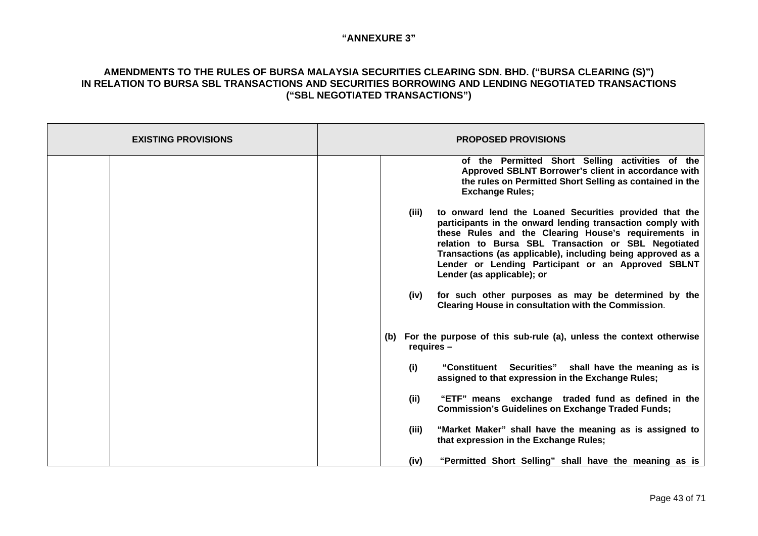**"ANNEXURE 3"**

**AMENDMENTS TO THE RULES OF BURSA MALAYSIA SECURITIES CLEARING SDN. BHD. ("BURSA CLEARING (S)") IN RELATION TO BURSA SBL TRANSACTIONS AND SECURITIES BORROWING AND LENDING NEGOTIATED TRANSACTIONS ("SBL NEGOTIATED TRANSACTIONS")**

| EXISTING PROVISIONS | | PROPOSED PROVISIONS | |
|---|---|---|---|
| | | | **of the Permitted Short Selling activities of the Approved SBLNT Borrower's client in accordance with the rules on Permitted Short Selling as contained in the Exchange Rules;**<br><br>**(iii) to onward lend the Loaned Securities provided that the participants in the onward lending transaction comply with these Rules and the Clearing House's requirements in relation to Bursa SBL Transaction or SBL Negotiated Transactions (as applicable), including being approved as a Lender or Lending Participant or an Approved SBLNT Lender (as applicable); or**<br><br>**(iv) for such other purposes as may be determined by the Clearing House in consultation with the Commission.**<br><br>**(b) For the purpose of this sub-rule (a), unless the context otherwise requires –**<br><br>**(i) "Constituent Securities" shall have the meaning as is assigned to that expression in the Exchange Rules;**<br><br>**(ii) "ETF" means exchange traded fund as defined in the Commission's Guidelines on Exchange Traded Funds;**<br><br>**(iii) "Market Maker" shall have the meaning as is assigned to that expression in the Exchange Rules;**<br><br>**(iv) "Permitted Short Selling" shall have the meaning as is** |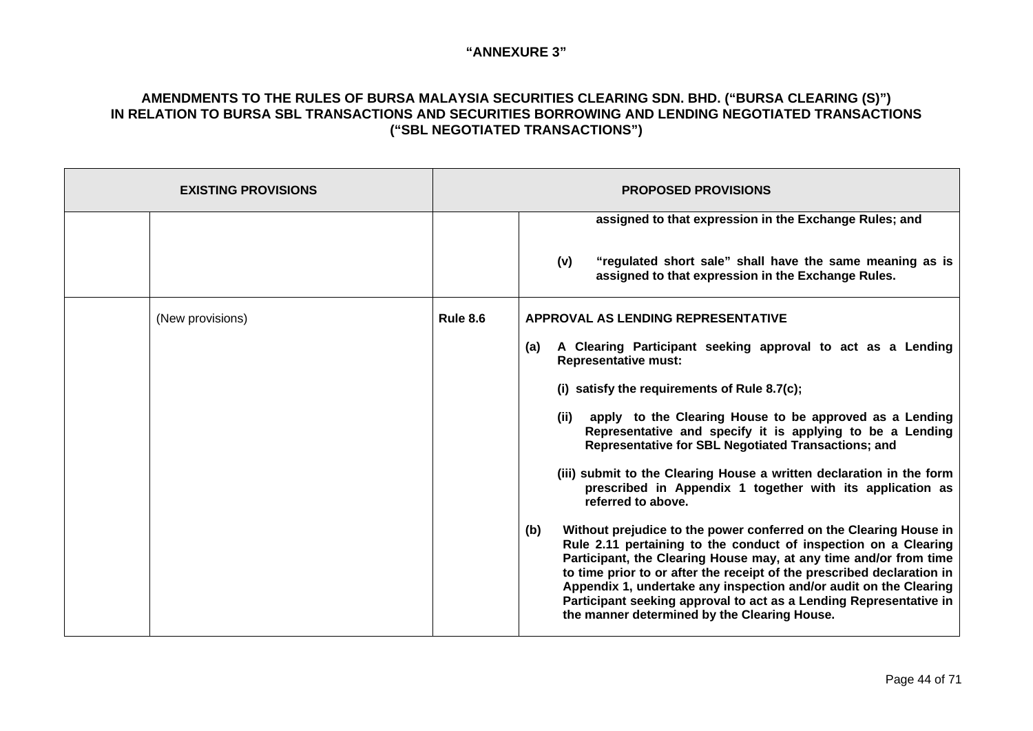**"ANNEXURE 3"**

**AMENDMENTS TO THE RULES OF BURSA MALAYSIA SECURITIES CLEARING SDN. BHD. ("BURSA CLEARING (S)") IN RELATION TO BURSA SBL TRANSACTIONS AND SECURITIES BORROWING AND LENDING NEGOTIATED TRANSACTIONS ("SBL NEGOTIATED TRANSACTIONS")**

| EXISTING PROVISIONS | | PROPOSED PROVISIONS | |
|---|---|---|---|
| | | | **assigned to that expression in the Exchange Rules; and**<br><br>**(v) "regulated short sale" shall have the same meaning as is assigned to that expression in the Exchange Rules.** |
| | (New provisions) | **Rule 8.6** | **APPROVAL AS LENDING REPRESENTATIVE**<br><br>**(a) A Clearing Participant seeking approval to act as a Lending Representative must:**<br><br>**(i) satisfy the requirements of Rule 8.7(c);**<br><br>**(ii) apply to the Clearing House to be approved as a Lending Representative and specify it is applying to be a Lending Representative for SBL Negotiated Transactions; and**<br><br>**(iii) submit to the Clearing House a written declaration in the form prescribed in Appendix 1 together with its application as referred to above.**<br><br>**(b) Without prejudice to the power conferred on the Clearing House in Rule 2.11 pertaining to the conduct of inspection on a Clearing Participant, the Clearing House may, at any time and/or from time to time prior to or after the receipt of the prescribed declaration in Appendix 1, undertake any inspection and/or audit on the Clearing Participant seeking approval to act as a Lending Representative in the manner determined by the Clearing House.** |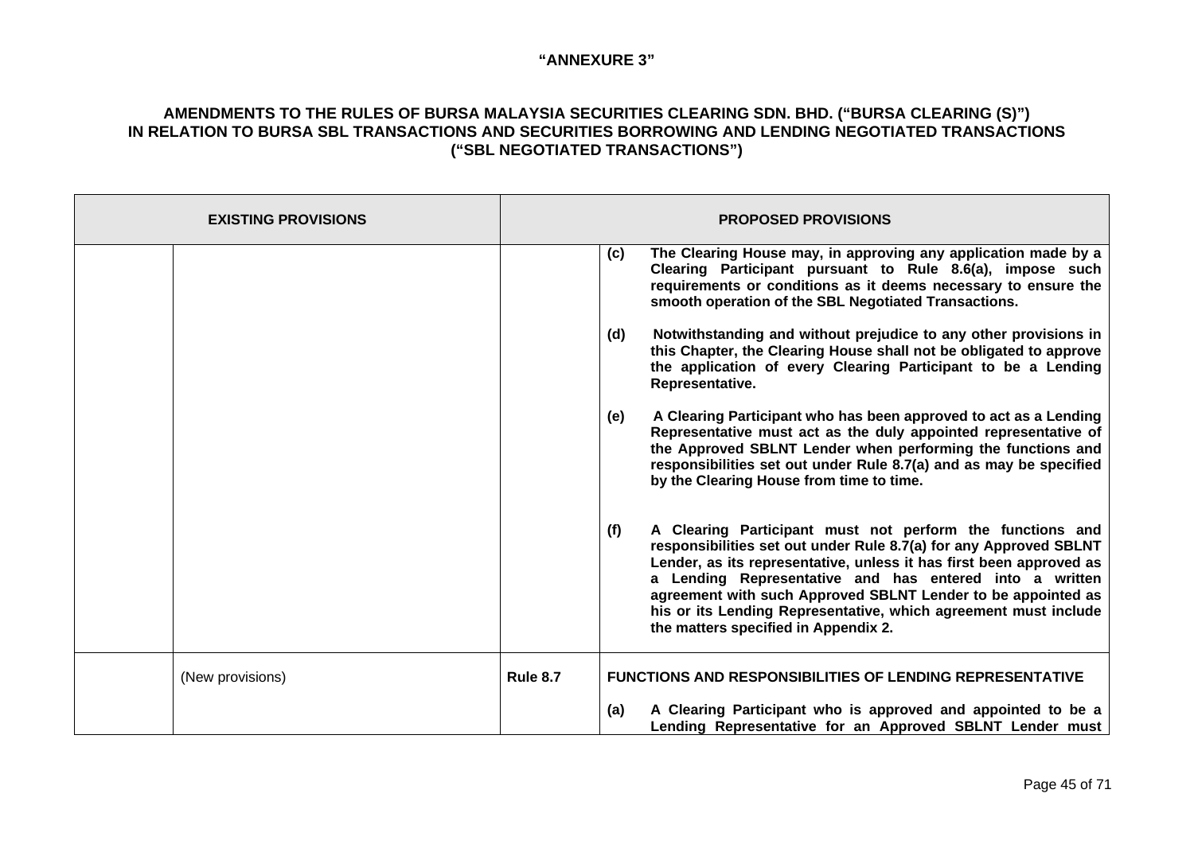**"ANNEXURE 3"**

**AMENDMENTS TO THE RULES OF BURSA MALAYSIA SECURITIES CLEARING SDN. BHD. ("BURSA CLEARING (S)") IN RELATION TO BURSA SBL TRANSACTIONS AND SECURITIES BORROWING AND LENDING NEGOTIATED TRANSACTIONS ("SBL NEGOTIATED TRANSACTIONS")**

| EXISTING PROVISIONS | | PROPOSED PROVISIONS | |
|---|---|---|---|
| | | | **(c)** **The Clearing House may, in approving any application made by a Clearing Participant pursuant to Rule 8.6(a), impose such requirements or conditions as it deems necessary to ensure the smooth operation of the SBL Negotiated Transactions.**<br><br>**(d)** **Notwithstanding and without prejudice to any other provisions in this Chapter, the Clearing House shall not be obligated to approve the application of every Clearing Participant to be a Lending Representative.**<br><br>**(e)** **A Clearing Participant who has been approved to act as a Lending Representative must act as the duly appointed representative of the Approved SBLNT Lender when performing the functions and responsibilities set out under Rule 8.7(a) and as may be specified by the Clearing House from time to time.**<br><br>**(f)** **A Clearing Participant must not perform the functions and responsibilities set out under Rule 8.7(a) for any Approved SBLNT Lender, as its representative, unless it has first been approved as a Lending Representative and has entered into a written agreement with such Approved SBLNT Lender to be appointed as his or its Lending Representative, which agreement must include the matters specified in Appendix 2.** |
| | (New provisions) | **Rule 8.7** | **FUNCTIONS AND RESPONSIBILITIES OF LENDING REPRESENTATIVE**<br><br>**(a)** **A Clearing Participant who is approved and appointed to be a Lending Representative for an Approved SBLNT Lender must** |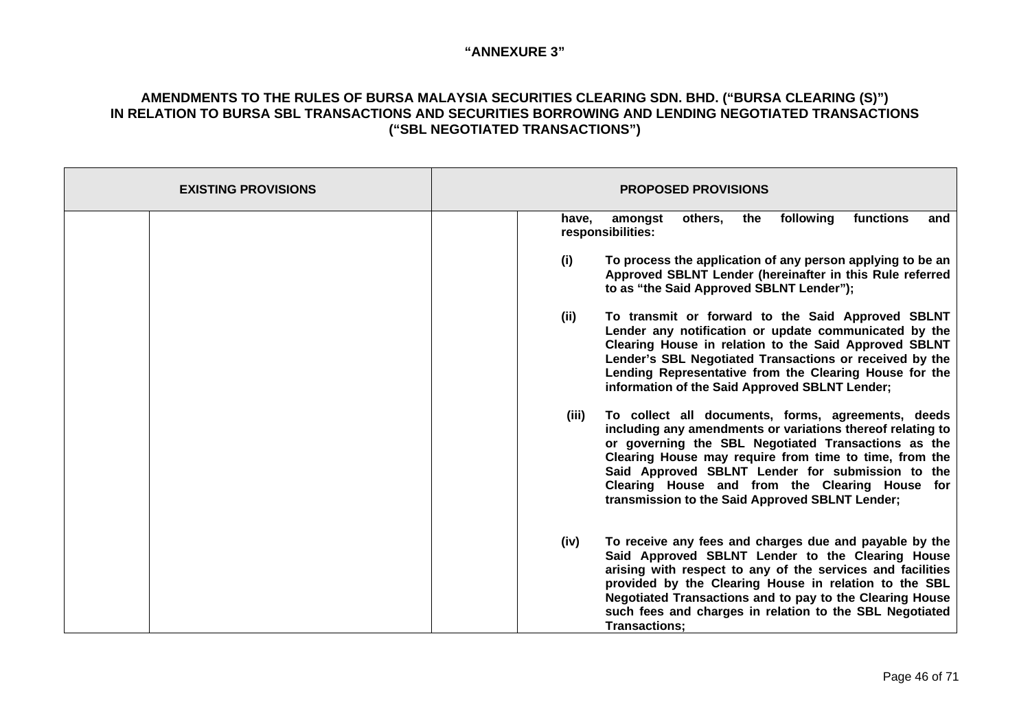"ANNEXURE 3"

**AMENDMENTS TO THE RULES OF BURSA MALAYSIA SECURITIES CLEARING SDN. BHD. ("BURSA CLEARING (S)") IN RELATION TO BURSA SBL TRANSACTIONS AND SECURITIES BORROWING AND LENDING NEGOTIATED TRANSACTIONS ("SBL NEGOTIATED TRANSACTIONS")**

| EXISTING PROVISIONS | | PROPOSED PROVISIONS | |
|---|---|---|---|
| | | | **have, amongst others, the following functions and responsibilities:**<br><br>**(i) To process the application of any person applying to be an Approved SBLNT Lender (hereinafter in this Rule referred to as "the Said Approved SBLNT Lender");**<br><br>**(ii) To transmit or forward to the Said Approved SBLNT Lender any notification or update communicated by the Clearing House in relation to the Said Approved SBLNT Lender's SBL Negotiated Transactions or received by the Lending Representative from the Clearing House for the information of the Said Approved SBLNT Lender;**<br><br>**(iii) To collect all documents, forms, agreements, deeds including any amendments or variations thereof relating to or governing the SBL Negotiated Transactions as the Clearing House may require from time to time, from the Said Approved SBLNT Lender for submission to the Clearing House and from the Clearing House for transmission to the Said Approved SBLNT Lender;**<br><br>**(iv) To receive any fees and charges due and payable by the Said Approved SBLNT Lender to the Clearing House arising with respect to any of the services and facilities provided by the Clearing House in relation to the SBL Negotiated Transactions and to pay to the Clearing House such fees and charges in relation to the SBL Negotiated Transactions;** |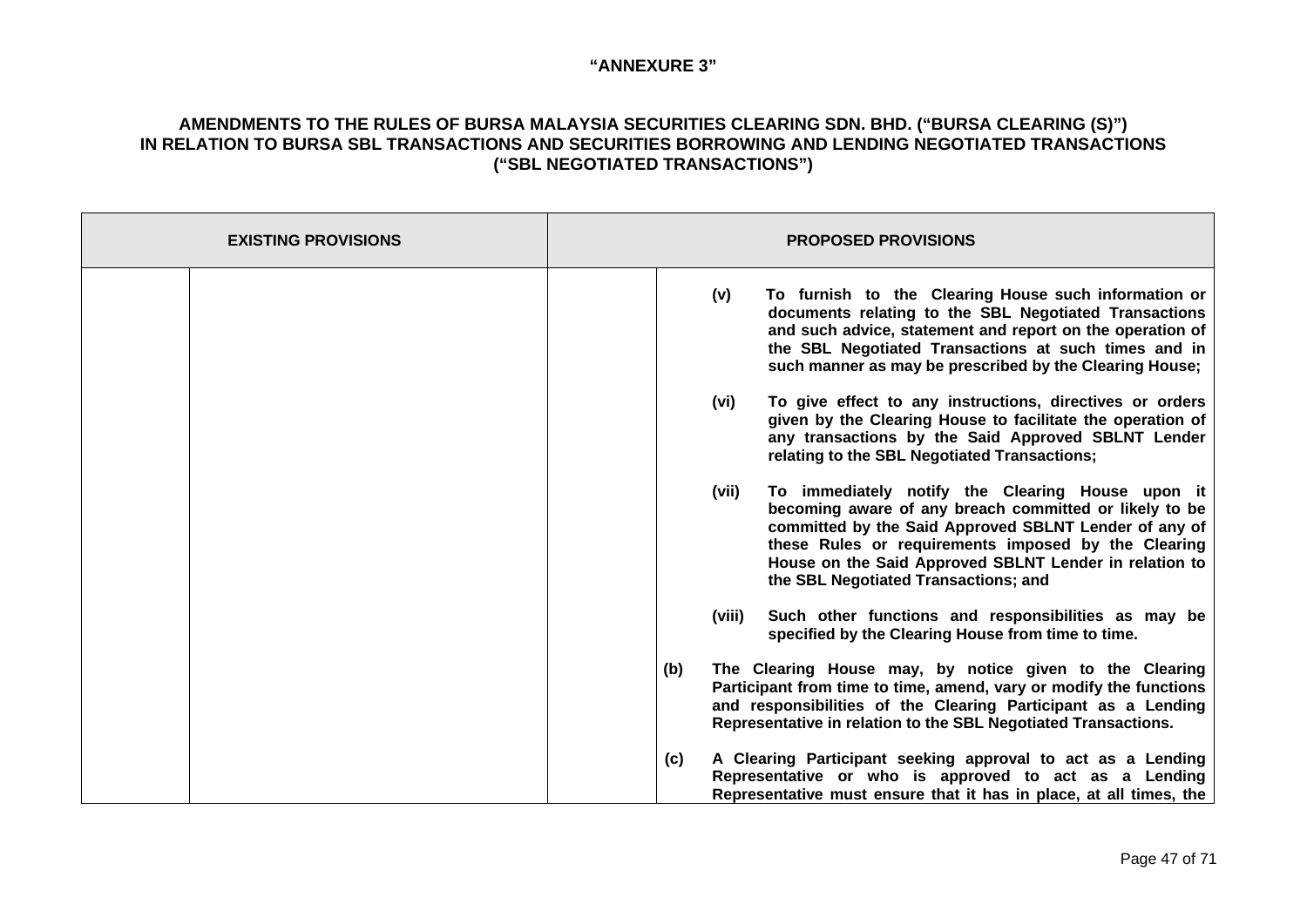**"ANNEXURE 3"**

**AMENDMENTS TO THE RULES OF BURSA MALAYSIA SECURITIES CLEARING SDN. BHD. ("BURSA CLEARING (S)") IN RELATION TO BURSA SBL TRANSACTIONS AND SECURITIES BORROWING AND LENDING NEGOTIATED TRANSACTIONS ("SBL NEGOTIATED TRANSACTIONS")**

| EXISTING PROVISIONS | | PROPOSED PROVISIONS | |
|---|---|---|---|
| | | | **(v) To furnish to the Clearing House such information or documents relating to the SBL Negotiated Transactions and such advice, statement and report on the operation of the SBL Negotiated Transactions at such times and in such manner as may be prescribed by the Clearing House;**<br><br>**(vi) To give effect to any instructions, directives or orders given by the Clearing House to facilitate the operation of any transactions by the Said Approved SBLNT Lender relating to the SBL Negotiated Transactions;**<br><br>**(vii) To immediately notify the Clearing House upon it becoming aware of any breach committed or likely to be committed by the Said Approved SBLNT Lender of any of these Rules or requirements imposed by the Clearing House on the Said Approved SBLNT Lender in relation to the SBL Negotiated Transactions; and**<br><br>**(viii) Such other functions and responsibilities as may be specified by the Clearing House from time to time.**<br><br>**(b) The Clearing House may, by notice given to the Clearing Participant from time to time, amend, vary or modify the functions and responsibilities of the Clearing Participant as a Lending Representative in relation to the SBL Negotiated Transactions.**<br><br>**(c) A Clearing Participant seeking approval to act as a Lending Representative or who is approved to act as a Lending Representative must ensure that it has in place, at all times, the** |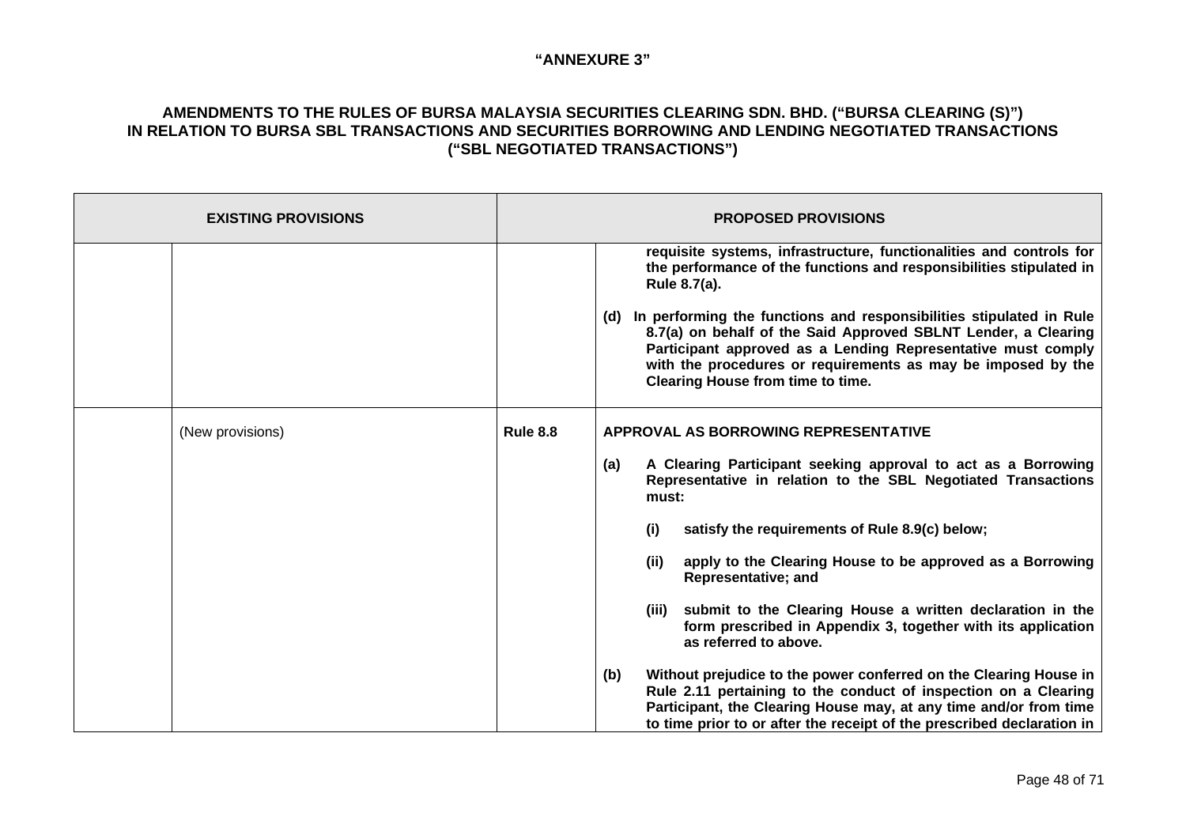**"ANNEXURE 3"**

**AMENDMENTS TO THE RULES OF BURSA MALAYSIA SECURITIES CLEARING SDN. BHD. ("BURSA CLEARING (S)") IN RELATION TO BURSA SBL TRANSACTIONS AND SECURITIES BORROWING AND LENDING NEGOTIATED TRANSACTIONS ("SBL NEGOTIATED TRANSACTIONS")**

| EXISTING PROVISIONS | | PROPOSED PROVISIONS | |
|---|---|---|---|
| | | | **requisite systems, infrastructure, functionalities and controls for the performance of the functions and responsibilities stipulated in Rule 8.7(a).**<br><br>**(d) In performing the functions and responsibilities stipulated in Rule 8.7(a) on behalf of the Said Approved SBLNT Lender, a Clearing Participant approved as a Lending Representative must comply with the procedures or requirements as may be imposed by the Clearing House from time to time.** |
| | (New provisions) | **Rule 8.8** | **APPROVAL AS BORROWING REPRESENTATIVE**<br><br>**(a) A Clearing Participant seeking approval to act as a Borrowing Representative in relation to the SBL Negotiated Transactions must:**<br><br>**(i) satisfy the requirements of Rule 8.9(c) below;**<br><br>**(ii) apply to the Clearing House to be approved as a Borrowing Representative; and**<br><br>**(iii) submit to the Clearing House a written declaration in the form prescribed in Appendix 3, together with its application as referred to above.**<br><br>**(b) Without prejudice to the power conferred on the Clearing House in Rule 2.11 pertaining to the conduct of inspection on a Clearing Participant, the Clearing House may, at any time and/or from time to time prior to or after the receipt of the prescribed declaration in** |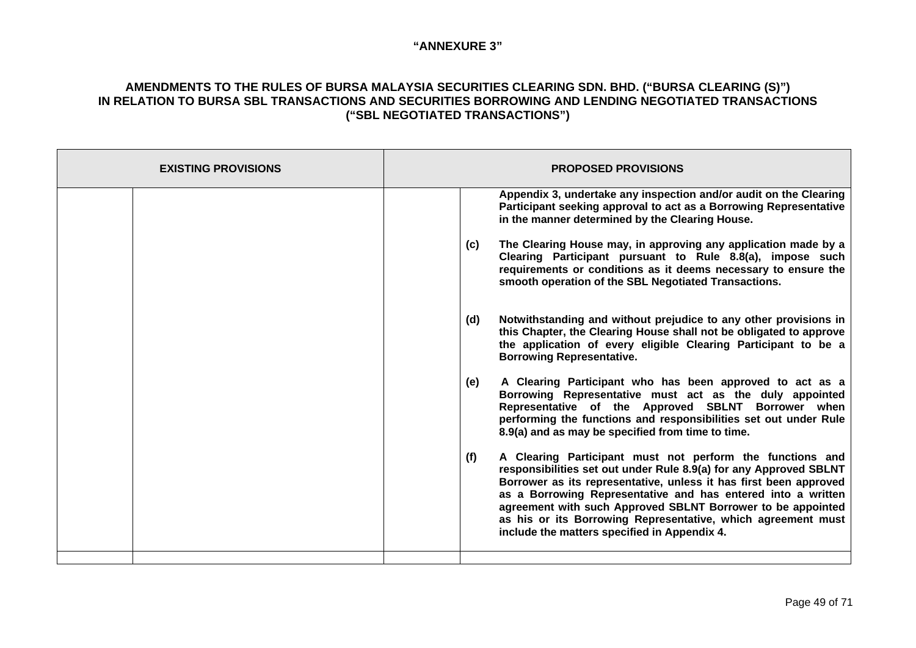"ANNEXURE 3"

**AMENDMENTS TO THE RULES OF BURSA MALAYSIA SECURITIES CLEARING SDN. BHD. ("BURSA CLEARING (S)") IN RELATION TO BURSA SBL TRANSACTIONS AND SECURITIES BORROWING AND LENDING NEGOTIATED TRANSACTIONS ("SBL NEGOTIATED TRANSACTIONS")**

| EXISTING PROVISIONS | | PROPOSED PROVISIONS | |
|---|---|---|---|
| | | | **Appendix 3, undertake any inspection and/or audit on the Clearing Participant seeking approval to act as a Borrowing Representative in the manner determined by the Clearing House.**<br><br>**(c) The Clearing House may, in approving any application made by a Clearing Participant pursuant to Rule 8.8(a), impose such requirements or conditions as it deems necessary to ensure the smooth operation of the SBL Negotiated Transactions.**<br><br>**(d) Notwithstanding and without prejudice to any other provisions in this Chapter, the Clearing House shall not be obligated to approve the application of every eligible Clearing Participant to be a Borrowing Representative.**<br><br>**(e) A Clearing Participant who has been approved to act as a Borrowing Representative must act as the duly appointed Representative of the Approved SBLNT Borrower when performing the functions and responsibilities set out under Rule 8.9(a) and as may be specified from time to time.**<br><br>**(f) A Clearing Participant must not perform the functions and responsibilities set out under Rule 8.9(a) for any Approved SBLNT Borrower as its representative, unless it has first been approved as a Borrowing Representative and has entered into a written agreement with such Approved SBLNT Borrower to be appointed as his or its Borrowing Representative, which agreement must include the matters specified in Appendix 4.** |
| | | | |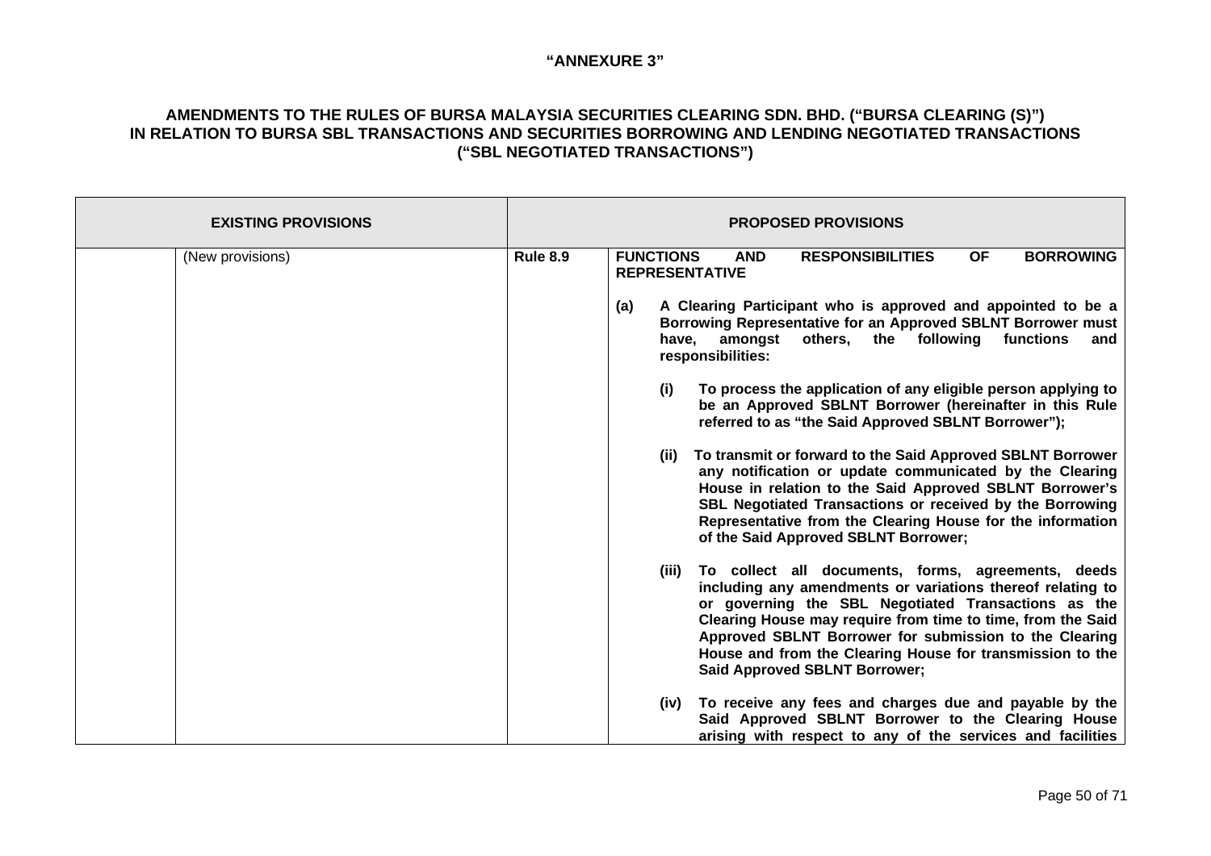**"ANNEXURE 3"**

**AMENDMENTS TO THE RULES OF BURSA MALAYSIA SECURITIES CLEARING SDN. BHD. ("BURSA CLEARING (S)") IN RELATION TO BURSA SBL TRANSACTIONS AND SECURITIES BORROWING AND LENDING NEGOTIATED TRANSACTIONS ("SBL NEGOTIATED TRANSACTIONS")**

| EXISTING PROVISIONS | | PROPOSED PROVISIONS | |
|---|---|---|---|
| | (New provisions) | **Rule 8.9** | **FUNCTIONS AND RESPONSIBILITIES OF BORROWING REPRESENTATIVE**<br><br>**(a) A Clearing Participant who is approved and appointed to be a Borrowing Representative for an Approved SBLNT Borrower must have, amongst others, the following functions and responsibilities:**<br><br>**(i) To process the application of any eligible person applying to be an Approved SBLNT Borrower (hereinafter in this Rule referred to as "the Said Approved SBLNT Borrower");**<br><br>**(ii) To transmit or forward to the Said Approved SBLNT Borrower any notification or update communicated by the Clearing House in relation to the Said Approved SBLNT Borrower's SBL Negotiated Transactions or received by the Borrowing Representative from the Clearing House for the information of the Said Approved SBLNT Borrower;**<br><br>**(iii) To collect all documents, forms, agreements, deeds including any amendments or variations thereof relating to or governing the SBL Negotiated Transactions as the Clearing House may require from time to time, from the Said Approved SBLNT Borrower for submission to the Clearing House and from the Clearing House for transmission to the Said Approved SBLNT Borrower;**<br><br>**(iv) To receive any fees and charges due and payable by the Said Approved SBLNT Borrower to the Clearing House arising with respect to any of the services and facilities** |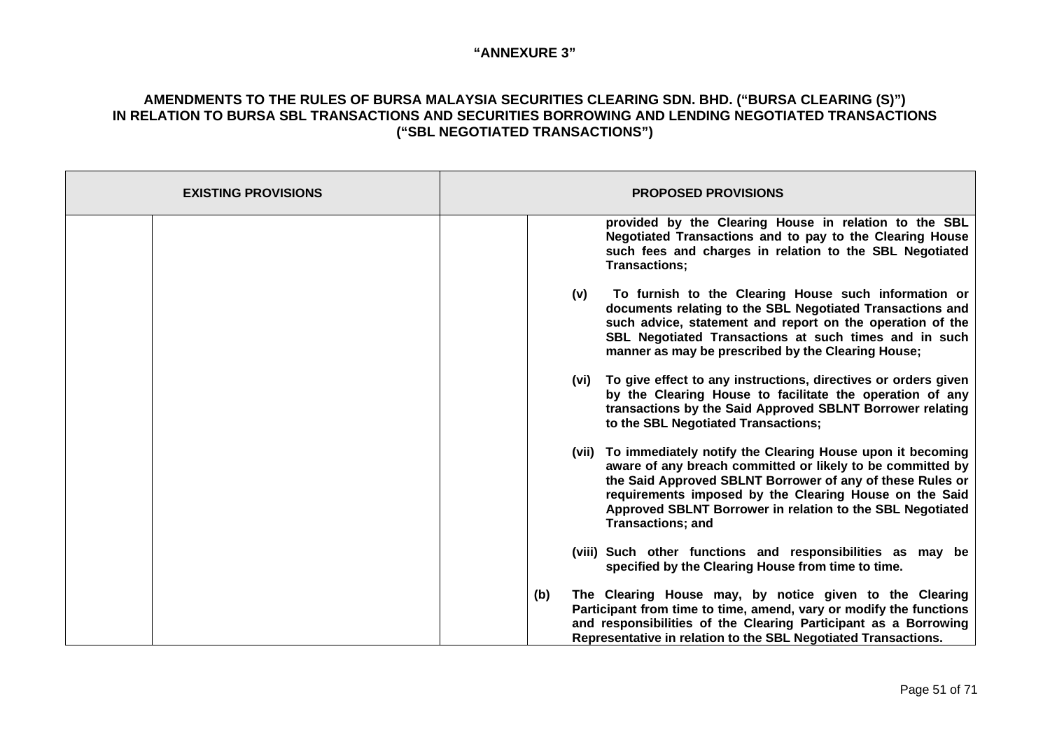**"ANNEXURE 3"**

**AMENDMENTS TO THE RULES OF BURSA MALAYSIA SECURITIES CLEARING SDN. BHD. ("BURSA CLEARING (S)") IN RELATION TO BURSA SBL TRANSACTIONS AND SECURITIES BORROWING AND LENDING NEGOTIATED TRANSACTIONS ("SBL NEGOTIATED TRANSACTIONS")**

| EXISTING PROVISIONS | | PROPOSED PROVISIONS | |
|---|---|---|---|
| | | | **provided by the Clearing House in relation to the SBL Negotiated Transactions and to pay to the Clearing House such fees and charges in relation to the SBL Negotiated Transactions;**<br><br>**(v) To furnish to the Clearing House such information or documents relating to the SBL Negotiated Transactions and such advice, statement and report on the operation of the SBL Negotiated Transactions at such times and in such manner as may be prescribed by the Clearing House;**<br><br>**(vi) To give effect to any instructions, directives or orders given by the Clearing House to facilitate the operation of any transactions by the Said Approved SBLNT Borrower relating to the SBL Negotiated Transactions;**<br><br>**(vii) To immediately notify the Clearing House upon it becoming aware of any breach committed or likely to be committed by the Said Approved SBLNT Borrower of any of these Rules or requirements imposed by the Clearing House on the Said Approved SBLNT Borrower in relation to the SBL Negotiated Transactions; and**<br><br>**(viii) Such other functions and responsibilities as may be specified by the Clearing House from time to time.**<br><br>**(b) The Clearing House may, by notice given to the Clearing Participant from time to time, amend, vary or modify the functions and responsibilities of the Clearing Participant as a Borrowing Representative in relation to the SBL Negotiated Transactions.** |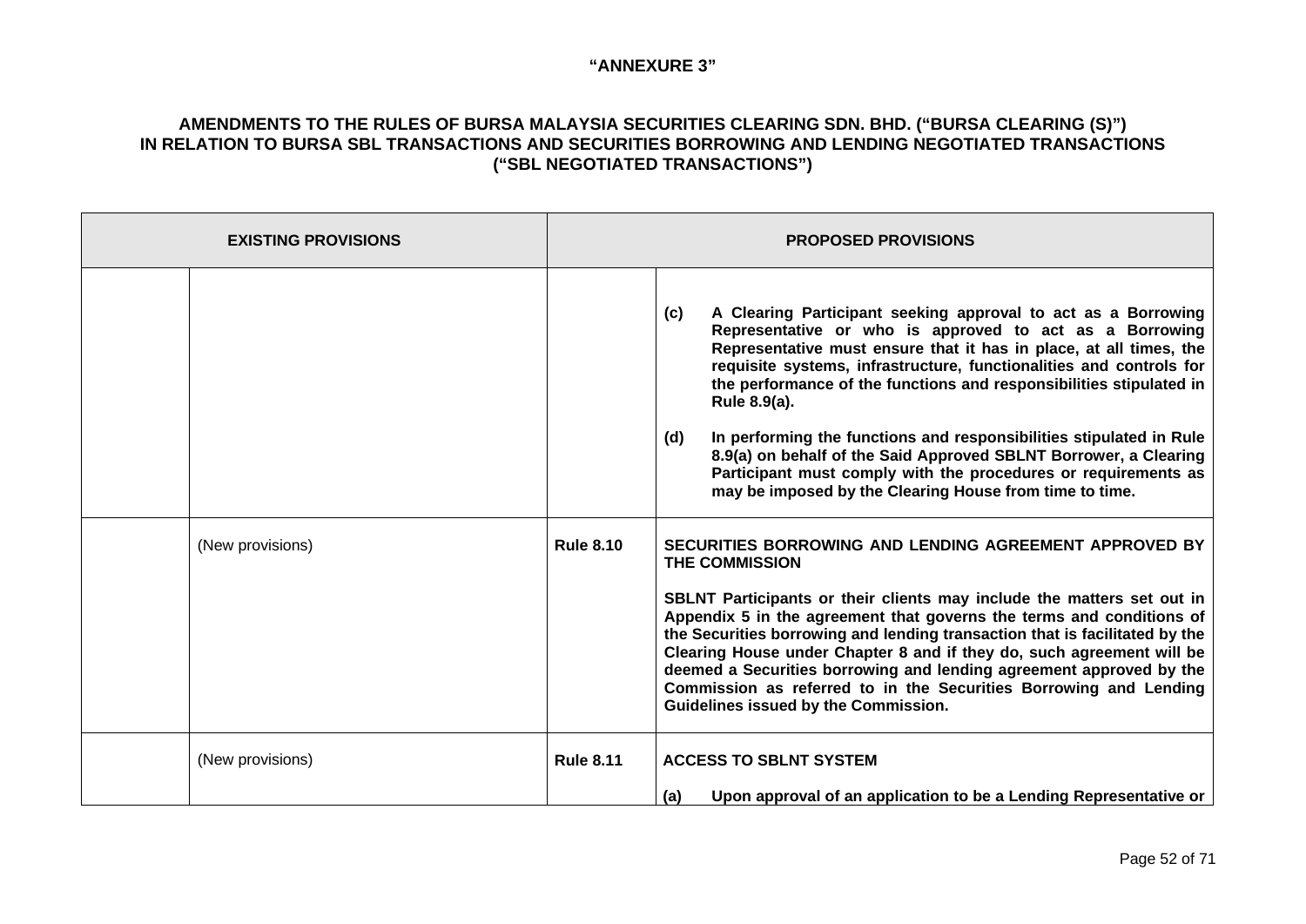**"ANNEXURE 3"**

**AMENDMENTS TO THE RULES OF BURSA MALAYSIA SECURITIES CLEARING SDN. BHD. ("BURSA CLEARING (S)") IN RELATION TO BURSA SBL TRANSACTIONS AND SECURITIES BORROWING AND LENDING NEGOTIATED TRANSACTIONS ("SBL NEGOTIATED TRANSACTIONS")**

| **EXISTING PROVISIONS** | | **PROPOSED PROVISIONS** | |
|---|---|---|---|
| | | | **(c)** **A Clearing Participant seeking approval to act as a Borrowing Representative or who is approved to act as a Borrowing Representative must ensure that it has in place, at all times, the requisite systems, infrastructure, functionalities and controls for the performance of the functions and responsibilities stipulated in Rule 8.9(a).**<br><br>**(d)** **In performing the functions and responsibilities stipulated in Rule 8.9(a) on behalf of the Said Approved SBLNT Borrower, a Clearing Participant must comply with the procedures or requirements as may be imposed by the Clearing House from time to time.** |
| | (New provisions) | **Rule 8.10** | **SECURITIES BORROWING AND LENDING AGREEMENT APPROVED BY THE COMMISSION**<br><br>**SBLNT Participants or their clients may include the matters set out in Appendix 5 in the agreement that governs the terms and conditions of the Securities borrowing and lending transaction that is facilitated by the Clearing House under Chapter 8 and if they do, such agreement will be deemed a Securities borrowing and lending agreement approved by the Commission as referred to in the Securities Borrowing and Lending Guidelines issued by the Commission.** |
| | (New provisions) | **Rule 8.11** | **ACCESS TO SBLNT SYSTEM**<br><br>**(a)** **Upon approval of an application to be a Lending Representative or** |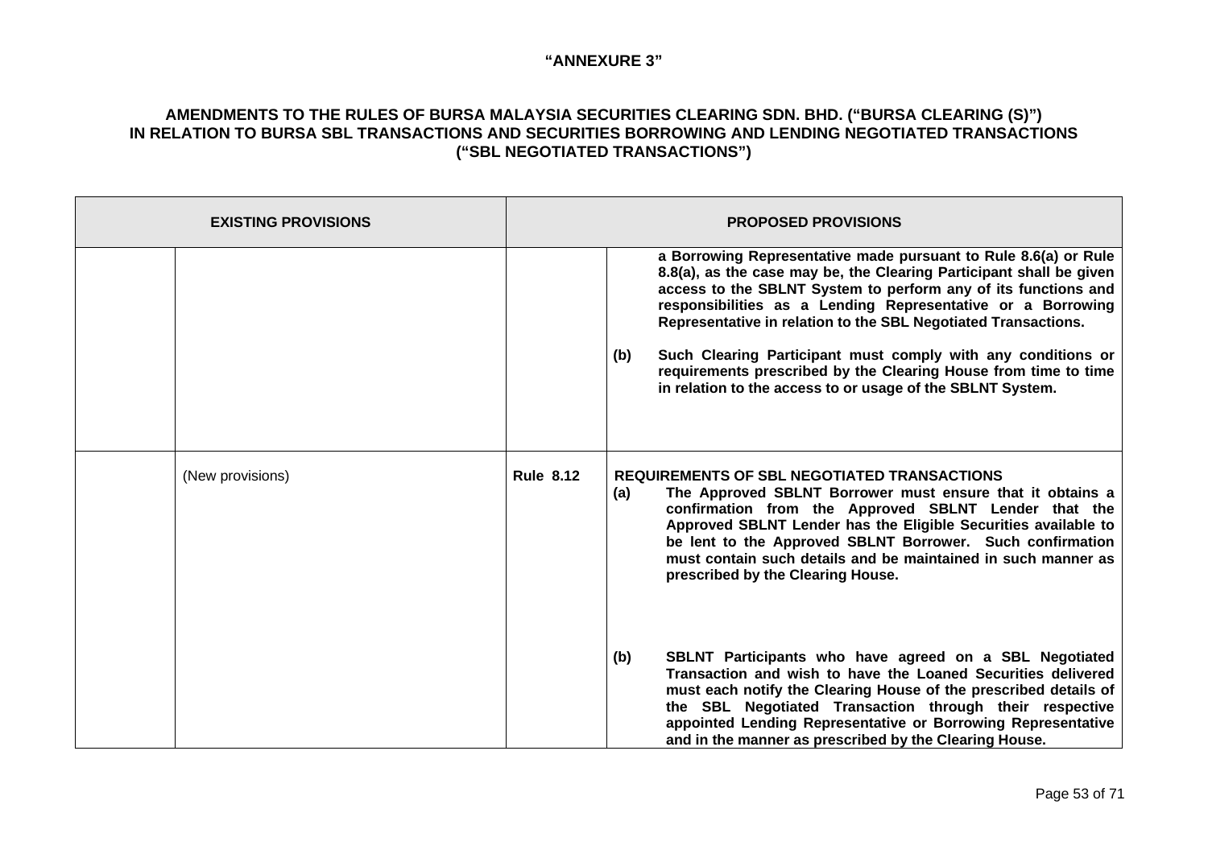**"ANNEXURE 3"**

**AMENDMENTS TO THE RULES OF BURSA MALAYSIA SECURITIES CLEARING SDN. BHD. ("BURSA CLEARING (S)") IN RELATION TO BURSA SBL TRANSACTIONS AND SECURITIES BORROWING AND LENDING NEGOTIATED TRANSACTIONS ("SBL NEGOTIATED TRANSACTIONS")**

| EXISTING PROVISIONS | | PROPOSED PROVISIONS | |
|---|---|---|---|
| | | | **a Borrowing Representative made pursuant to Rule 8.6(a) or Rule 8.8(a), as the case may be, the Clearing Participant shall be given access to the SBLNT System to perform any of its functions and responsibilities as a Lending Representative or a Borrowing Representative in relation to the SBL Negotiated Transactions.**<br><br>**(b) Such Clearing Participant must comply with any conditions or requirements prescribed by the Clearing House from time to time in relation to the access to or usage of the SBLNT System.** |
| | (New provisions) | **Rule 8.12** | **REQUIREMENTS OF SBL NEGOTIATED TRANSACTIONS**<br>**(a) The Approved SBLNT Borrower must ensure that it obtains a confirmation from the Approved SBLNT Lender that the Approved SBLNT Lender has the Eligible Securities available to be lent to the Approved SBLNT Borrower. Such confirmation must contain such details and be maintained in such manner as prescribed by the Clearing House.**<br><br>**(b) SBLNT Participants who have agreed on a SBL Negotiated Transaction and wish to have the Loaned Securities delivered must each notify the Clearing House of the prescribed details of the SBL Negotiated Transaction through their respective appointed Lending Representative or Borrowing Representative and in the manner as prescribed by the Clearing House.** |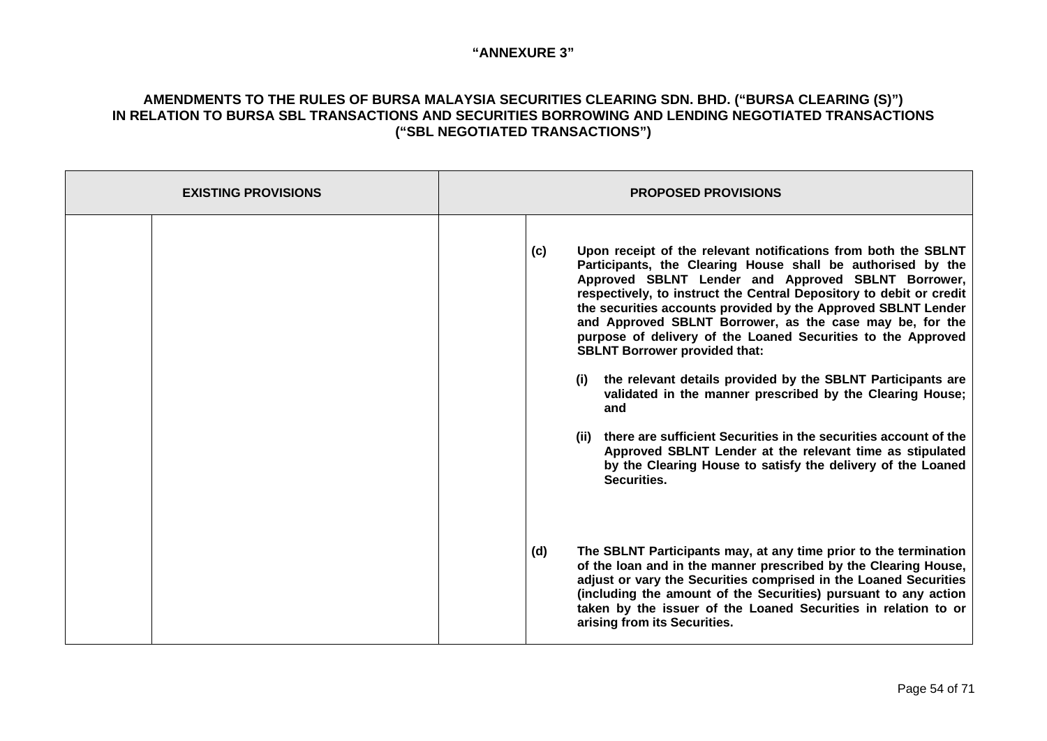**"ANNEXURE 3"**

**AMENDMENTS TO THE RULES OF BURSA MALAYSIA SECURITIES CLEARING SDN. BHD. ("BURSA CLEARING (S)") IN RELATION TO BURSA SBL TRANSACTIONS AND SECURITIES BORROWING AND LENDING NEGOTIATED TRANSACTIONS ("SBL NEGOTIATED TRANSACTIONS")**

| EXISTING PROVISIONS | | PROPOSED PROVISIONS | |
|---|---|---|---|
| | | | **(c) Upon receipt of the relevant notifications from both the SBLNT Participants, the Clearing House shall be authorised by the Approved SBLNT Lender and Approved SBLNT Borrower, respectively, to instruct the Central Depository to debit or credit the securities accounts provided by the Approved SBLNT Lender and Approved SBLNT Borrower, as the case may be, for the purpose of delivery of the Loaned Securities to the Approved SBLNT Borrower provided that:**<br><br>**(i) the relevant details provided by the SBLNT Participants are validated in the manner prescribed by the Clearing House; and**<br><br>**(ii) there are sufficient Securities in the securities account of the Approved SBLNT Lender at the relevant time as stipulated by the Clearing House to satisfy the delivery of the Loaned Securities.**<br><br>**(d) The SBLNT Participants may, at any time prior to the termination of the loan and in the manner prescribed by the Clearing House, adjust or vary the Securities comprised in the Loaned Securities (including the amount of the Securities) pursuant to any action taken by the issuer of the Loaned Securities in relation to or arising from its Securities.** |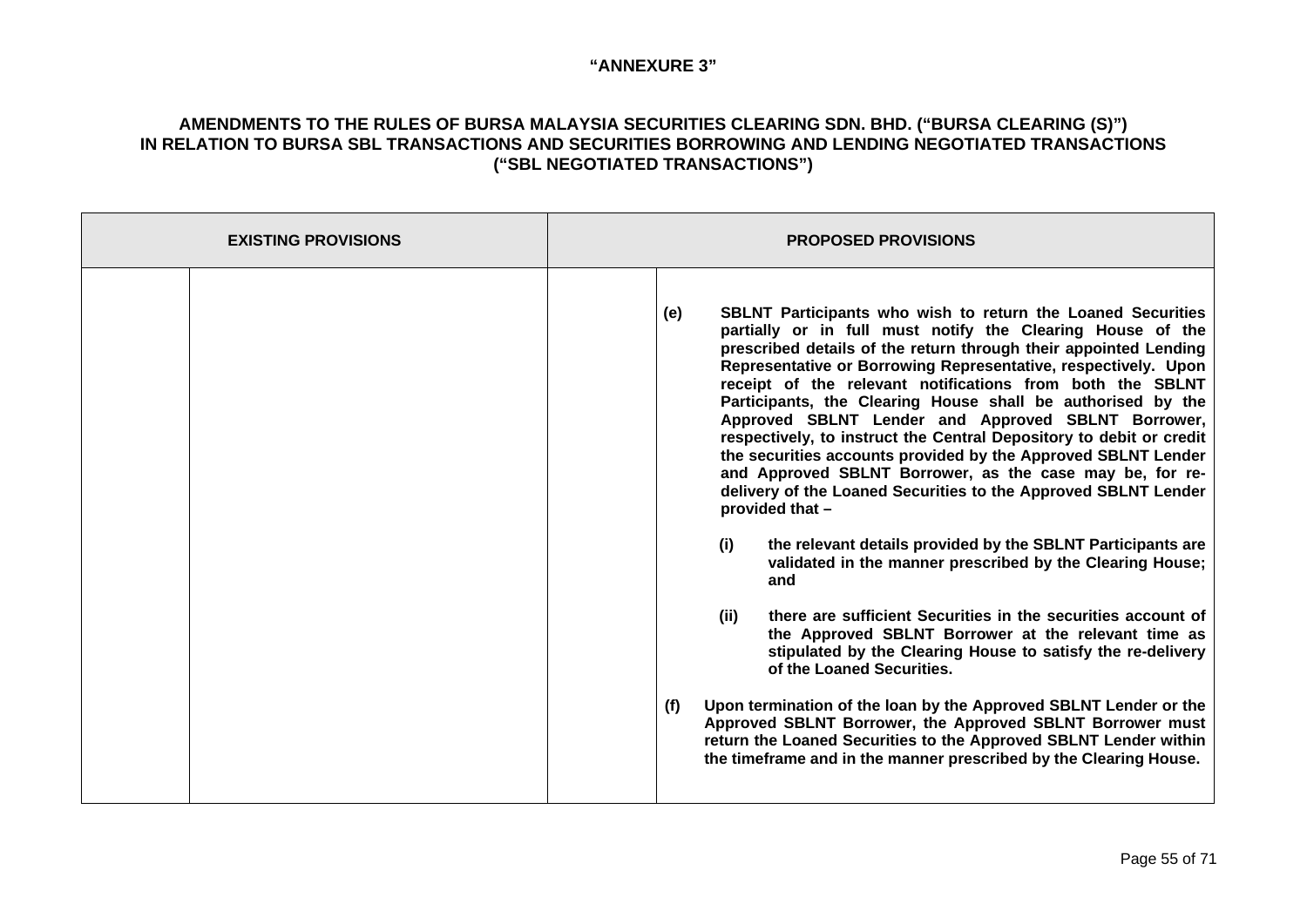**"ANNEXURE 3"**

**AMENDMENTS TO THE RULES OF BURSA MALAYSIA SECURITIES CLEARING SDN. BHD. ("BURSA CLEARING (S)") IN RELATION TO BURSA SBL TRANSACTIONS AND SECURITIES BORROWING AND LENDING NEGOTIATED TRANSACTIONS ("SBL NEGOTIATED TRANSACTIONS")**

| EXISTING PROVISIONS | | PROPOSED PROVISIONS | |
|---|---|---|---|
| | | | **(e) SBLNT Participants who wish to return the Loaned Securities partially or in full must notify the Clearing House of the prescribed details of the return through their appointed Lending Representative or Borrowing Representative, respectively. Upon receipt of the relevant notifications from both the SBLNT Participants, the Clearing House shall be authorised by the Approved SBLNT Lender and Approved SBLNT Borrower, respectively, to instruct the Central Depository to debit or credit the securities accounts provided by the Approved SBLNT Lender and Approved SBLNT Borrower, as the case may be, for re-delivery of the Loaned Securities to the Approved SBLNT Lender provided that –**<br><br>**(i) the relevant details provided by the SBLNT Participants are validated in the manner prescribed by the Clearing House; and**<br><br>**(ii) there are sufficient Securities in the securities account of the Approved SBLNT Borrower at the relevant time as stipulated by the Clearing House to satisfy the re-delivery of the Loaned Securities.**<br><br>**(f) Upon termination of the loan by the Approved SBLNT Lender or the Approved SBLNT Borrower, the Approved SBLNT Borrower must return the Loaned Securities to the Approved SBLNT Lender within the timeframe and in the manner prescribed by the Clearing House.** |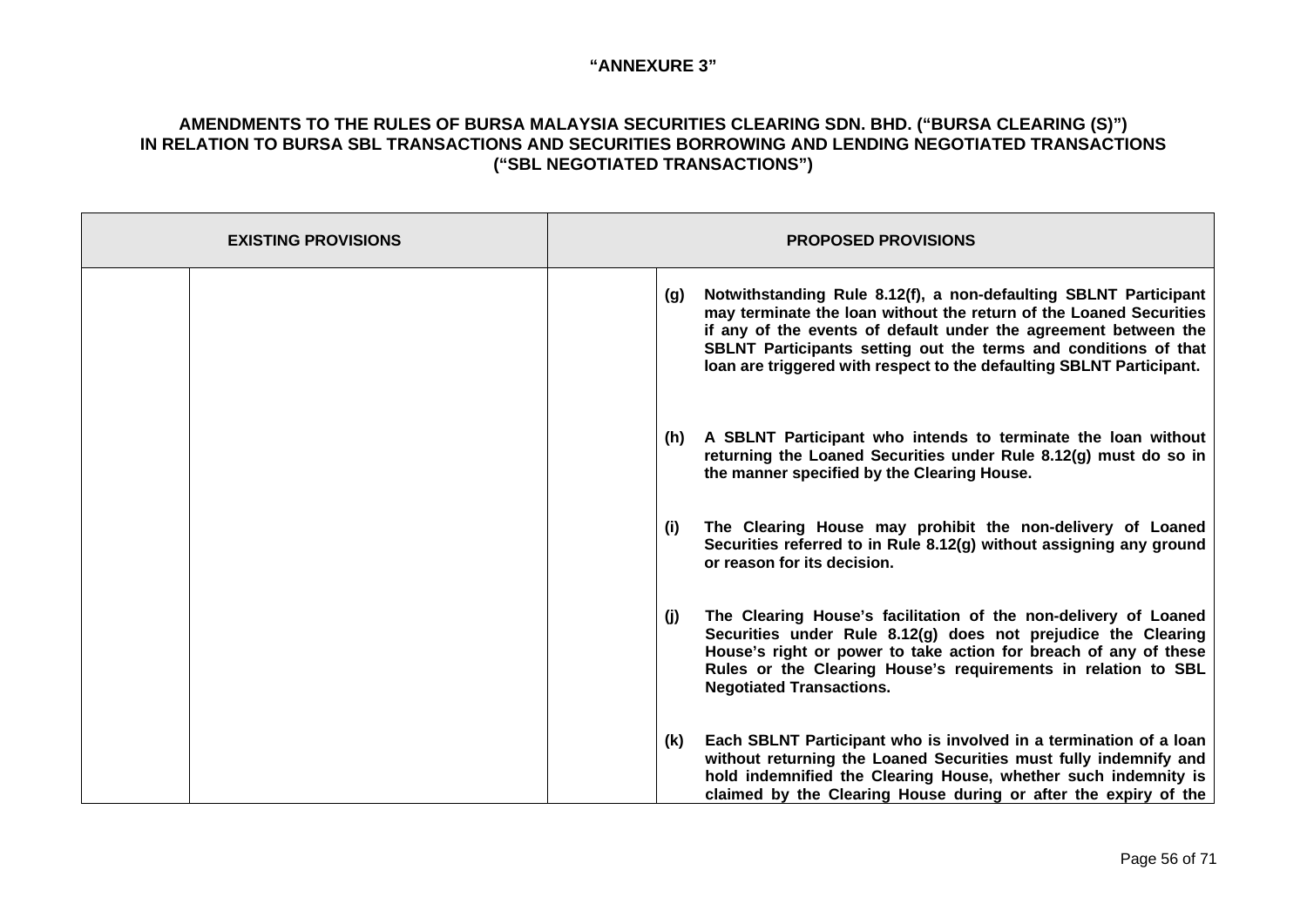**"ANNEXURE 3"**

**AMENDMENTS TO THE RULES OF BURSA MALAYSIA SECURITIES CLEARING SDN. BHD. ("BURSA CLEARING (S)") IN RELATION TO BURSA SBL TRANSACTIONS AND SECURITIES BORROWING AND LENDING NEGOTIATED TRANSACTIONS ("SBL NEGOTIATED TRANSACTIONS")**

| EXISTING PROVISIONS | | PROPOSED PROVISIONS | |
|---|---|---|---|
| | | | **(g) Notwithstanding Rule 8.12(f), a non-defaulting SBLNT Participant may terminate the loan without the return of the Loaned Securities if any of the events of default under the agreement between the SBLNT Participants setting out the terms and conditions of that loan are triggered with respect to the defaulting SBLNT Participant.** |
| | | | **(h) A SBLNT Participant who intends to terminate the loan without returning the Loaned Securities under Rule 8.12(g) must do so in the manner specified by the Clearing House.** |
| | | | **(i) The Clearing House may prohibit the non-delivery of Loaned Securities referred to in Rule 8.12(g) without assigning any ground or reason for its decision.** |
| | | | **(j) The Clearing House's facilitation of the non-delivery of Loaned Securities under Rule 8.12(g) does not prejudice the Clearing House's right or power to take action for breach of any of these Rules or the Clearing House's requirements in relation to SBL Negotiated Transactions.** |
| | | | **(k) Each SBLNT Participant who is involved in a termination of a loan without returning the Loaned Securities must fully indemnify and hold indemnified the Clearing House, whether such indemnity is claimed by the Clearing House during or after the expiry of the** |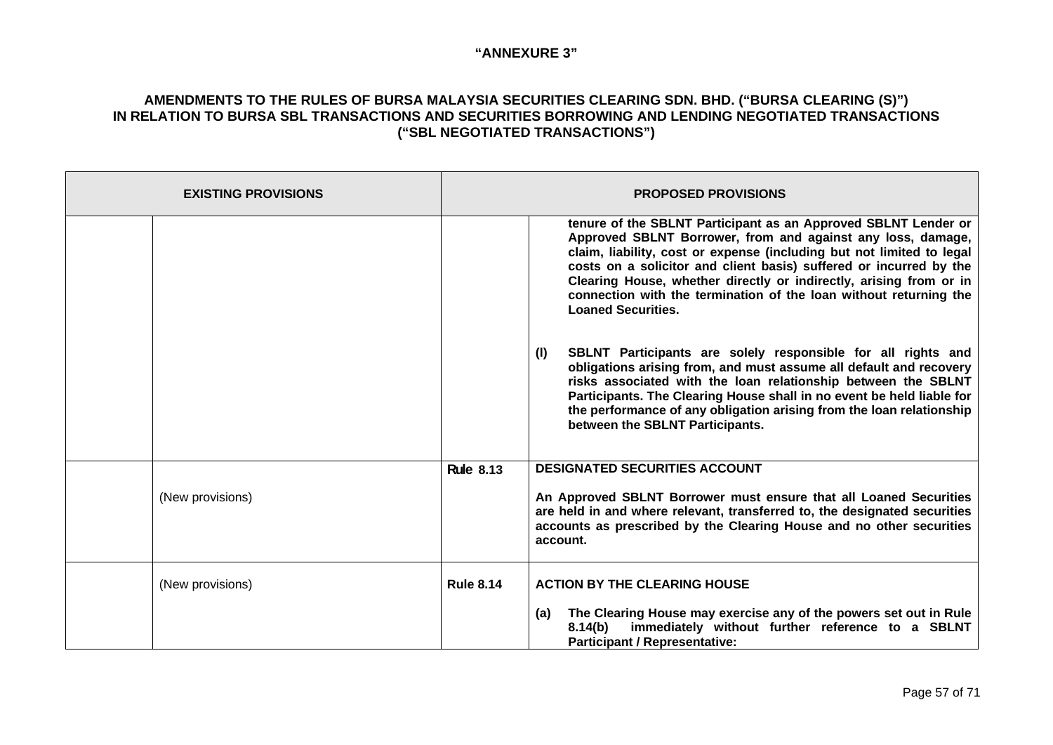**"ANNEXURE 3"**

**AMENDMENTS TO THE RULES OF BURSA MALAYSIA SECURITIES CLEARING SDN. BHD. ("BURSA CLEARING (S)") IN RELATION TO BURSA SBL TRANSACTIONS AND SECURITIES BORROWING AND LENDING NEGOTIATED TRANSACTIONS ("SBL NEGOTIATED TRANSACTIONS")**

| EXISTING PROVISIONS | | PROPOSED PROVISIONS | |
|---|---|---|---|
| | | | **tenure of the SBLNT Participant as an Approved SBLNT Lender or Approved SBLNT Borrower, from and against any loss, damage, claim, liability, cost or expense (including but not limited to legal costs on a solicitor and client basis) suffered or incurred by the Clearing House, whether directly or indirectly, arising from or in connection with the termination of the loan without returning the Loaned Securities.**<br><br>**(l) SBLNT Participants are solely responsible for all rights and obligations arising from, and must assume all default and recovery risks associated with the loan relationship between the SBLNT Participants. The Clearing House shall in no event be held liable for the performance of any obligation arising from the loan relationship between the SBLNT Participants.** |
| | (New provisions) | **Rule 8.13** | **DESIGNATED SECURITIES ACCOUNT**<br><br>**An Approved SBLNT Borrower must ensure that all Loaned Securities are held in and where relevant, transferred to, the designated securities accounts as prescribed by the Clearing House and no other securities account.** |
| | (New provisions) | **Rule 8.14** | **ACTION BY THE CLEARING HOUSE**<br><br>**(a) The Clearing House may exercise any of the powers set out in Rule 8.14(b) immediately without further reference to a SBLNT Participant / Representative:** |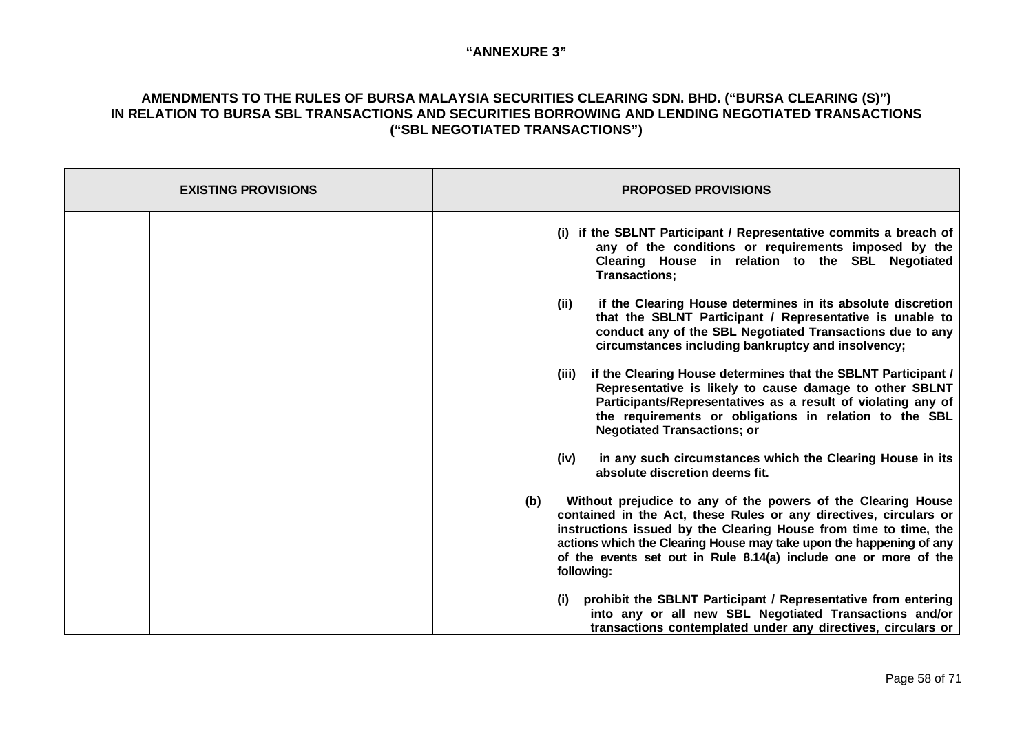**"ANNEXURE 3"**

**AMENDMENTS TO THE RULES OF BURSA MALAYSIA SECURITIES CLEARING SDN. BHD. ("BURSA CLEARING (S)") IN RELATION TO BURSA SBL TRANSACTIONS AND SECURITIES BORROWING AND LENDING NEGOTIATED TRANSACTIONS ("SBL NEGOTIATED TRANSACTIONS")**

| EXISTING PROVISIONS | | PROPOSED PROVISIONS | |
|---|---|---|---|
| | | | **(i) if the SBLNT Participant / Representative commits a breach of any of the conditions or requirements imposed by the Clearing House in relation to the SBL Negotiated Transactions;**<br><br>**(ii) if the Clearing House determines in its absolute discretion that the SBLNT Participant / Representative is unable to conduct any of the SBL Negotiated Transactions due to any circumstances including bankruptcy and insolvency;**<br><br>**(iii) if the Clearing House determines that the SBLNT Participant / Representative is likely to cause damage to other SBLNT Participants/Representatives as a result of violating any of the requirements or obligations in relation to the SBL Negotiated Transactions; or**<br><br>**(iv) in any such circumstances which the Clearing House in its absolute discretion deems fit.**<br><br>**(b) Without prejudice to any of the powers of the Clearing House contained in the Act, these Rules or any directives, circulars or instructions issued by the Clearing House from time to time, the actions which the Clearing House may take upon the happening of any of the events set out in Rule 8.14(a) include one or more of the following:**<br><br>**(i) prohibit the SBLNT Participant / Representative from entering into any or all new SBL Negotiated Transactions and/or transactions contemplated under any directives, circulars or** |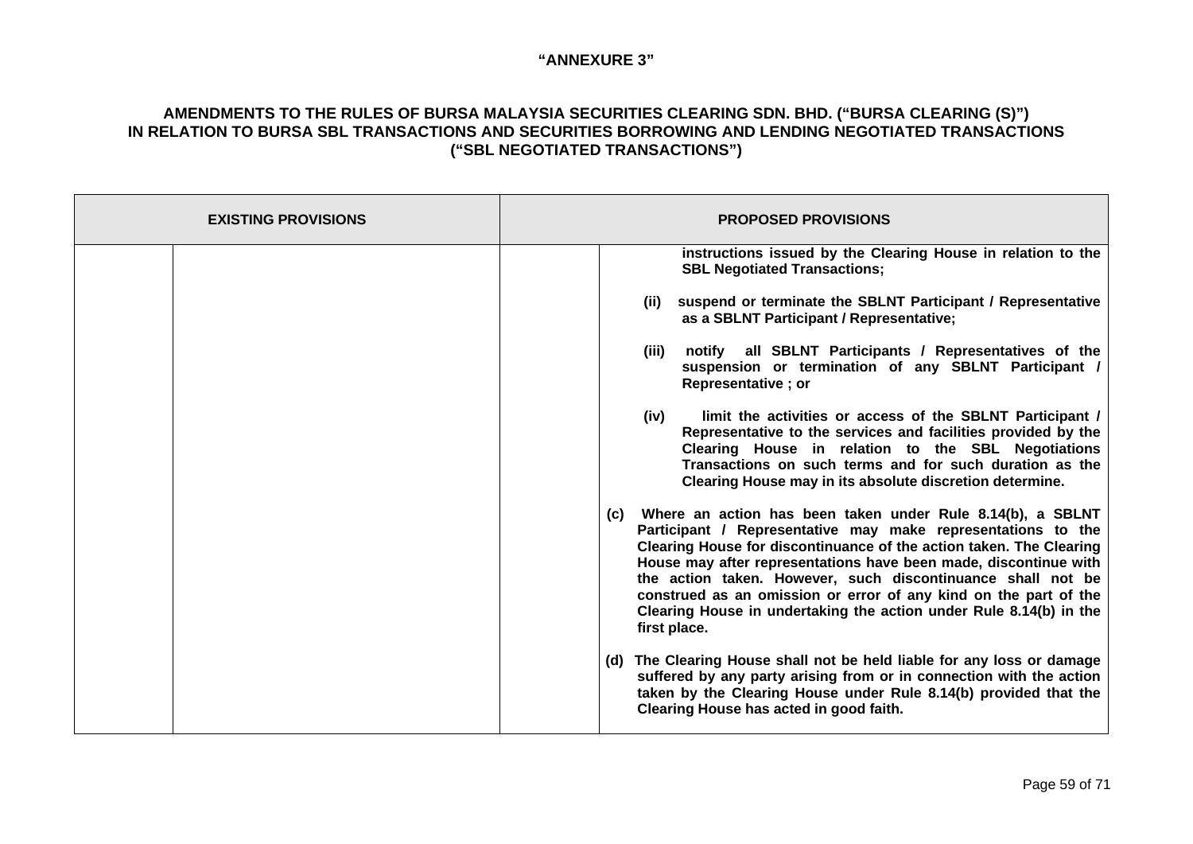**"ANNEXURE 3"**

**AMENDMENTS TO THE RULES OF BURSA MALAYSIA SECURITIES CLEARING SDN. BHD. ("BURSA CLEARING (S)") IN RELATION TO BURSA SBL TRANSACTIONS AND SECURITIES BORROWING AND LENDING NEGOTIATED TRANSACTIONS ("SBL NEGOTIATED TRANSACTIONS")**

| EXISTING PROVISIONS | | PROPOSED PROVISIONS | |
|---|---|---|---|
| | | | **instructions issued by the Clearing House in relation to the SBL Negotiated Transactions;**<br><br>**(ii) suspend or terminate the SBLNT Participant / Representative as a SBLNT Participant / Representative;**<br><br>**(iii) notify all SBLNT Participants / Representatives of the suspension or termination of any SBLNT Participant / Representative ; or**<br><br>**(iv) limit the activities or access of the SBLNT Participant / Representative to the services and facilities provided by the Clearing House in relation to the SBL Negotiations Transactions on such terms and for such duration as the Clearing House may in its absolute discretion determine.**<br><br>**(c) Where an action has been taken under Rule 8.14(b), a SBLNT Participant / Representative may make representations to the Clearing House for discontinuance of the action taken. The Clearing House may after representations have been made, discontinue with the action taken. However, such discontinuance shall not be construed as an omission or error of any kind on the part of the Clearing House in undertaking the action under Rule 8.14(b) in the first place.**<br><br>**(d) The Clearing House shall not be held liable for any loss or damage suffered by any party arising from or in connection with the action taken by the Clearing House under Rule 8.14(b) provided that the Clearing House has acted in good faith.** |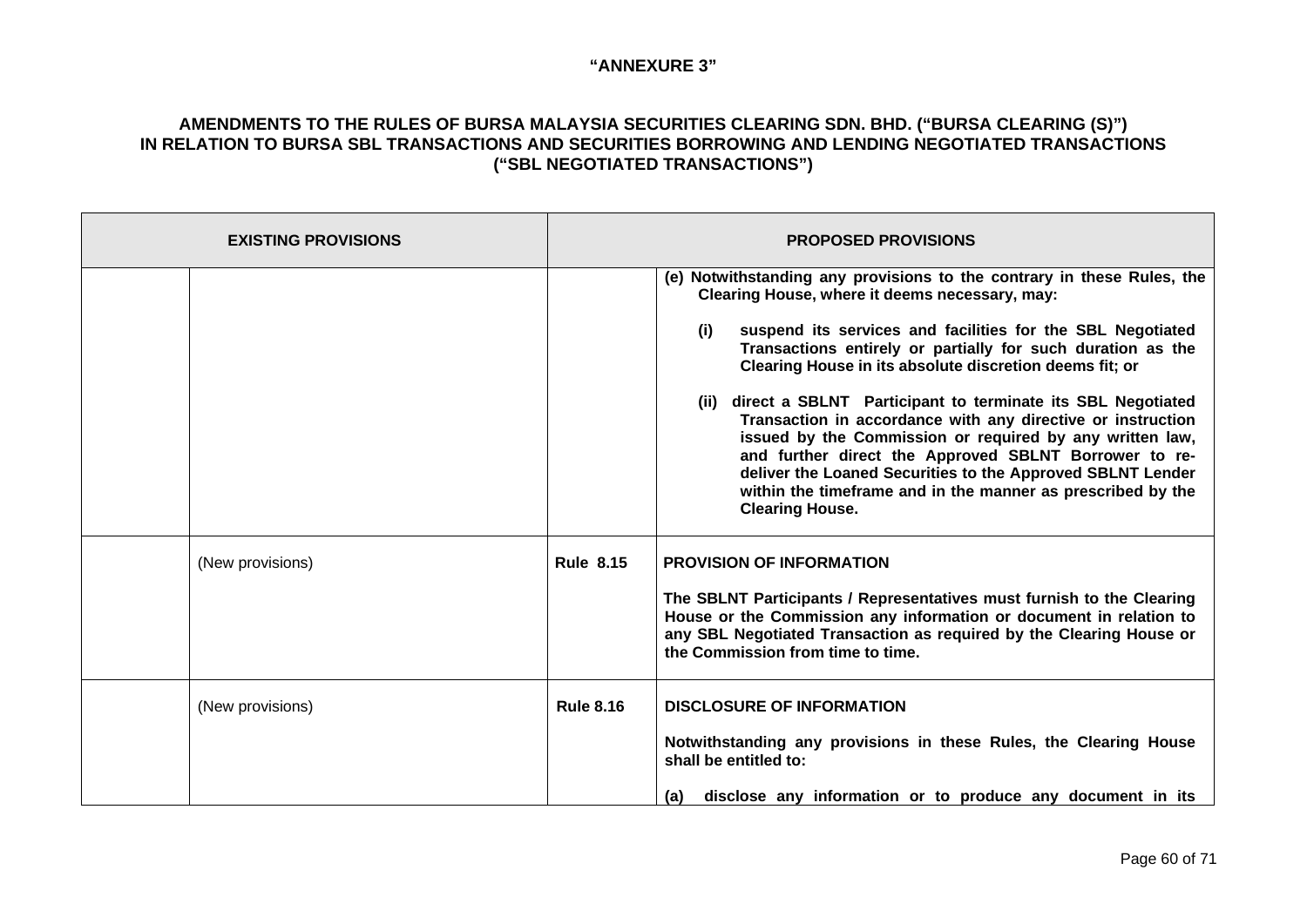**"ANNEXURE 3"**

**AMENDMENTS TO THE RULES OF BURSA MALAYSIA SECURITIES CLEARING SDN. BHD. ("BURSA CLEARING (S)") IN RELATION TO BURSA SBL TRANSACTIONS AND SECURITIES BORROWING AND LENDING NEGOTIATED TRANSACTIONS ("SBL NEGOTIATED TRANSACTIONS")**

| EXISTING PROVISIONS | | PROPOSED PROVISIONS | |
|---|---|---|---|
| | | | **(e) Notwithstanding any provisions to the contrary in these Rules, the Clearing House, where it deems necessary, may:**<br><br>**(i) suspend its services and facilities for the SBL Negotiated Transactions entirely or partially for such duration as the Clearing House in its absolute discretion deems fit; or**<br><br>**(ii) direct a SBLNT Participant to terminate its SBL Negotiated Transaction in accordance with any directive or instruction issued by the Commission or required by any written law, and further direct the Approved SBLNT Borrower to re-deliver the Loaned Securities to the Approved SBLNT Lender within the timeframe and in the manner as prescribed by the Clearing House.** |
| | (New provisions) | **Rule 8.15** | **PROVISION OF INFORMATION**<br><br>**The SBLNT Participants / Representatives must furnish to the Clearing House or the Commission any information or document in relation to any SBL Negotiated Transaction as required by the Clearing House or the Commission from time to time.** |
| | (New provisions) | **Rule 8.16** | **DISCLOSURE OF INFORMATION**<br><br>**Notwithstanding any provisions in these Rules, the Clearing House shall be entitled to:**<br><br>**(a) disclose any information or to produce any document in its** |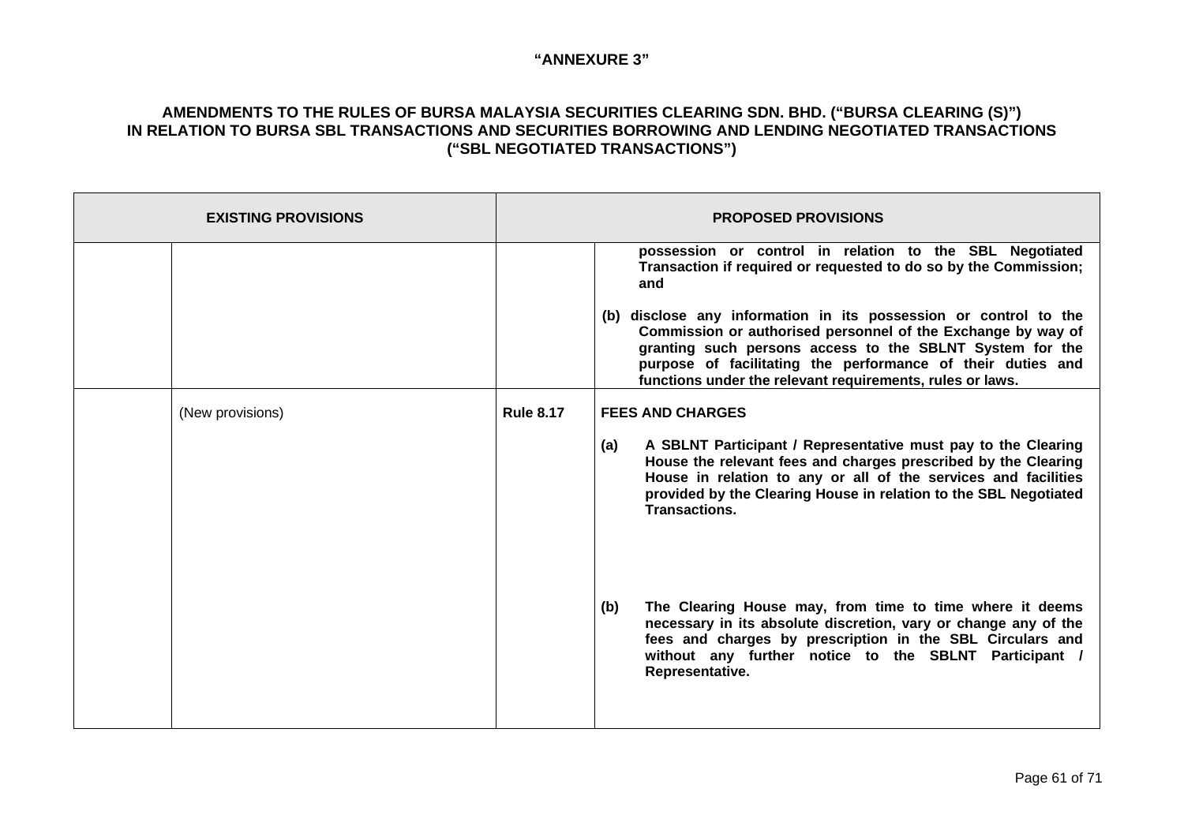**"ANNEXURE 3"**

**AMENDMENTS TO THE RULES OF BURSA MALAYSIA SECURITIES CLEARING SDN. BHD. ("BURSA CLEARING (S)") IN RELATION TO BURSA SBL TRANSACTIONS AND SECURITIES BORROWING AND LENDING NEGOTIATED TRANSACTIONS ("SBL NEGOTIATED TRANSACTIONS")**

| **EXISTING PROVISIONS** | | **PROPOSED PROVISIONS** | |
|---|---|---|---|
| | | | **possession or control in relation to the SBL Negotiated Transaction if required or requested to do so by the Commission; and**<br><br>**(b) disclose any information in its possession or control to the Commission or authorised personnel of the Exchange by way of granting such persons access to the SBLNT System for the purpose of facilitating the performance of their duties and functions under the relevant requirements, rules or laws.** |
| | (New provisions) | **Rule 8.17** | **FEES AND CHARGES**<br><br>**(a) A SBLNT Participant / Representative must pay to the Clearing House the relevant fees and charges prescribed by the Clearing House in relation to any or all of the services and facilities provided by the Clearing House in relation to the SBL Negotiated Transactions.**<br><br>**(b) The Clearing House may, from time to time where it deems necessary in its absolute discretion, vary or change any of the fees and charges by prescription in the SBL Circulars and without any further notice to the SBLNT Participant / Representative.** |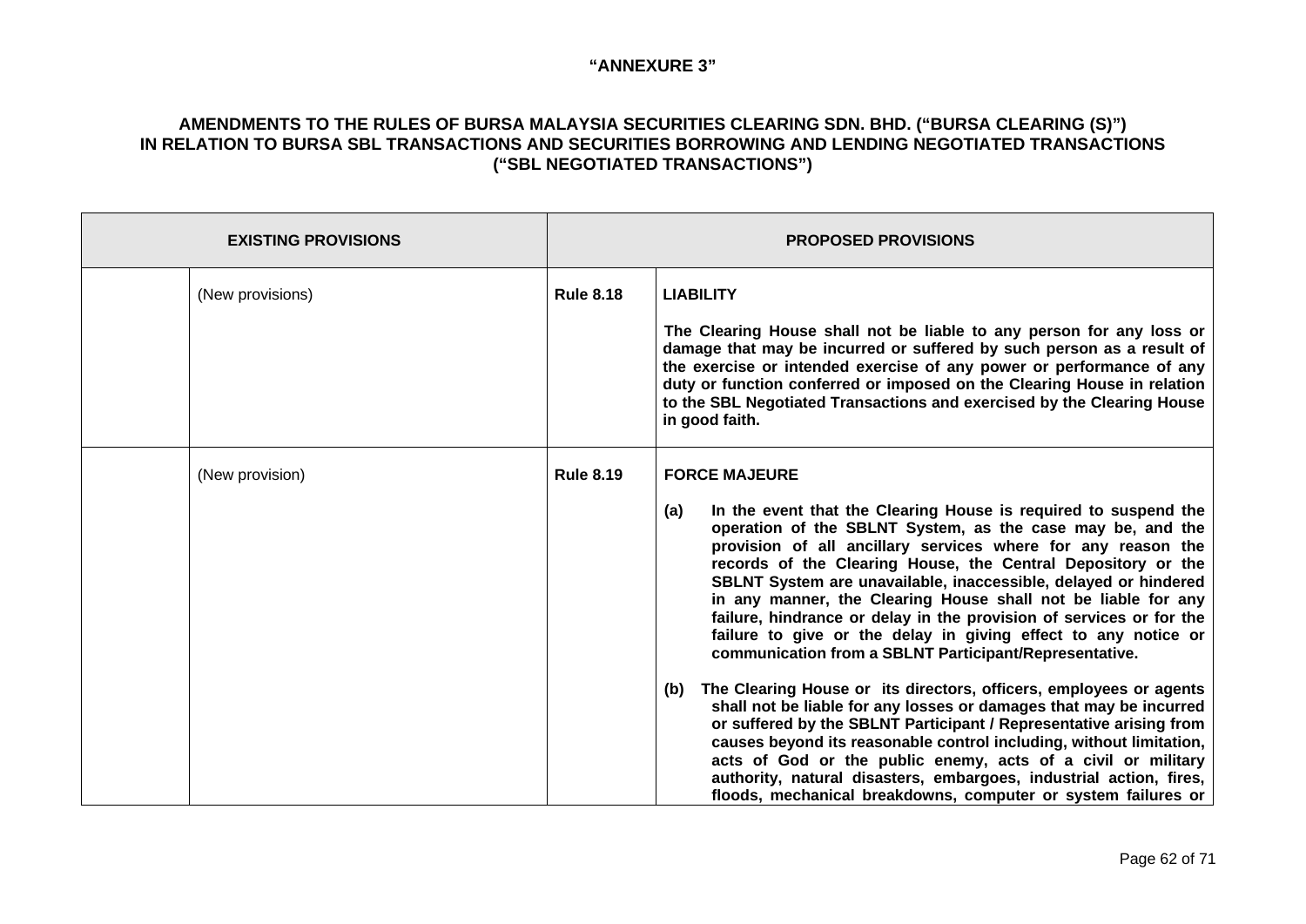**"ANNEXURE 3"**

**AMENDMENTS TO THE RULES OF BURSA MALAYSIA SECURITIES CLEARING SDN. BHD. ("BURSA CLEARING (S)") IN RELATION TO BURSA SBL TRANSACTIONS AND SECURITIES BORROWING AND LENDING NEGOTIATED TRANSACTIONS ("SBL NEGOTIATED TRANSACTIONS")**

| EXISTING PROVISIONS | | PROPOSED PROVISIONS | |
|---|---|---|---|
| | (New provisions) | **Rule 8.18** | **LIABILITY**<br><br>**The Clearing House shall not be liable to any person for any loss or damage that may be incurred or suffered by such person as a result of the exercise or intended exercise of any power or performance of any duty or function conferred or imposed on the Clearing House in relation to the SBL Negotiated Transactions and exercised by the Clearing House in good faith.** |
| | (New provision) | **Rule 8.19** | **FORCE MAJEURE**<br><br>**(a) In the event that the Clearing House is required to suspend the operation of the SBLNT System, as the case may be, and the provision of all ancillary services where for any reason the records of the Clearing House, the Central Depository or the SBLNT System are unavailable, inaccessible, delayed or hindered in any manner, the Clearing House shall not be liable for any failure, hindrance or delay in the provision of services or for the failure to give or the delay in giving effect to any notice or communication from a SBLNT Participant/Representative.**<br><br>**(b) The Clearing House or its directors, officers, employees or agents shall not be liable for any losses or damages that may be incurred or suffered by the SBLNT Participant / Representative arising from causes beyond its reasonable control including, without limitation, acts of God or the public enemy, acts of a civil or military authority, natural disasters, embargoes, industrial action, fires, floods, mechanical breakdowns, computer or system failures or** |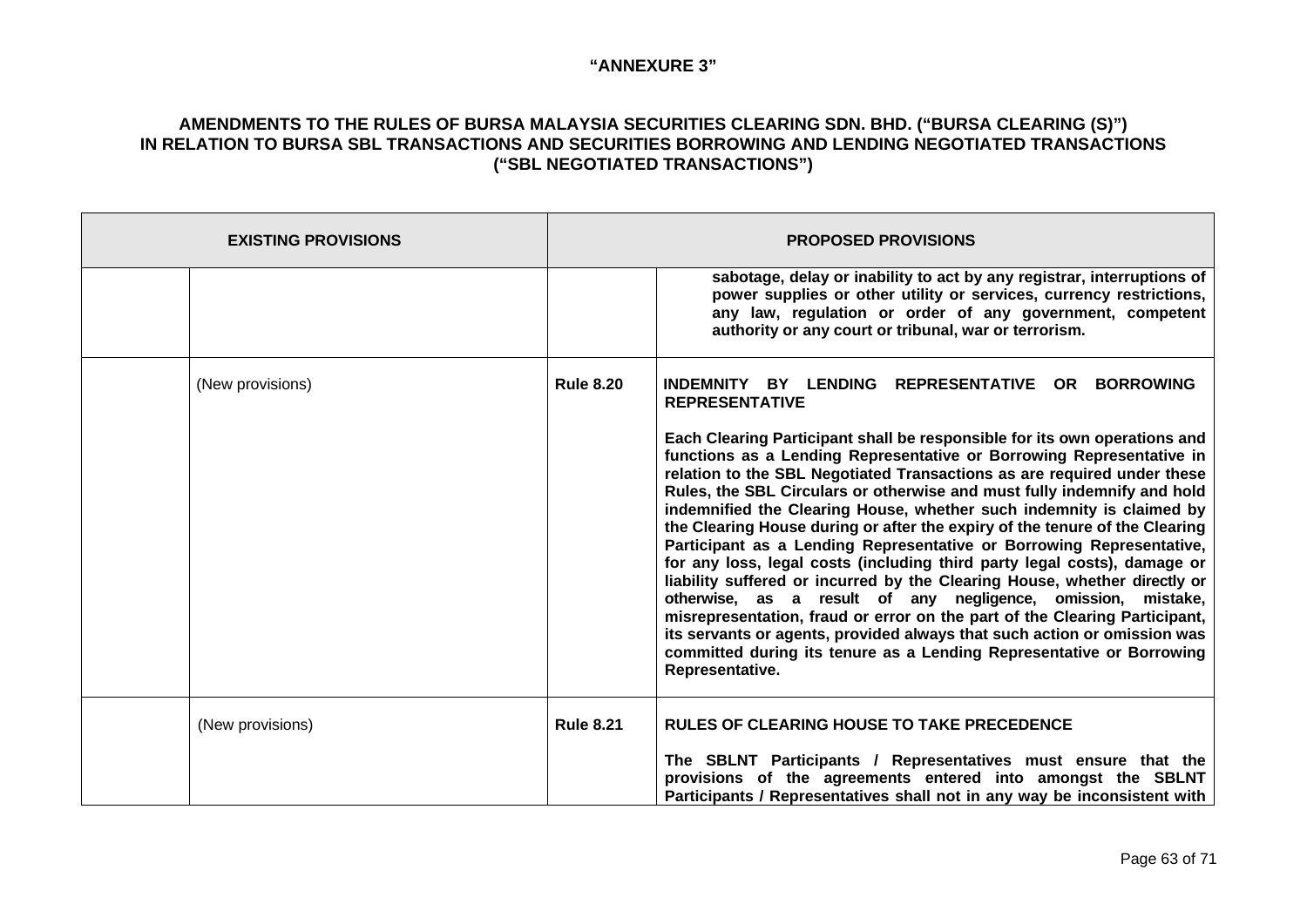"ANNEXURE 3"

**AMENDMENTS TO THE RULES OF BURSA MALAYSIA SECURITIES CLEARING SDN. BHD. ("BURSA CLEARING (S)") IN RELATION TO BURSA SBL TRANSACTIONS AND SECURITIES BORROWING AND LENDING NEGOTIATED TRANSACTIONS ("SBL NEGOTIATED TRANSACTIONS")**

| EXISTING PROVISIONS | | PROPOSED PROVISIONS | |
|---|---|---|---|
| | | | **sabotage, delay or inability to act by any registrar, interruptions of power supplies or other utility or services, currency restrictions, any law, regulation or order of any government, competent authority or any court or tribunal, war or terrorism.** |
| | (New provisions) | **Rule 8.20** | **INDEMNITY BY LENDING REPRESENTATIVE OR BORROWING REPRESENTATIVE**<br><br>**Each Clearing Participant shall be responsible for its own operations and functions as a Lending Representative or Borrowing Representative in relation to the SBL Negotiated Transactions as are required under these Rules, the SBL Circulars or otherwise and must fully indemnify and hold indemnified the Clearing House, whether such indemnity is claimed by the Clearing House during or after the expiry of the tenure of the Clearing Participant as a Lending Representative or Borrowing Representative, for any loss, legal costs (including third party legal costs), damage or liability suffered or incurred by the Clearing House, whether directly or otherwise, as a result of any negligence, omission, mistake, misrepresentation, fraud or error on the part of the Clearing Participant, its servants or agents, provided always that such action or omission was committed during its tenure as a Lending Representative or Borrowing Representative.** |
| | (New provisions) | **Rule 8.21** | **RULES OF CLEARING HOUSE TO TAKE PRECEDENCE**<br><br>**The SBLNT Participants / Representatives must ensure that the provisions of the agreements entered into amongst the SBLNT Participants / Representatives shall not in any way be inconsistent with** |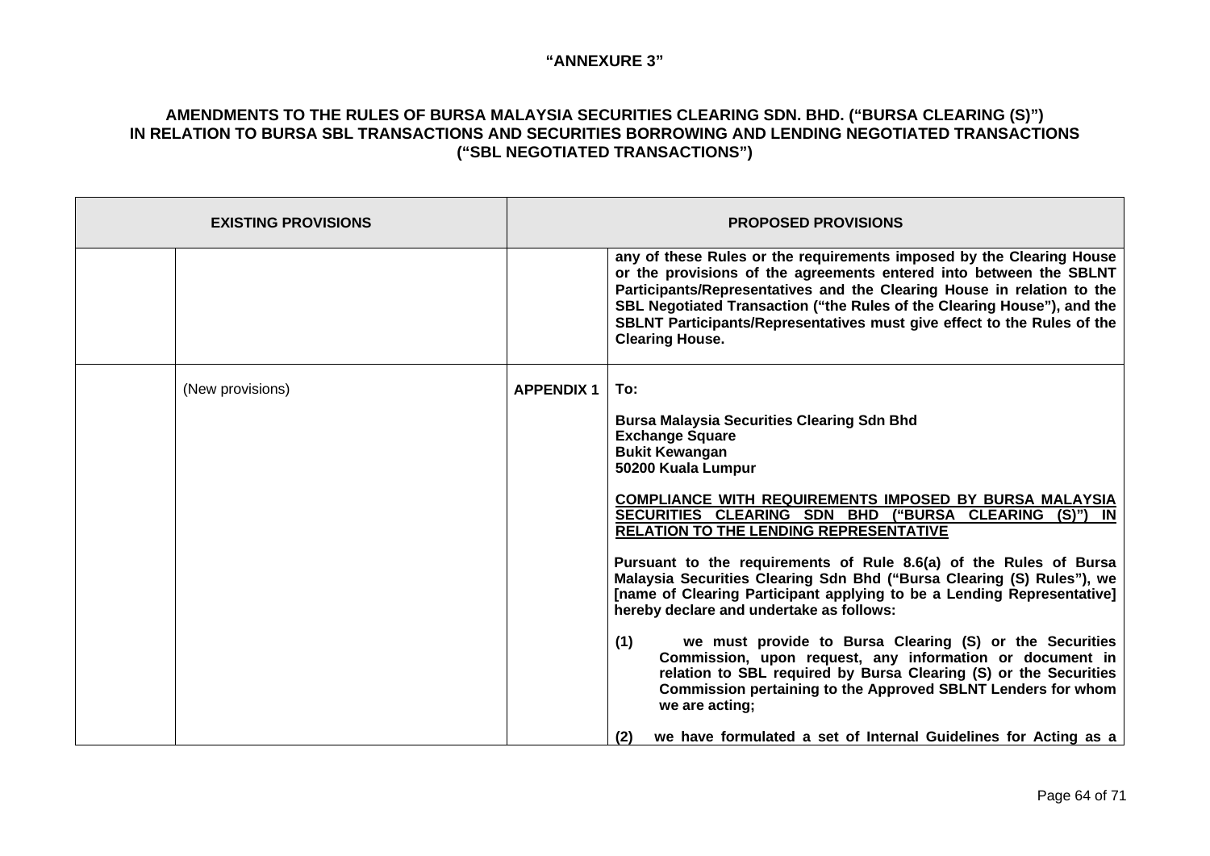**"ANNEXURE 3"**

**AMENDMENTS TO THE RULES OF BURSA MALAYSIA SECURITIES CLEARING SDN. BHD. ("BURSA CLEARING (S)") IN RELATION TO BURSA SBL TRANSACTIONS AND SECURITIES BORROWING AND LENDING NEGOTIATED TRANSACTIONS ("SBL NEGOTIATED TRANSACTIONS")**

| EXISTING PROVISIONS | | PROPOSED PROVISIONS | |
|---|---|---|---|
| | | | **any of these Rules or the requirements imposed by the Clearing House or the provisions of the agreements entered into between the SBLNT Participants/Representatives and the Clearing House in relation to the SBL Negotiated Transaction ("the Rules of the Clearing House"), and the SBLNT Participants/Representatives must give effect to the Rules of the Clearing House.** |
| | (New provisions) | **APPENDIX 1** | **To:**<br><br>**Bursa Malaysia Securities Clearing Sdn Bhd**<br>**Exchange Square**<br>**Bukit Kewangan**<br>**50200 Kuala Lumpur**<br><br>**<u>COMPLIANCE WITH REQUIREMENTS IMPOSED BY BURSA MALAYSIA SECURITIES CLEARING SDN BHD ("BURSA CLEARING (S)") IN RELATION TO THE LENDING REPRESENTATIVE</u>**<br><br>**Pursuant to the requirements of Rule 8.6(a) of the Rules of Bursa Malaysia Securities Clearing Sdn Bhd ("Bursa Clearing (S) Rules"), we [name of Clearing Participant applying to be a Lending Representative] hereby declare and undertake as follows:**<br><br>**(1) we must provide to Bursa Clearing (S) or the Securities Commission, upon request, any information or document in relation to SBL required by Bursa Clearing (S) or the Securities Commission pertaining to the Approved SBLNT Lenders for whom we are acting;**<br><br>**(2) we have formulated a set of Internal Guidelines for Acting as a** |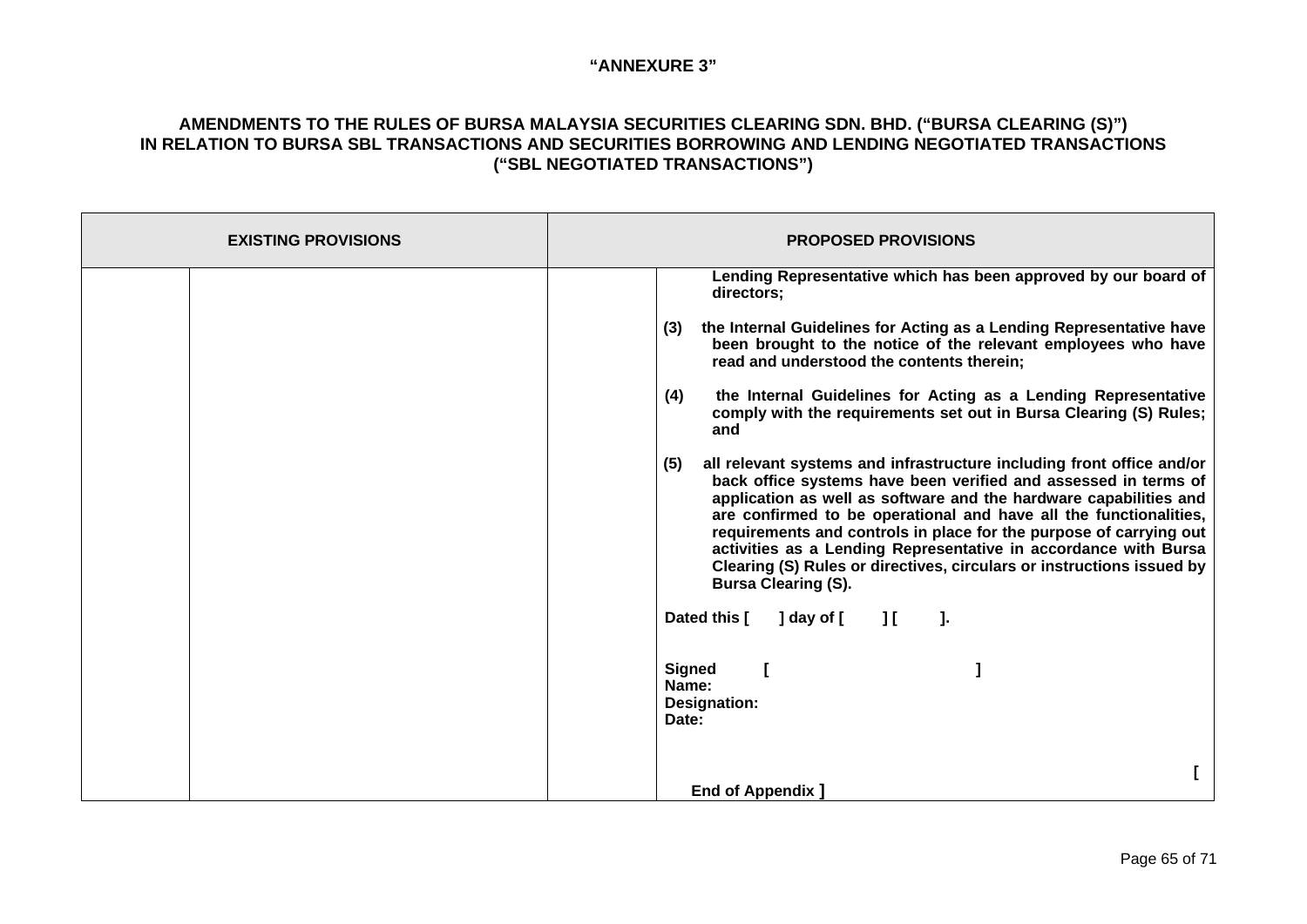**"ANNEXURE 3"**

**AMENDMENTS TO THE RULES OF BURSA MALAYSIA SECURITIES CLEARING SDN. BHD. ("BURSA CLEARING (S)") IN RELATION TO BURSA SBL TRANSACTIONS AND SECURITIES BORROWING AND LENDING NEGOTIATED TRANSACTIONS ("SBL NEGOTIATED TRANSACTIONS")**

| EXISTING PROVISIONS | | PROPOSED PROVISIONS | |
|---|---|---|---|
| | | | **Lending Representative which has been approved by our board of directors;**<br><br>**(3) the Internal Guidelines for Acting as a Lending Representative have been brought to the notice of the relevant employees who have read and understood the contents therein;**<br><br>**(4) the Internal Guidelines for Acting as a Lending Representative comply with the requirements set out in Bursa Clearing (S) Rules; and**<br><br>**(5) all relevant systems and infrastructure including front office and/or back office systems have been verified and assessed in terms of application as well as software and the hardware capabilities and are confirmed to be operational and have all the functionalities, requirements and controls in place for the purpose of carrying out activities as a Lending Representative in accordance with Bursa Clearing (S) Rules or directives, circulars or instructions issued by Bursa Clearing (S).**<br><br>**Dated this [ ] day of [ ] [ ].**<br><br>**Signed [ ]**<br>**Name:**<br>**Designation:**<br>**Date:**<br><br>**[ End of Appendix ]** |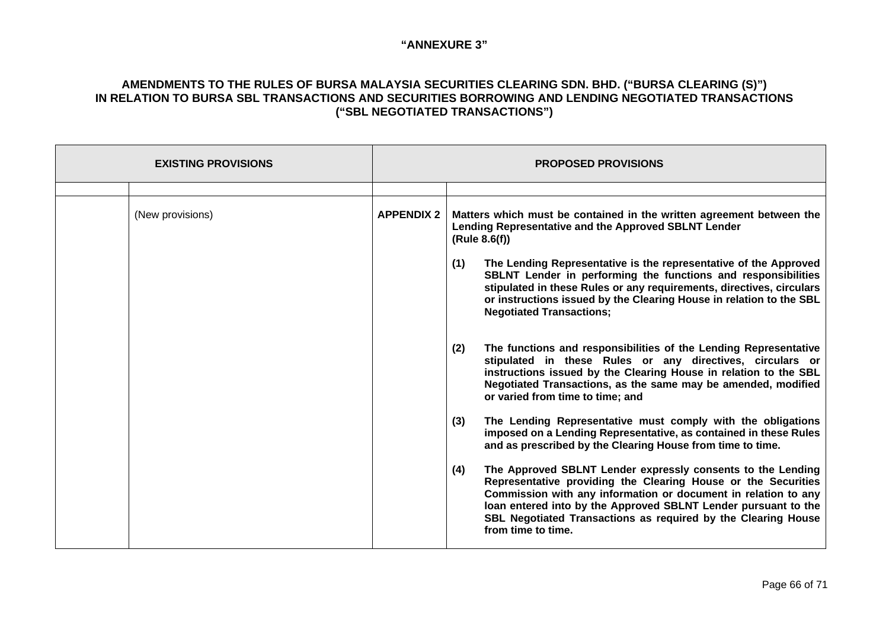**"ANNEXURE 3"**

**AMENDMENTS TO THE RULES OF BURSA MALAYSIA SECURITIES CLEARING SDN. BHD. ("BURSA CLEARING (S)") IN RELATION TO BURSA SBL TRANSACTIONS AND SECURITIES BORROWING AND LENDING NEGOTIATED TRANSACTIONS ("SBL NEGOTIATED TRANSACTIONS")**

| EXISTING PROVISIONS | | PROPOSED PROVISIONS | |
|---|---|---|---|
| | | | |
| | (New provisions) | **APPENDIX 2** | **Matters which must be contained in the written agreement between the Lending Representative and the Approved SBLNT Lender (Rule 8.6(f))**<br><br>**(1) The Lending Representative is the representative of the Approved SBLNT Lender in performing the functions and responsibilities stipulated in these Rules or any requirements, directives, circulars or instructions issued by the Clearing House in relation to the SBL Negotiated Transactions;**<br><br>**(2) The functions and responsibilities of the Lending Representative stipulated in these Rules or any directives, circulars or instructions issued by the Clearing House in relation to the SBL Negotiated Transactions, as the same may be amended, modified or varied from time to time; and**<br><br>**(3) The Lending Representative must comply with the obligations imposed on a Lending Representative, as contained in these Rules and as prescribed by the Clearing House from time to time.**<br><br>**(4) The Approved SBLNT Lender expressly consents to the Lending Representative providing the Clearing House or the Securities Commission with any information or document in relation to any loan entered into by the Approved SBLNT Lender pursuant to the SBL Negotiated Transactions as required by the Clearing House from time to time.** |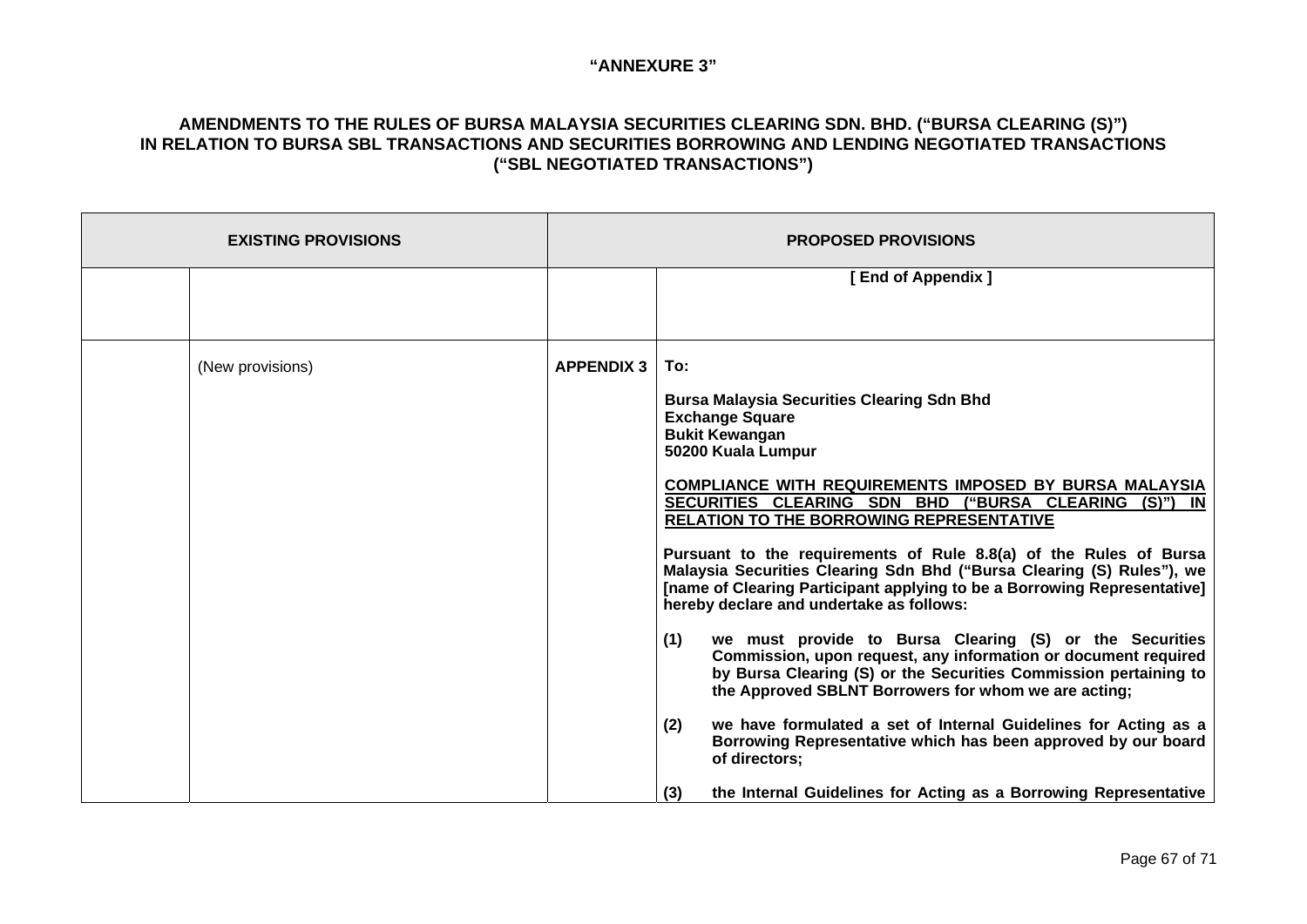**"ANNEXURE 3"**

**AMENDMENTS TO THE RULES OF BURSA MALAYSIA SECURITIES CLEARING SDN. BHD. ("BURSA CLEARING (S)") IN RELATION TO BURSA SBL TRANSACTIONS AND SECURITIES BORROWING AND LENDING NEGOTIATED TRANSACTIONS ("SBL NEGOTIATED TRANSACTIONS")**

| EXISTING PROVISIONS | | PROPOSED PROVISIONS | |
|---|---|---|---|
| | | | **[ End of Appendix ]** |
| | (New provisions) | **APPENDIX 3** | **To:**<br><br>**Bursa Malaysia Securities Clearing Sdn Bhd**<br>**Exchange Square**<br>**Bukit Kewangan**<br>**50200 Kuala Lumpur**<br><br>**<u>COMPLIANCE WITH REQUIREMENTS IMPOSED BY BURSA MALAYSIA SECURITIES CLEARING SDN BHD ("BURSA CLEARING (S)") IN RELATION TO THE BORROWING REPRESENTATIVE</u>**<br><br>**Pursuant to the requirements of Rule 8.8(a) of the Rules of Bursa Malaysia Securities Clearing Sdn Bhd ("Bursa Clearing (S) Rules"), we [name of Clearing Participant applying to be a Borrowing Representative] hereby declare and undertake as follows:**<br><br>**(1) we must provide to Bursa Clearing (S) or the Securities Commission, upon request, any information or document required by Bursa Clearing (S) or the Securities Commission pertaining to the Approved SBLNT Borrowers for whom we are acting;**<br><br>**(2) we have formulated a set of Internal Guidelines for Acting as a Borrowing Representative which has been approved by our board of directors;**<br><br>**(3) the Internal Guidelines for Acting as a Borrowing Representative** |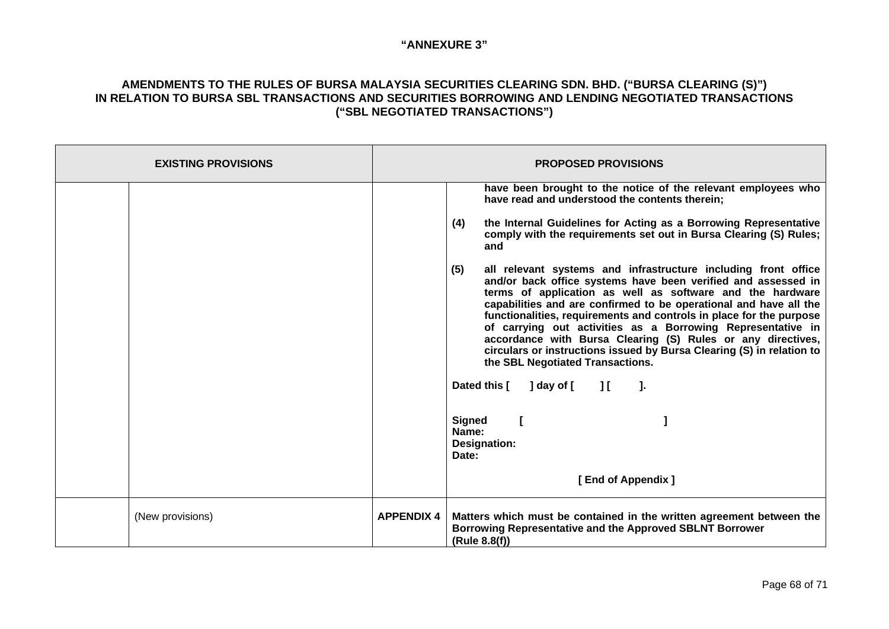"ANNEXURE 3"

**AMENDMENTS TO THE RULES OF BURSA MALAYSIA SECURITIES CLEARING SDN. BHD. ("BURSA CLEARING (S)") IN RELATION TO BURSA SBL TRANSACTIONS AND SECURITIES BORROWING AND LENDING NEGOTIATED TRANSACTIONS ("SBL NEGOTIATED TRANSACTIONS")**

| EXISTING PROVISIONS | | PROPOSED PROVISIONS | |
|---|---|---|---|
| | | | **have been brought to the notice of the relevant employees who have read and understood the contents therein;**<br><br>**(4) the Internal Guidelines for Acting as a Borrowing Representative comply with the requirements set out in Bursa Clearing (S) Rules; and**<br><br>**(5) all relevant systems and infrastructure including front office and/or back office systems have been verified and assessed in terms of application as well as software and the hardware capabilities and are confirmed to be operational and have all the functionalities, requirements and controls in place for the purpose of carrying out activities as a Borrowing Representative in accordance with Bursa Clearing (S) Rules or any directives, circulars or instructions issued by Bursa Clearing (S) in relation to the SBL Negotiated Transactions.**<br><br>**Dated this [ ] day of [ ] [ ].**<br><br>**Signed [ ]**<br>**Name:**<br>**Designation:**<br>**Date:**<br><br>**[ End of Appendix ]** |
| | (New provisions) | **APPENDIX 4** | **Matters which must be contained in the written agreement between the Borrowing Representative and the Approved SBLNT Borrower (Rule 8.8(f))** |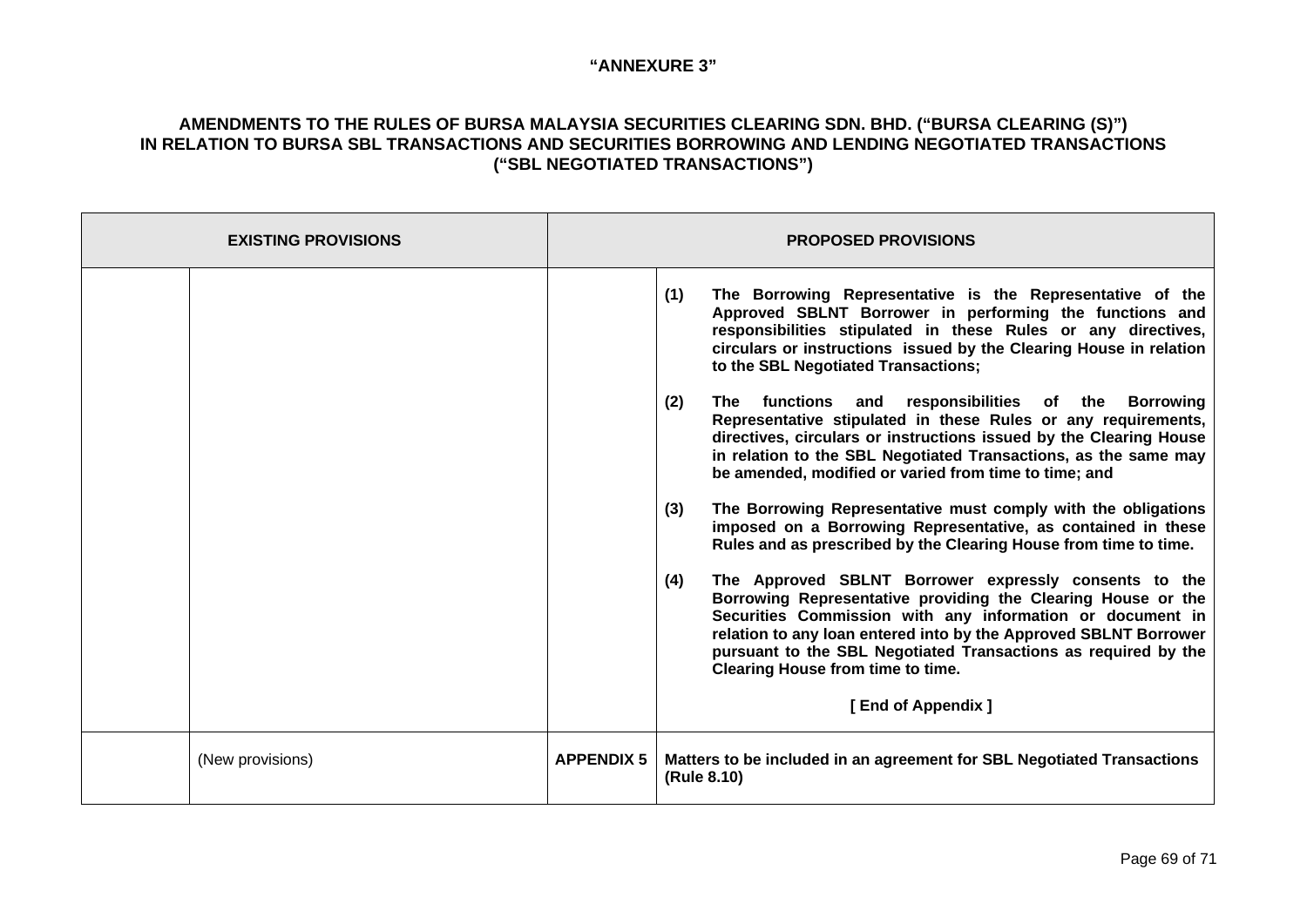**"ANNEXURE 3"**

**AMENDMENTS TO THE RULES OF BURSA MALAYSIA SECURITIES CLEARING SDN. BHD. ("BURSA CLEARING (S)") IN RELATION TO BURSA SBL TRANSACTIONS AND SECURITIES BORROWING AND LENDING NEGOTIATED TRANSACTIONS ("SBL NEGOTIATED TRANSACTIONS")**

| EXISTING PROVISIONS | | PROPOSED PROVISIONS | |
|---|---|---|---|
| | | | **(1) The Borrowing Representative is the Representative of the Approved SBLNT Borrower in performing the functions and responsibilities stipulated in these Rules or any directives, circulars or instructions issued by the Clearing House in relation to the SBL Negotiated Transactions;**<br><br>**(2) The functions and responsibilities of the Borrowing Representative stipulated in these Rules or any requirements, directives, circulars or instructions issued by the Clearing House in relation to the SBL Negotiated Transactions, as the same may be amended, modified or varied from time to time; and**<br><br>**(3) The Borrowing Representative must comply with the obligations imposed on a Borrowing Representative, as contained in these Rules and as prescribed by the Clearing House from time to time.**<br><br>**(4) The Approved SBLNT Borrower expressly consents to the Borrowing Representative providing the Clearing House or the Securities Commission with any information or document in relation to any loan entered into by the Approved SBLNT Borrower pursuant to the SBL Negotiated Transactions as required by the Clearing House from time to time.**<br><br>**[ End of Appendix ]** |
| | (New provisions) | **APPENDIX 5** | **Matters to be included in an agreement for SBL Negotiated Transactions (Rule 8.10)** |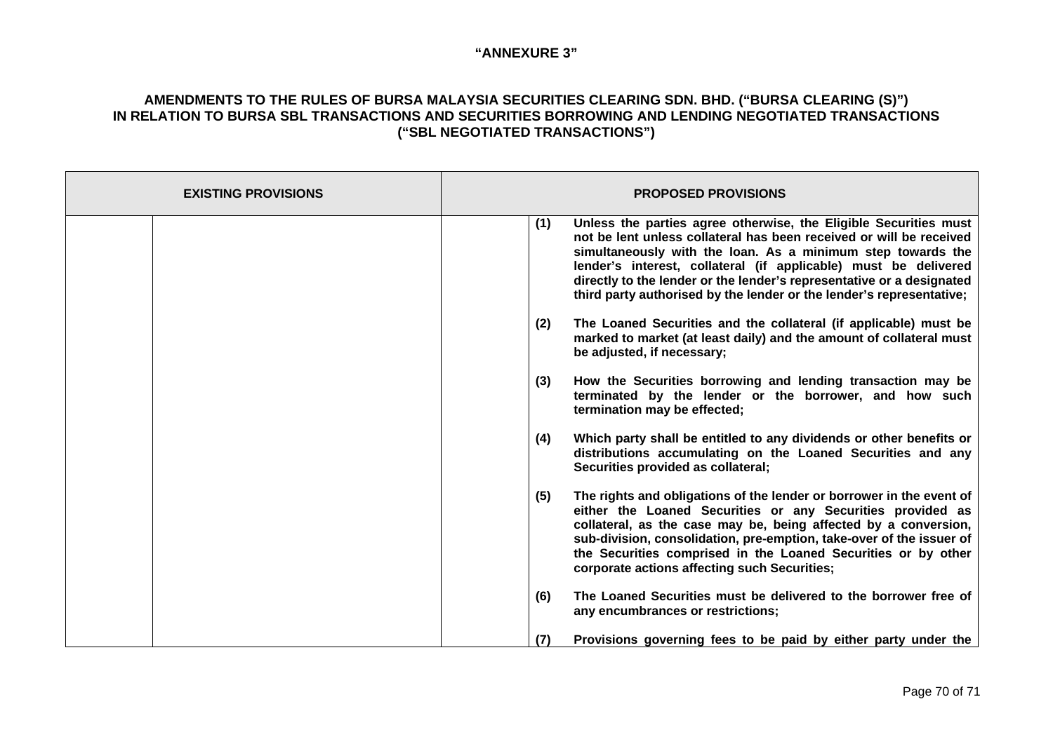**"ANNEXURE 3"**

**AMENDMENTS TO THE RULES OF BURSA MALAYSIA SECURITIES CLEARING SDN. BHD. ("BURSA CLEARING (S)") IN RELATION TO BURSA SBL TRANSACTIONS AND SECURITIES BORROWING AND LENDING NEGOTIATED TRANSACTIONS ("SBL NEGOTIATED TRANSACTIONS")**

| EXISTING PROVISIONS | | PROPOSED PROVISIONS | |
|---|---|---|---|
| | | | **(1)** **Unless the parties agree otherwise, the Eligible Securities must not be lent unless collateral has been received or will be received simultaneously with the loan. As a minimum step towards the lender's interest, collateral (if applicable) must be delivered directly to the lender or the lender's representative or a designated third party authorised by the lender or the lender's representative;**<br><br>**(2)** **The Loaned Securities and the collateral (if applicable) must be marked to market (at least daily) and the amount of collateral must be adjusted, if necessary;**<br><br>**(3)** **How the Securities borrowing and lending transaction may be terminated by the lender or the borrower, and how such termination may be effected;**<br><br>**(4)** **Which party shall be entitled to any dividends or other benefits or distributions accumulating on the Loaned Securities and any Securities provided as collateral;**<br><br>**(5)** **The rights and obligations of the lender or borrower in the event of either the Loaned Securities or any Securities provided as collateral, as the case may be, being affected by a conversion, sub-division, consolidation, pre-emption, take-over of the issuer of the Securities comprised in the Loaned Securities or by other corporate actions affecting such Securities;**<br><br>**(6)** **The Loaned Securities must be delivered to the borrower free of any encumbrances or restrictions;**<br><br>**(7)** **Provisions governing fees to be paid by either party under the** |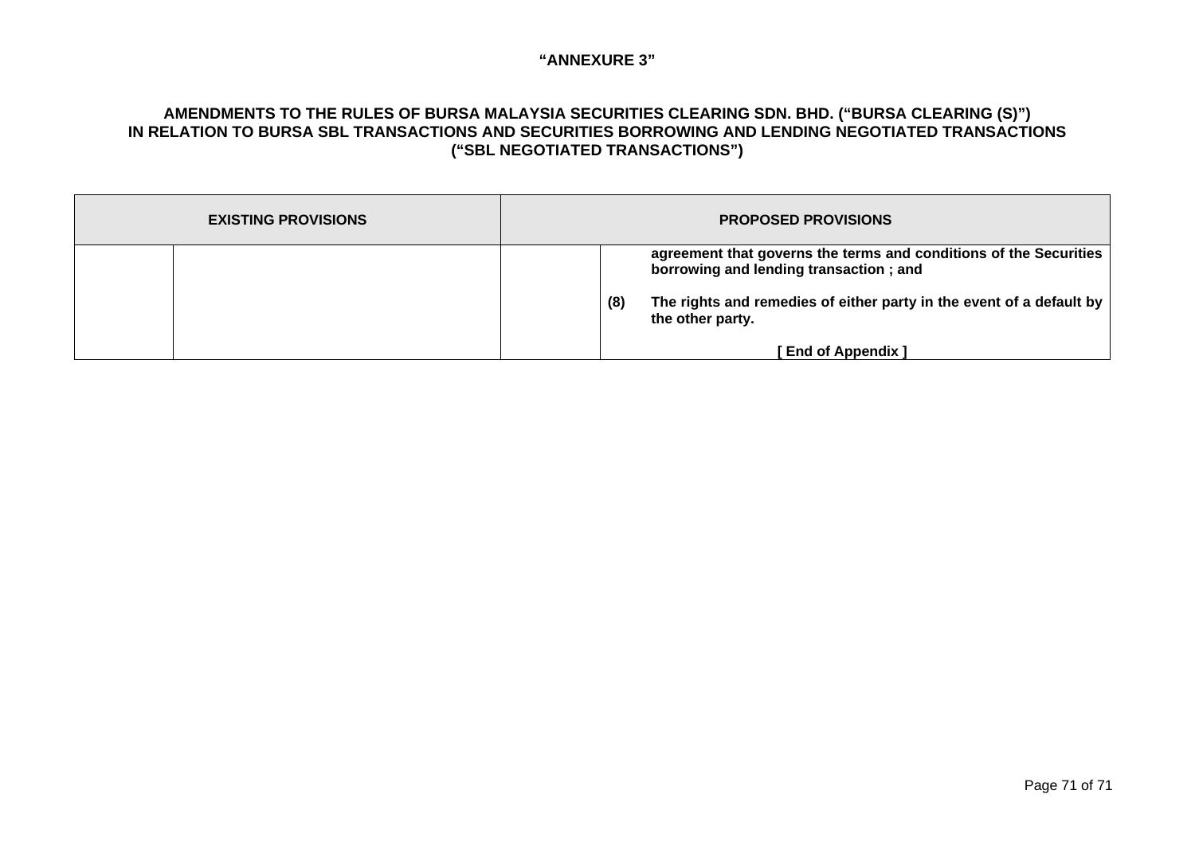**"ANNEXURE 3"**

**AMENDMENTS TO THE RULES OF BURSA MALAYSIA SECURITIES CLEARING SDN. BHD. ("BURSA CLEARING (S)") IN RELATION TO BURSA SBL TRANSACTIONS AND SECURITIES BORROWING AND LENDING NEGOTIATED TRANSACTIONS ("SBL NEGOTIATED TRANSACTIONS")**

| EXISTING PROVISIONS | | PROPOSED PROVISIONS | |
|---|---|---|---|
| | | | **agreement that governs the terms and conditions of the Securities borrowing and lending transaction ; and** <br><br> **(8) The rights and remedies of either party in the event of a default by the other party.** <br><br> **[ End of Appendix ]** |